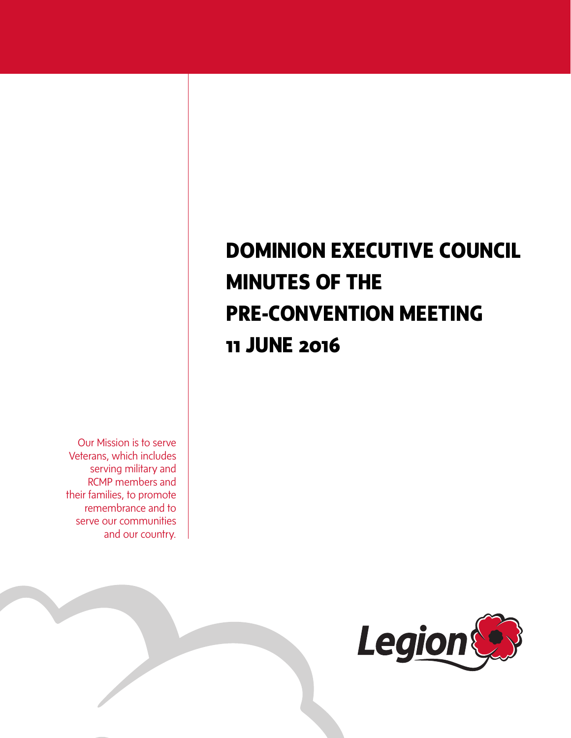# DOMINION EXECUTIVE COUNCIL MINUTES OF THE PRE-CONVENTION MEETING 11 JUNE 2016

Our Mission is to serve Veterans, which includes serving military and RCMP members and their families, to promote remembrance and to serve our communities and our country.

Legion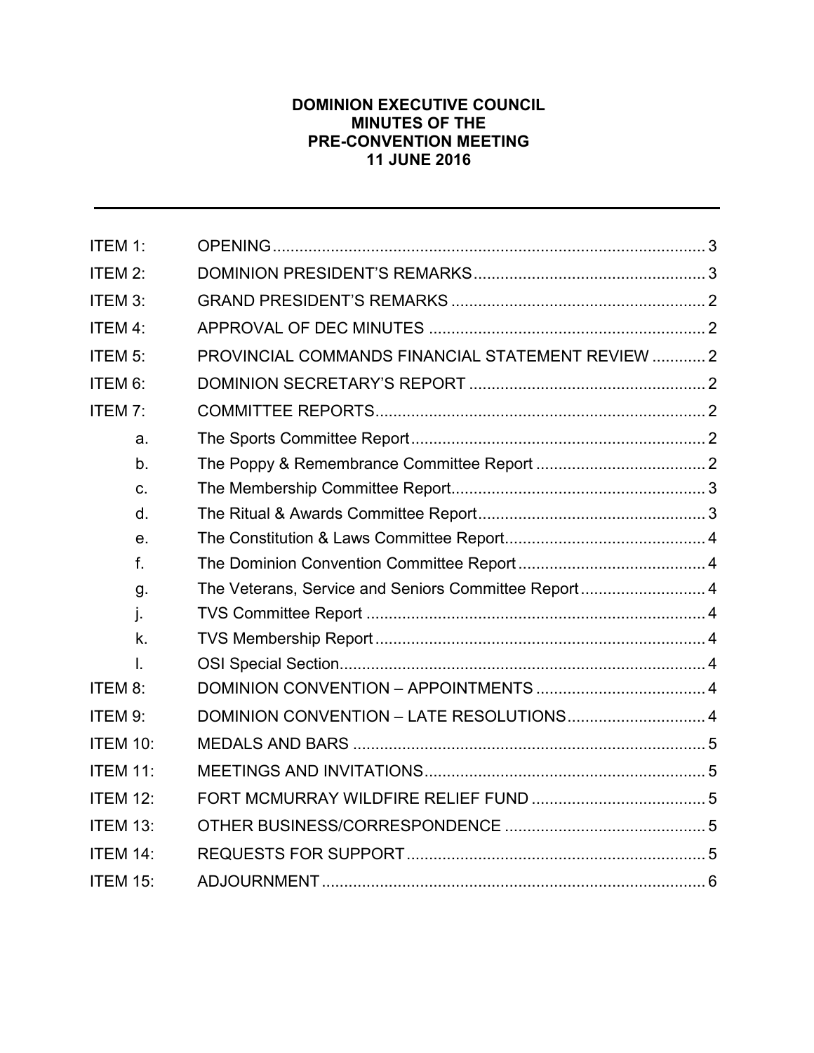**DOMINION EXECUTIVE COUNCIL**
**MINUTES OF THE**
**PRE-CONVENTION MEETING**
**11 JUNE 2016**

---

| | | |
|---|---|---|
| ITEM 1: | OPENING | 3 |
| ITEM 2: | DOMINION PRESIDENT'S REMARKS | 3 |
| ITEM 3: | GRAND PRESIDENT'S REMARKS | 2 |
| ITEM 4: | APPROVAL OF DEC MINUTES | 2 |
| ITEM 5: | PROVINCIAL COMMANDS FINANCIAL STATEMENT REVIEW | 2 |
| ITEM 6: | DOMINION SECRETARY'S REPORT | 2 |
| ITEM 7: | COMMITTEE REPORTS | 2 |
| a. | The Sports Committee Report | 2 |
| b. | The Poppy & Remembrance Committee Report | 2 |
| c. | The Membership Committee Report | 3 |
| d. | The Ritual & Awards Committee Report | 3 |
| e. | The Constitution & Laws Committee Report | 4 |
| f. | The Dominion Convention Committee Report | 4 |
| g. | The Veterans, Service and Seniors Committee Report | 4 |
| j. | TVS Committee Report | 4 |
| k. | TVS Membership Report | 4 |
| l. | OSI Special Section | 4 |
| ITEM 8: | DOMINION CONVENTION – APPOINTMENTS | 4 |
| ITEM 9: | DOMINION CONVENTION – LATE RESOLUTIONS | 4 |
| ITEM 10: | MEDALS AND BARS | 5 |
| ITEM 11: | MEETINGS AND INVITATIONS | 5 |
| ITEM 12: | FORT MCMURRAY WILDFIRE RELIEF FUND | 5 |
| ITEM 13: | OTHER BUSINESS/CORRESPONDENCE | 5 |
| ITEM 14: | REQUESTS FOR SUPPORT | 5 |
| ITEM 15: | ADJOURNMENT | 6 |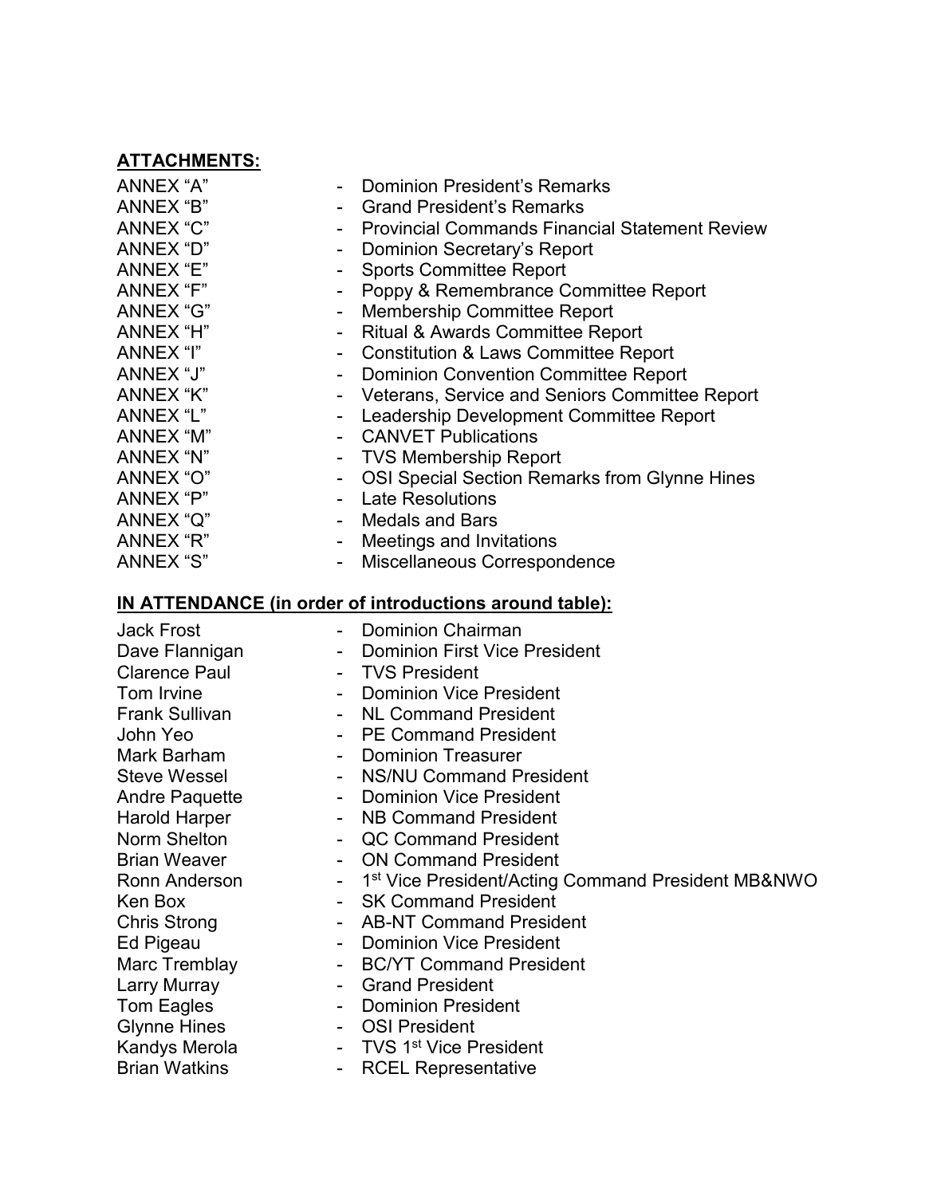**ATTACHMENTS:**

ANNEX "A" - Dominion President's Remarks
ANNEX "B" - Grand President's Remarks
ANNEX "C" - Provincial Commands Financial Statement Review
ANNEX "D" - Dominion Secretary's Report
ANNEX "E" - Sports Committee Report
ANNEX "F" - Poppy & Remembrance Committee Report
ANNEX "G" - Membership Committee Report
ANNEX "H" - Ritual & Awards Committee Report
ANNEX "I" - Constitution & Laws Committee Report
ANNEX "J" - Dominion Convention Committee Report
ANNEX "K" - Veterans, Service and Seniors Committee Report
ANNEX "L" - Leadership Development Committee Report
ANNEX "M" - CANVET Publications
ANNEX "N" - TVS Membership Report
ANNEX "O" - OSI Special Section Remarks from Glynne Hines
ANNEX "P" - Late Resolutions
ANNEX "Q" - Medals and Bars
ANNEX "R" - Meetings and Invitations
ANNEX "S" - Miscellaneous Correspondence

**IN ATTENDANCE (in order of introductions around table):**

Jack Frost - Dominion Chairman
Dave Flannigan - Dominion First Vice President
Clarence Paul - TVS President
Tom Irvine - Dominion Vice President
Frank Sullivan - NL Command President
John Yeo - PE Command President
Mark Barham - Dominion Treasurer
Steve Wessel - NS/NU Command President
Andre Paquette - Dominion Vice President
Harold Harper - NB Command President
Norm Shelton - QC Command President
Brian Weaver - ON Command President
Ronn Anderson - 1st Vice President/Acting Command President MB&NWO
Ken Box - SK Command President
Chris Strong - AB-NT Command President
Ed Pigeau - Dominion Vice President
Marc Tremblay - BC/YT Command President
Larry Murray - Grand President
Tom Eagles - Dominion President
Glynne Hines - OSI President
Kandys Merola - TVS 1st Vice President
Brian Watkins - RCEL Representative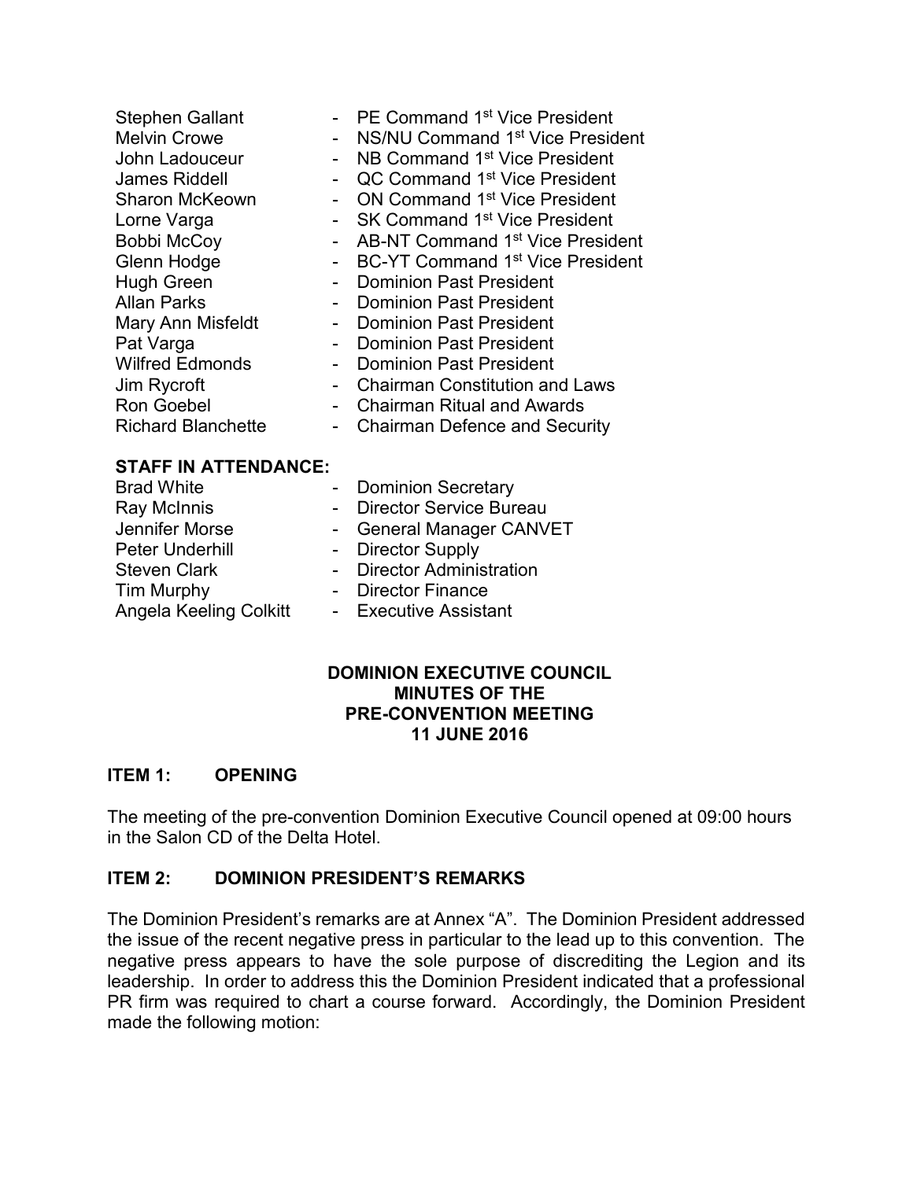Stephen Gallant - PE Command 1st Vice President
Melvin Crowe - NS/NU Command 1st Vice President
John Ladouceur - NB Command 1st Vice President
James Riddell - QC Command 1st Vice President
Sharon McKeown - ON Command 1st Vice President
Lorne Varga - SK Command 1st Vice President
Bobbi McCoy - AB-NT Command 1st Vice President
Glenn Hodge - BC-YT Command 1st Vice President
Hugh Green - Dominion Past President
Allan Parks - Dominion Past President
Mary Ann Misfeldt - Dominion Past President
Pat Varga - Dominion Past President
Wilfred Edmonds - Dominion Past President
Jim Rycroft - Chairman Constitution and Laws
Ron Goebel - Chairman Ritual and Awards
Richard Blanchette - Chairman Defence and Security

**STAFF IN ATTENDANCE:**

Brad White - Dominion Secretary
Ray McInnis - Director Service Bureau
Jennifer Morse - General Manager CANVET
Peter Underhill - Director Supply
Steven Clark - Director Administration
Tim Murphy - Director Finance
Angela Keeling Colkitt - Executive Assistant

**DOMINION EXECUTIVE COUNCIL**
**MINUTES OF THE**
**PRE-CONVENTION MEETING**
**11 JUNE 2016**

## ITEM 1: OPENING

The meeting of the pre-convention Dominion Executive Council opened at 09:00 hours in the Salon CD of the Delta Hotel.

## ITEM 2: DOMINION PRESIDENT'S REMARKS

The Dominion President's remarks are at Annex "A". The Dominion President addressed the issue of the recent negative press in particular to the lead up to this convention. The negative press appears to have the sole purpose of discrediting the Legion and its leadership. In order to address this the Dominion President indicated that a professional PR firm was required to chart a course forward. Accordingly, the Dominion President made the following motion: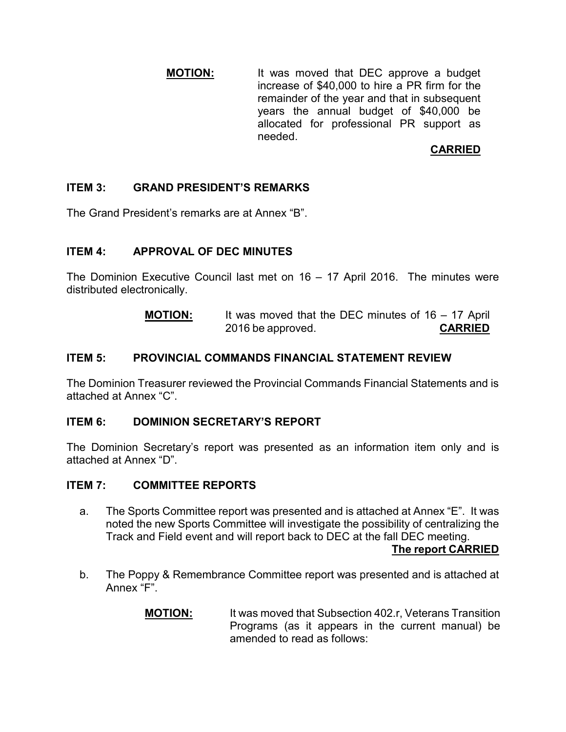**MOTION:** It was moved that DEC approve a budget increase of $40,000 to hire a PR firm for the remainder of the year and that in subsequent years the annual budget of $40,000 be allocated for professional PR support as needed.

**CARRIED**

## ITEM 3: GRAND PRESIDENT'S REMARKS

The Grand President's remarks are at Annex "B".

## ITEM 4: APPROVAL OF DEC MINUTES

The Dominion Executive Council last met on 16 – 17 April 2016. The minutes were distributed electronically.

**MOTION:** It was moved that the DEC minutes of 16 – 17 April 2016 be approved. **CARRIED**

## ITEM 5: PROVINCIAL COMMANDS FINANCIAL STATEMENT REVIEW

The Dominion Treasurer reviewed the Provincial Commands Financial Statements and is attached at Annex "C".

## ITEM 6: DOMINION SECRETARY'S REPORT

The Dominion Secretary's report was presented as an information item only and is attached at Annex "D".

## ITEM 7: COMMITTEE REPORTS

a. The Sports Committee report was presented and is attached at Annex "E". It was noted the new Sports Committee will investigate the possibility of centralizing the Track and Field event and will report back to DEC at the fall DEC meeting.

**The report CARRIED**

b. The Poppy & Remembrance Committee report was presented and is attached at Annex "F".

**MOTION:** It was moved that Subsection 402.r, Veterans Transition Programs (as it appears in the current manual) be amended to read as follows: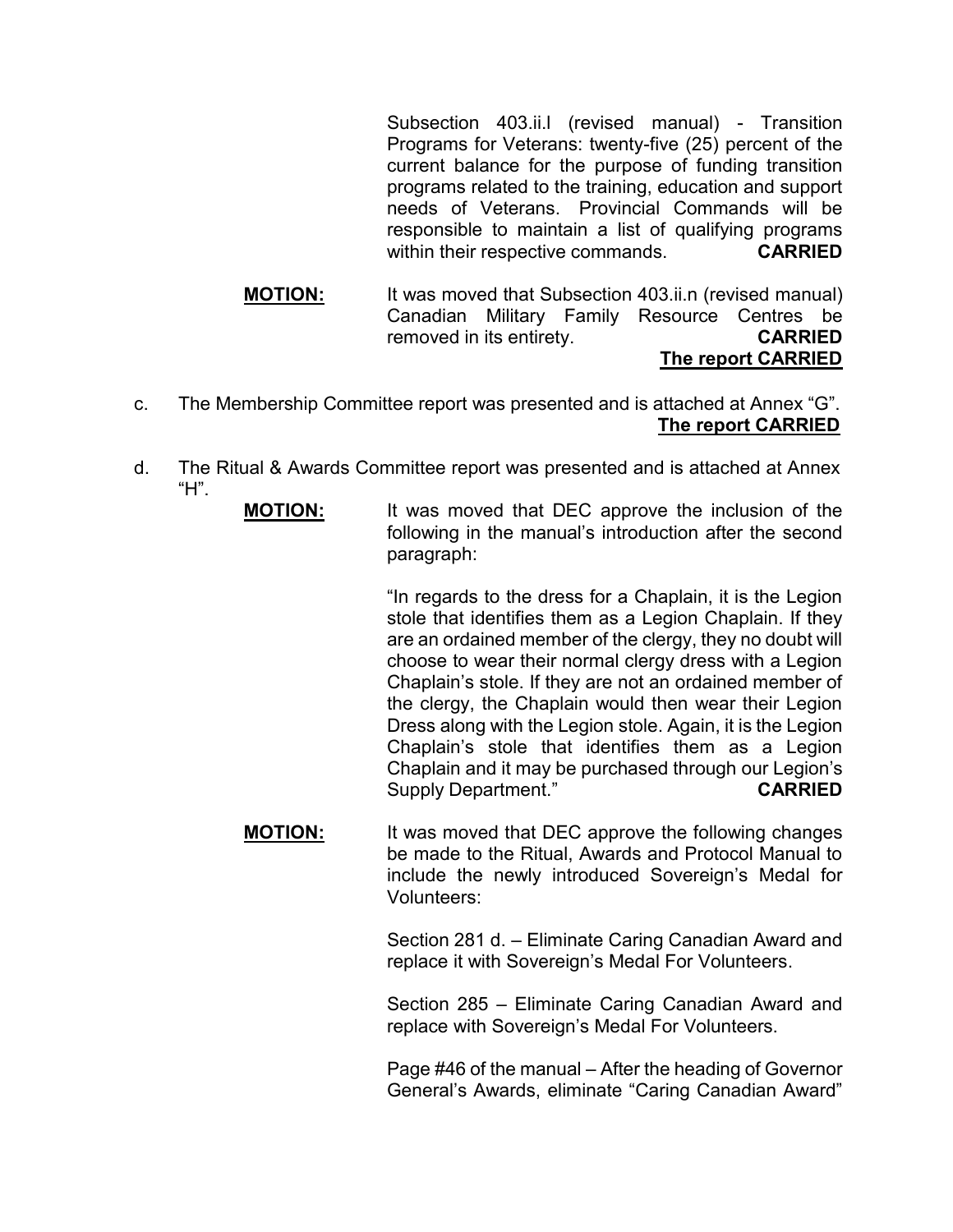Subsection 403.ii.l (revised manual) - Transition Programs for Veterans: twenty-five (25) percent of the current balance for the purpose of funding transition programs related to the training, education and support needs of Veterans. Provincial Commands will be responsible to maintain a list of qualifying programs within their respective commands. **CARRIED**

**MOTION:** It was moved that Subsection 403.ii.n (revised manual) Canadian Military Family Resource Centres be removed in its entirety. **CARRIED**

**The report CARRIED**

c. The Membership Committee report was presented and is attached at Annex "G".

**The report CARRIED**

d. The Ritual & Awards Committee report was presented and is attached at Annex "H".

**MOTION:** It was moved that DEC approve the inclusion of the following in the manual's introduction after the second paragraph:

"In regards to the dress for a Chaplain, it is the Legion stole that identifies them as a Legion Chaplain. If they are an ordained member of the clergy, they no doubt will choose to wear their normal clergy dress with a Legion Chaplain's stole. If they are not an ordained member of the clergy, the Chaplain would then wear their Legion Dress along with the Legion stole. Again, it is the Legion Chaplain's stole that identifies them as a Legion Chaplain and it may be purchased through our Legion's Supply Department." **CARRIED**

**MOTION:** It was moved that DEC approve the following changes be made to the Ritual, Awards and Protocol Manual to include the newly introduced Sovereign's Medal for Volunteers:

Section 281 d. – Eliminate Caring Canadian Award and replace it with Sovereign's Medal For Volunteers.

Section 285 – Eliminate Caring Canadian Award and replace with Sovereign's Medal For Volunteers.

Page #46 of the manual – After the heading of Governor General's Awards, eliminate "Caring Canadian Award"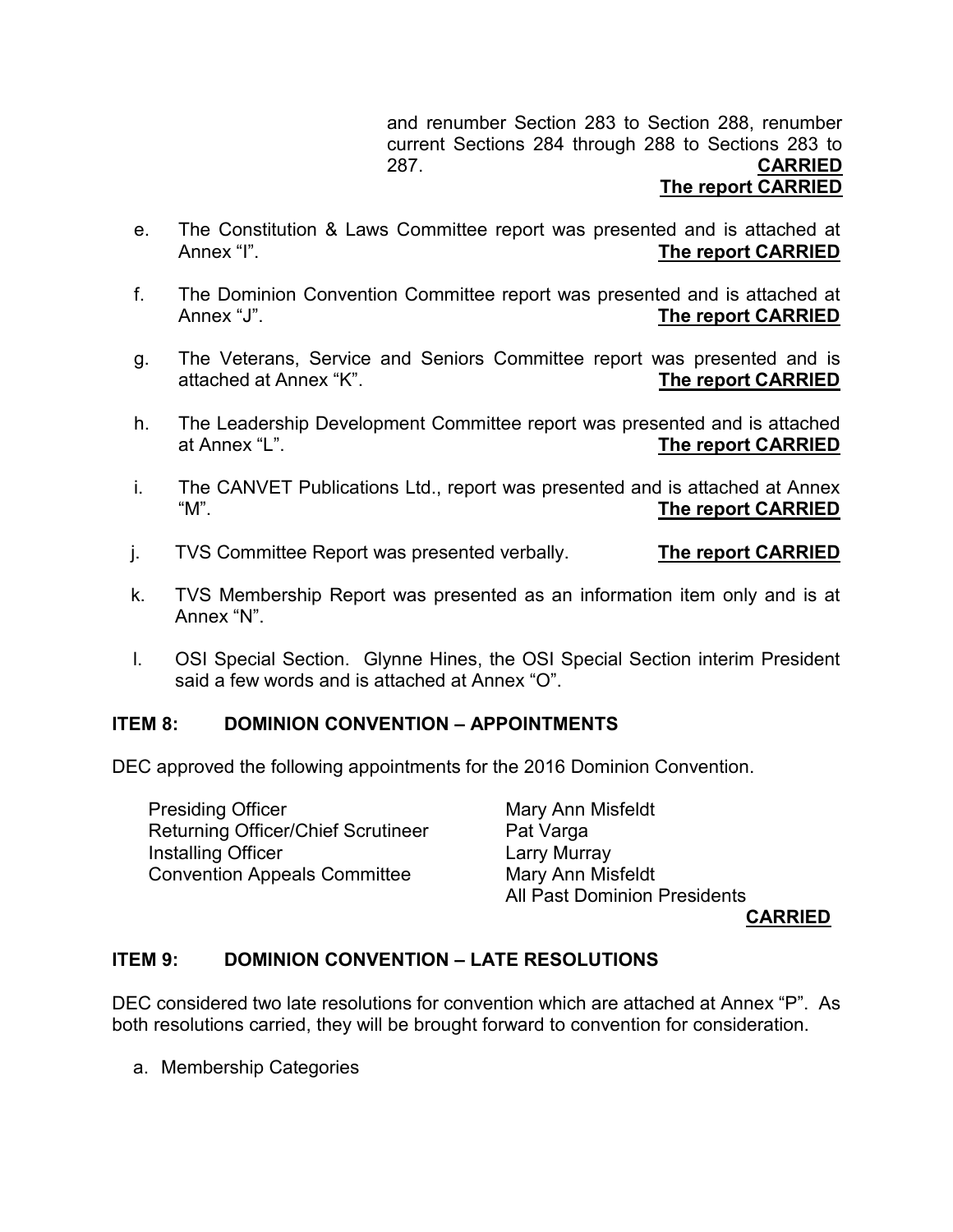and renumber Section 283 to Section 288, renumber current Sections 284 through 288 to Sections 283 to 287. **CARRIED**

**The report CARRIED**

e. The Constitution & Laws Committee report was presented and is attached at Annex "I". **The report CARRIED**

f. The Dominion Convention Committee report was presented and is attached at Annex "J". **The report CARRIED**

g. The Veterans, Service and Seniors Committee report was presented and is attached at Annex "K". **The report CARRIED**

h. The Leadership Development Committee report was presented and is attached at Annex "L". **The report CARRIED**

i. The CANVET Publications Ltd., report was presented and is attached at Annex "M". **The report CARRIED**

j. TVS Committee Report was presented verbally. **The report CARRIED**

k. TVS Membership Report was presented as an information item only and is at Annex "N".

l. OSI Special Section. Glynne Hines, the OSI Special Section interim President said a few words and is attached at Annex "O".

## ITEM 8: DOMINION CONVENTION – APPOINTMENTS

DEC approved the following appointments for the 2016 Dominion Convention.

| | |
|---|---|
| Presiding Officer | Mary Ann Misfeldt |
| Returning Officer/Chief Scrutineer | Pat Varga |
| Installing Officer | Larry Murray |
| Convention Appeals Committee | Mary Ann Misfeldt |
| | All Past Dominion Presidents |

**CARRIED**

## ITEM 9: DOMINION CONVENTION – LATE RESOLUTIONS

DEC considered two late resolutions for convention which are attached at Annex "P". As both resolutions carried, they will be brought forward to convention for consideration.

a. Membership Categories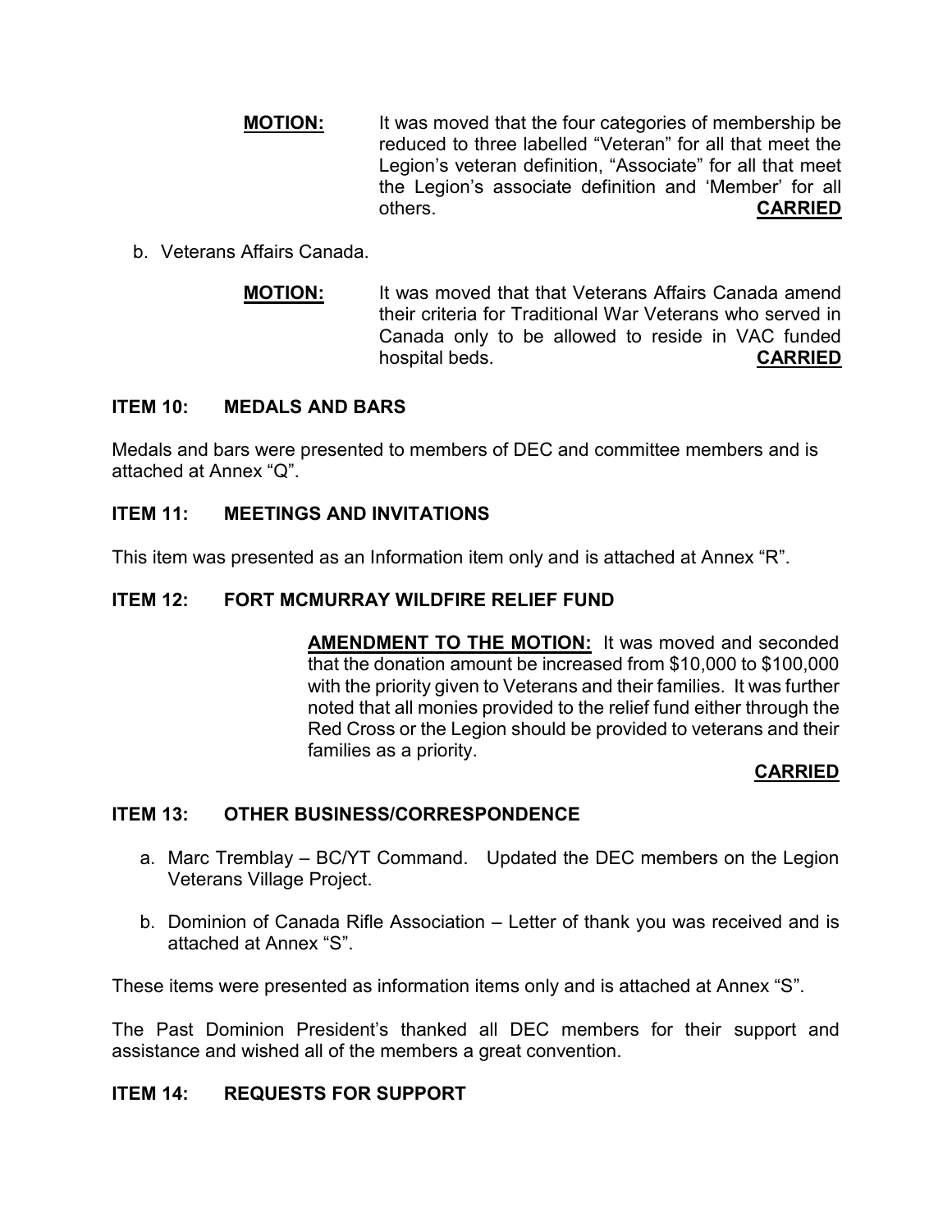**MOTION:** It was moved that the four categories of membership be reduced to three labelled “Veteran” for all that meet the Legion’s veteran definition, “Associate” for all that meet the Legion’s associate definition and ‘Member’ for all others. **CARRIED**

b. Veterans Affairs Canada.

**MOTION:** It was moved that that Veterans Affairs Canada amend their criteria for Traditional War Veterans who served in Canada only to be allowed to reside in VAC funded hospital beds. **CARRIED**

### ITEM 10: MEDALS AND BARS

Medals and bars were presented to members of DEC and committee members and is attached at Annex “Q”.

### ITEM 11: MEETINGS AND INVITATIONS

This item was presented as an Information item only and is attached at Annex “R”.

### ITEM 12: FORT MCMURRAY WILDFIRE RELIEF FUND

**AMENDMENT TO THE MOTION:** It was moved and seconded that the donation amount be increased from $10,000 to $100,000 with the priority given to Veterans and their families. It was further noted that all monies provided to the relief fund either through the Red Cross or the Legion should be provided to veterans and their families as a priority.

**CARRIED**

### ITEM 13: OTHER BUSINESS/CORRESPONDENCE

a. Marc Tremblay – BC/YT Command. Updated the DEC members on the Legion Veterans Village Project.

b. Dominion of Canada Rifle Association – Letter of thank you was received and is attached at Annex “S”.

These items were presented as information items only and is attached at Annex “S”.

The Past Dominion President’s thanked all DEC members for their support and assistance and wished all of the members a great convention.

### ITEM 14: REQUESTS FOR SUPPORT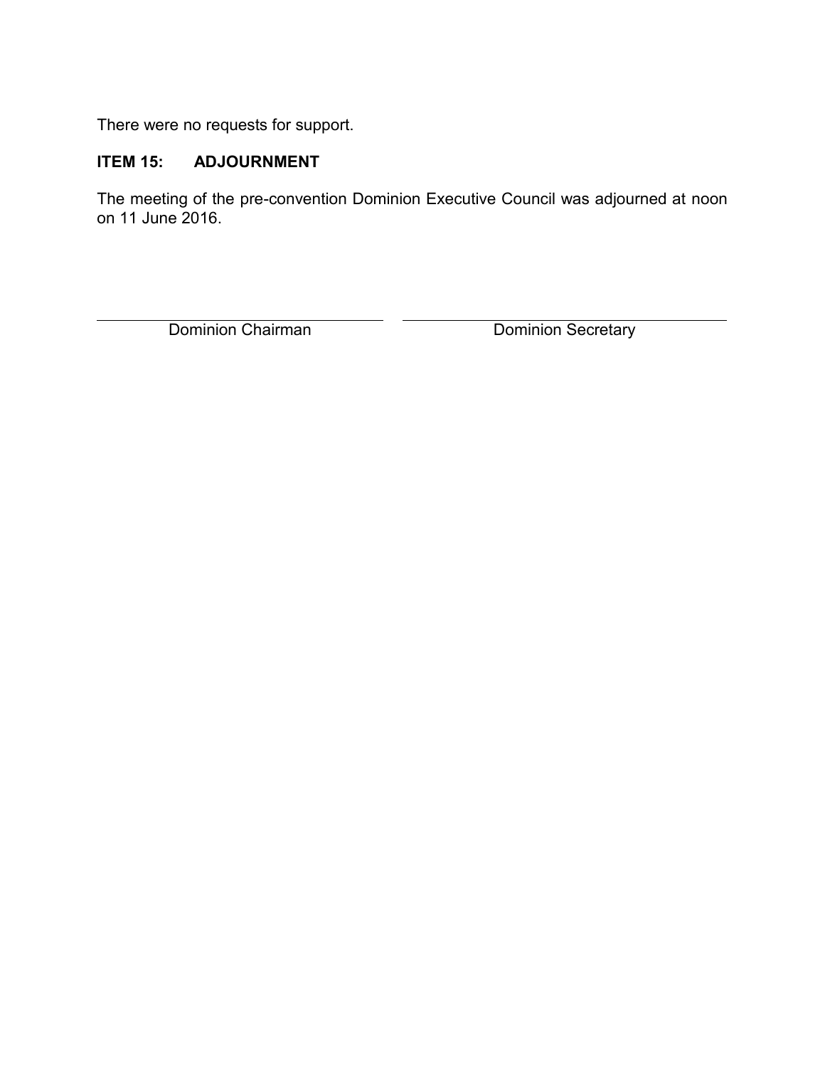There were no requests for support.

## ITEM 15: ADJOURNMENT

The meeting of the pre-convention Dominion Executive Council was adjourned at noon on 11 June 2016.

| Dominion Chairman | Dominion Secretary |
| --- | --- |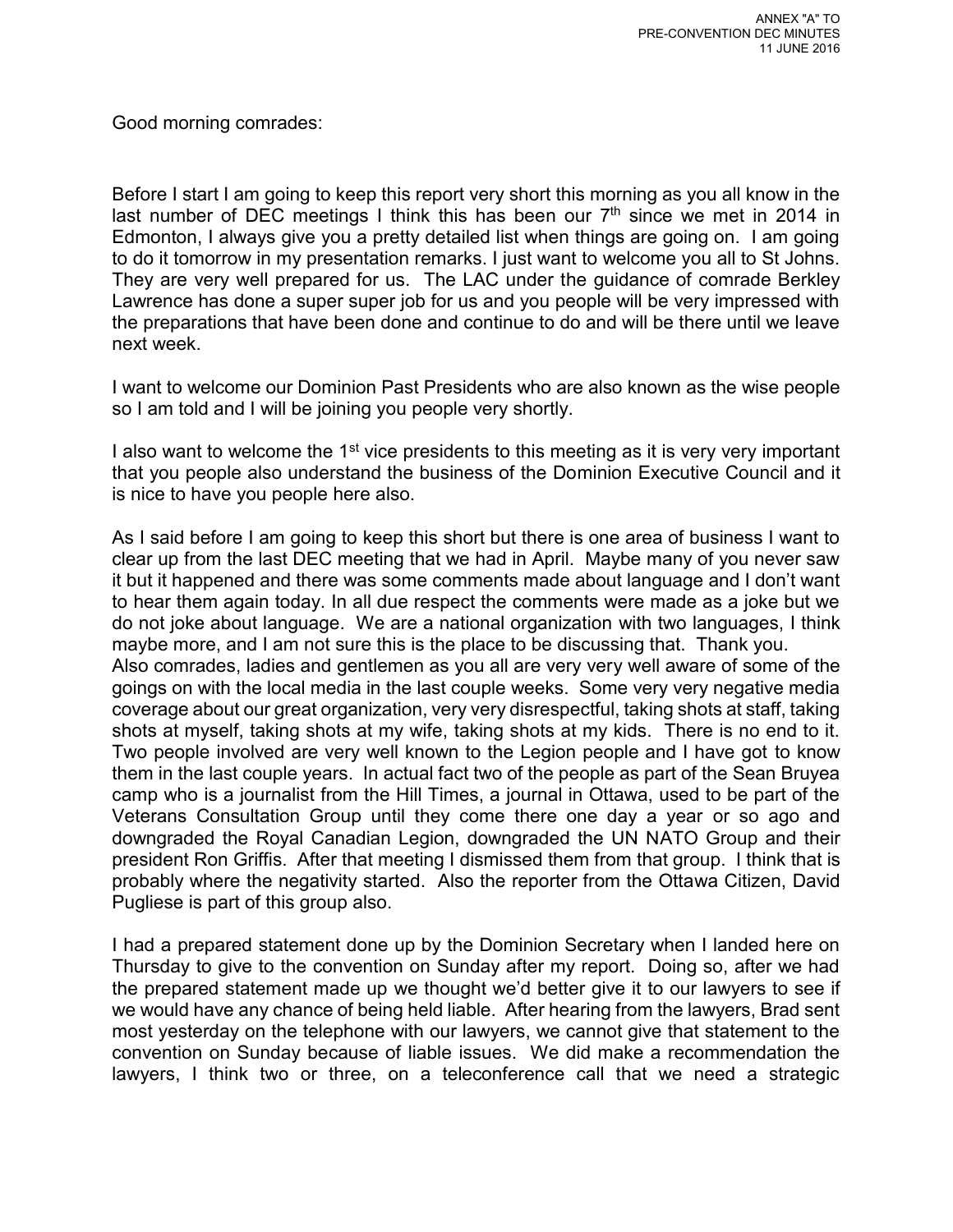ANNEX "A" TO
PRE-CONVENTION DEC MINUTES
11 JUNE 2016

Good morning comrades:

Before I start I am going to keep this report very short this morning as you all know in the last number of DEC meetings I think this has been our 7th since we met in 2014 in Edmonton, I always give you a pretty detailed list when things are going on. I am going to do it tomorrow in my presentation remarks. I just want to welcome you all to St Johns. They are very well prepared for us. The LAC under the guidance of comrade Berkley Lawrence has done a super super job for us and you people will be very impressed with the preparations that have been done and continue to do and will be there until we leave next week.

I want to welcome our Dominion Past Presidents who are also known as the wise people so I am told and I will be joining you people very shortly.

I also want to welcome the 1st vice presidents to this meeting as it is very very important that you people also understand the business of the Dominion Executive Council and it is nice to have you people here also.

As I said before I am going to keep this short but there is one area of business I want to clear up from the last DEC meeting that we had in April. Maybe many of you never saw it but it happened and there was some comments made about language and I don't want to hear them again today. In all due respect the comments were made as a joke but we do not joke about language. We are a national organization with two languages, I think maybe more, and I am not sure this is the place to be discussing that. Thank you.
Also comrades, ladies and gentlemen as you all are very very well aware of some of the goings on with the local media in the last couple weeks. Some very very negative media coverage about our great organization, very very disrespectful, taking shots at staff, taking shots at myself, taking shots at my wife, taking shots at my kids. There is no end to it. Two people involved are very well known to the Legion people and I have got to know them in the last couple years. In actual fact two of the people as part of the Sean Bruyea camp who is a journalist from the Hill Times, a journal in Ottawa, used to be part of the Veterans Consultation Group until they come there one day a year or so ago and downgraded the Royal Canadian Legion, downgraded the UN NATO Group and their president Ron Griffis. After that meeting I dismissed them from that group. I think that is probably where the negativity started. Also the reporter from the Ottawa Citizen, David Pugliese is part of this group also.

I had a prepared statement done up by the Dominion Secretary when I landed here on Thursday to give to the convention on Sunday after my report. Doing so, after we had the prepared statement made up we thought we'd better give it to our lawyers to see if we would have any chance of being held liable. After hearing from the lawyers, Brad sent most yesterday on the telephone with our lawyers, we cannot give that statement to the convention on Sunday because of liable issues. We did make a recommendation the lawyers, I think two or three, on a teleconference call that we need a strategic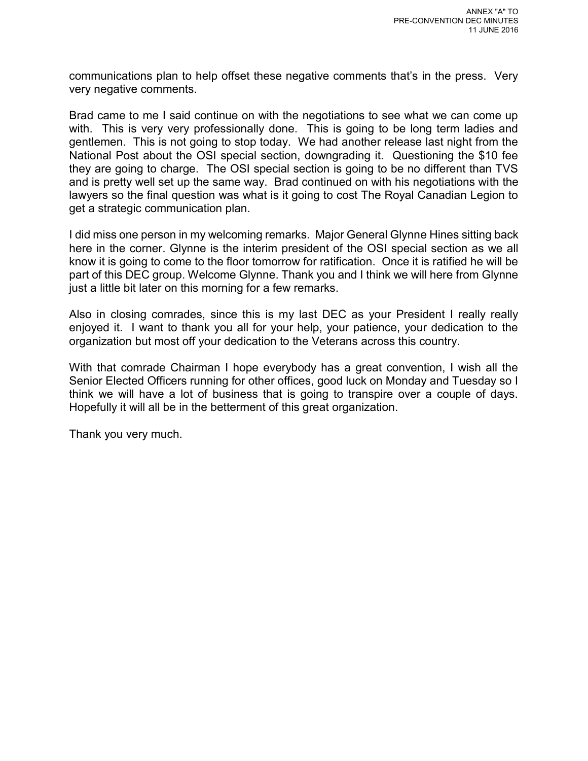communications plan to help offset these negative comments that's in the press. Very very negative comments.

Brad came to me I said continue on with the negotiations to see what we can come up with. This is very very professionally done. This is going to be long term ladies and gentlemen. This is not going to stop today. We had another release last night from the National Post about the OSI special section, downgrading it. Questioning the $10 fee they are going to charge. The OSI special section is going to be no different than TVS and is pretty well set up the same way. Brad continued on with his negotiations with the lawyers so the final question was what is it going to cost The Royal Canadian Legion to get a strategic communication plan.

I did miss one person in my welcoming remarks. Major General Glynne Hines sitting back here in the corner. Glynne is the interim president of the OSI special section as we all know it is going to come to the floor tomorrow for ratification. Once it is ratified he will be part of this DEC group. Welcome Glynne. Thank you and I think we will here from Glynne just a little bit later on this morning for a few remarks.

Also in closing comrades, since this is my last DEC as your President I really really enjoyed it. I want to thank you all for your help, your patience, your dedication to the organization but most off your dedication to the Veterans across this country.

With that comrade Chairman I hope everybody has a great convention, I wish all the Senior Elected Officers running for other offices, good luck on Monday and Tuesday so I think we will have a lot of business that is going to transpire over a couple of days. Hopefully it will all be in the betterment of this great organization.

Thank you very much.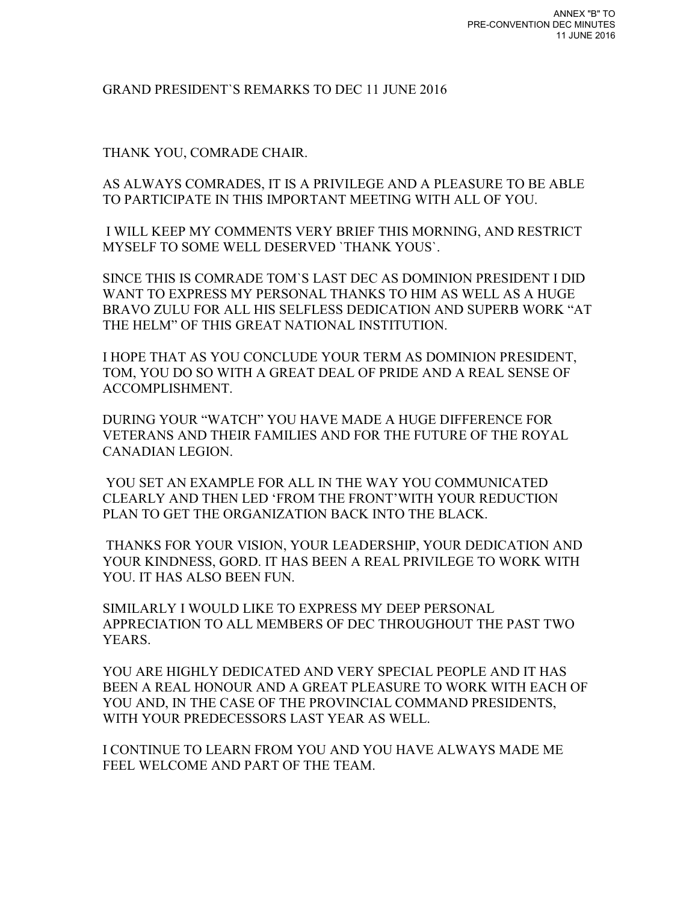ANNEX "B" TO
PRE-CONVENTION DEC MINUTES
11 JUNE 2016

GRAND PRESIDENT`S REMARKS TO DEC 11 JUNE 2016

THANK YOU, COMRADE CHAIR.

AS ALWAYS COMRADES, IT IS A PRIVILEGE AND A PLEASURE TO BE ABLE TO PARTICIPATE IN THIS IMPORTANT MEETING WITH ALL OF YOU.

I WILL KEEP MY COMMENTS VERY BRIEF THIS MORNING, AND RESTRICT MYSELF TO SOME WELL DESERVED `THANK YOUS`.

SINCE THIS IS COMRADE TOM`S LAST DEC AS DOMINION PRESIDENT I DID WANT TO EXPRESS MY PERSONAL THANKS TO HIM AS WELL AS A HUGE BRAVO ZULU FOR ALL HIS SELFLESS DEDICATION AND SUPERB WORK "AT THE HELM" OF THIS GREAT NATIONAL INSTITUTION.

I HOPE THAT AS YOU CONCLUDE YOUR TERM AS DOMINION PRESIDENT, TOM, YOU DO SO WITH A GREAT DEAL OF PRIDE AND A REAL SENSE OF ACCOMPLISHMENT.

DURING YOUR "WATCH" YOU HAVE MADE A HUGE DIFFERENCE FOR VETERANS AND THEIR FAMILIES AND FOR THE FUTURE OF THE ROYAL CANADIAN LEGION.

YOU SET AN EXAMPLE FOR ALL IN THE WAY YOU COMMUNICATED CLEARLY AND THEN LED 'FROM THE FRONT'WITH YOUR REDUCTION PLAN TO GET THE ORGANIZATION BACK INTO THE BLACK.

THANKS FOR YOUR VISION, YOUR LEADERSHIP, YOUR DEDICATION AND YOUR KINDNESS, GORD. IT HAS BEEN A REAL PRIVILEGE TO WORK WITH YOU. IT HAS ALSO BEEN FUN.

SIMILARLY I WOULD LIKE TO EXPRESS MY DEEP PERSONAL APPRECIATION TO ALL MEMBERS OF DEC THROUGHOUT THE PAST TWO YEARS.

YOU ARE HIGHLY DEDICATED AND VERY SPECIAL PEOPLE AND IT HAS BEEN A REAL HONOUR AND A GREAT PLEASURE TO WORK WITH EACH OF YOU AND, IN THE CASE OF THE PROVINCIAL COMMAND PRESIDENTS, WITH YOUR PREDECESSORS LAST YEAR AS WELL.

I CONTINUE TO LEARN FROM YOU AND YOU HAVE ALWAYS MADE ME FEEL WELCOME AND PART OF THE TEAM.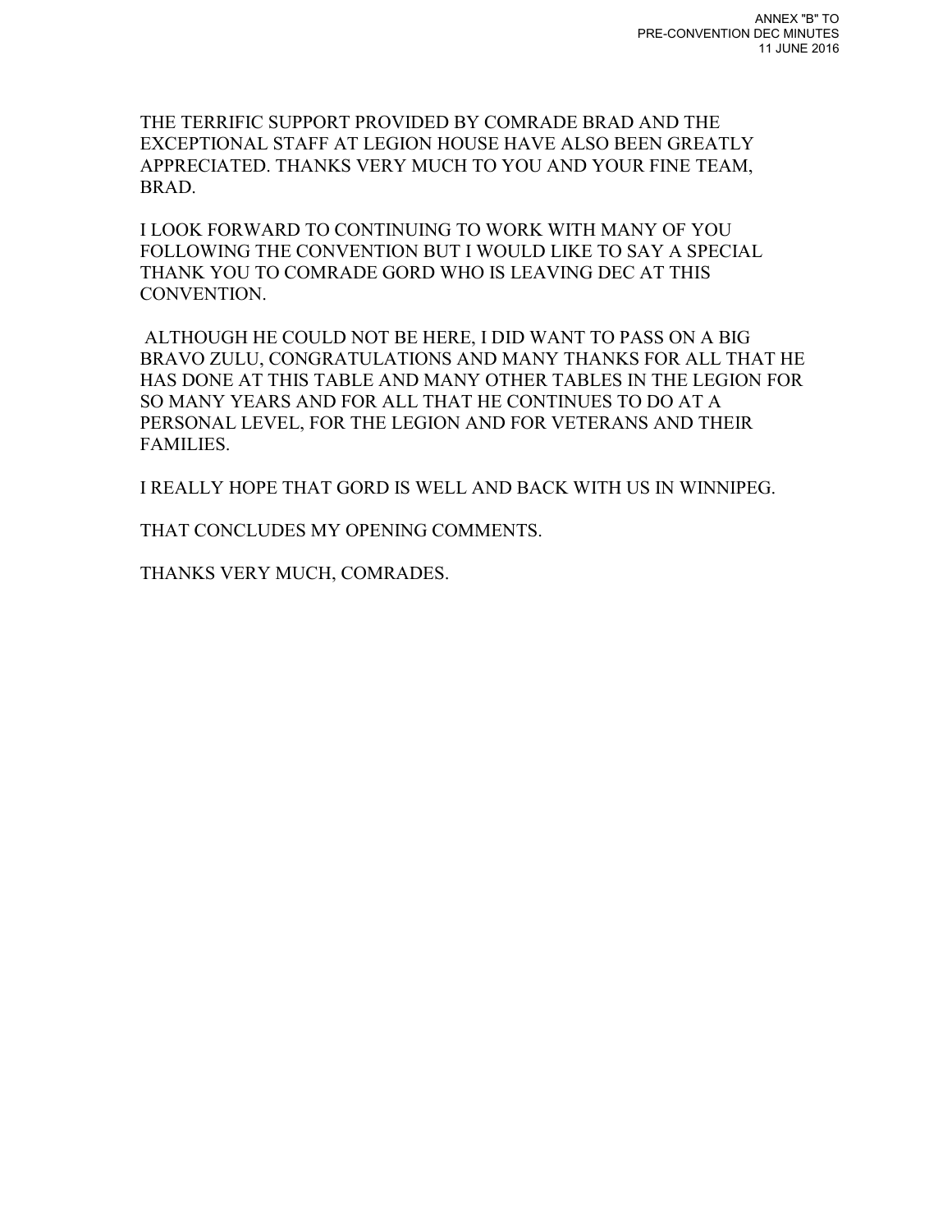ANNEX "B" TO
PRE-CONVENTION DEC MINUTES
11 JUNE 2016

THE TERRIFIC SUPPORT PROVIDED BY COMRADE BRAD AND THE EXCEPTIONAL STAFF AT LEGION HOUSE HAVE ALSO BEEN GREATLY APPRECIATED. THANKS VERY MUCH TO YOU AND YOUR FINE TEAM, BRAD.

I LOOK FORWARD TO CONTINUING TO WORK WITH MANY OF YOU FOLLOWING THE CONVENTION BUT I WOULD LIKE TO SAY A SPECIAL THANK YOU TO COMRADE GORD WHO IS LEAVING DEC AT THIS CONVENTION.

ALTHOUGH HE COULD NOT BE HERE, I DID WANT TO PASS ON A BIG BRAVO ZULU, CONGRATULATIONS AND MANY THANKS FOR ALL THAT HE HAS DONE AT THIS TABLE AND MANY OTHER TABLES IN THE LEGION FOR SO MANY YEARS AND FOR ALL THAT HE CONTINUES TO DO AT A PERSONAL LEVEL, FOR THE LEGION AND FOR VETERANS AND THEIR FAMILIES.

I REALLY HOPE THAT GORD IS WELL AND BACK WITH US IN WINNIPEG.

THAT CONCLUDES MY OPENING COMMENTS.

THANKS VERY MUCH, COMRADES.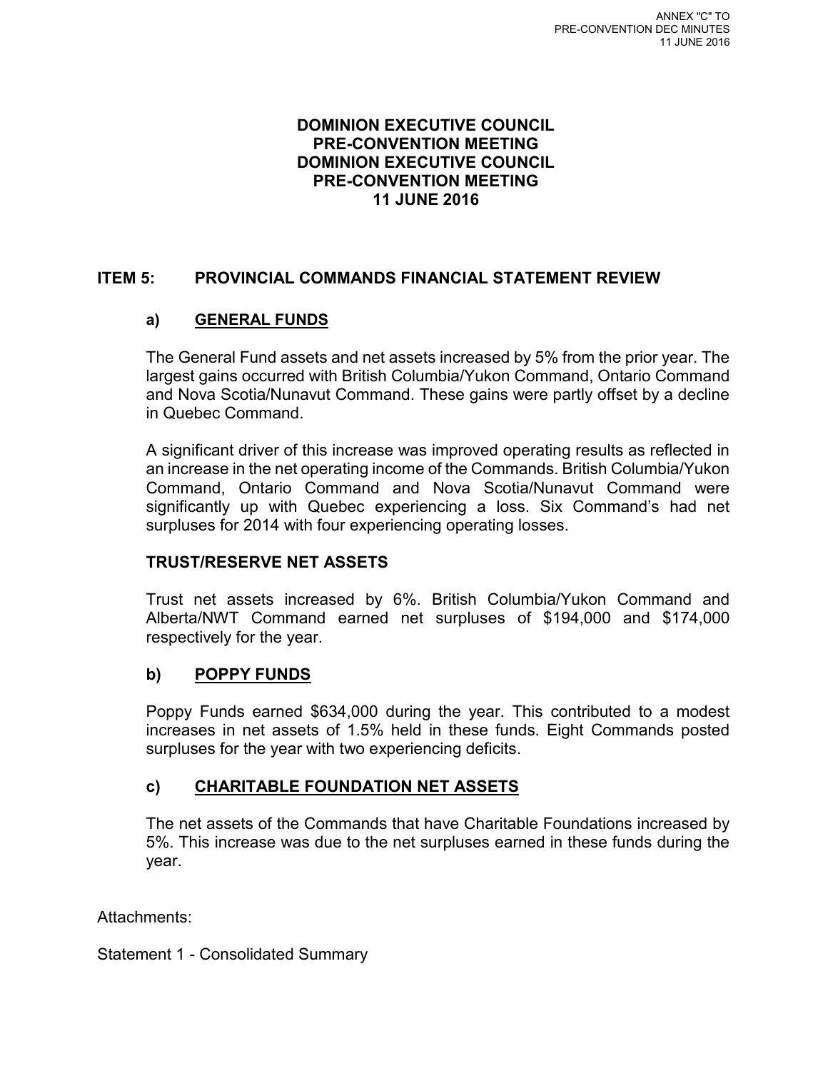ANNEX "C" TO
PRE-CONVENTION DEC MINUTES
11 JUNE 2016

# DOMINION EXECUTIVE COUNCIL
# PRE-CONVENTION MEETING
# DOMINION EXECUTIVE COUNCIL
# PRE-CONVENTION MEETING
# 11 JUNE 2016

## ITEM 5: PROVINCIAL COMMANDS FINANCIAL STATEMENT REVIEW

### a) GENERAL FUNDS

The General Fund assets and net assets increased by 5% from the prior year. The largest gains occurred with British Columbia/Yukon Command, Ontario Command and Nova Scotia/Nunavut Command. These gains were partly offset by a decline in Quebec Command.

A significant driver of this increase was improved operating results as reflected in an increase in the net operating income of the Commands. British Columbia/Yukon Command, Ontario Command and Nova Scotia/Nunavut Command were significantly up with Quebec experiencing a loss. Six Command's had net surpluses for 2014 with four experiencing operating losses.

### TRUST/RESERVE NET ASSETS

Trust net assets increased by 6%. British Columbia/Yukon Command and Alberta/NWT Command earned net surpluses of $194,000 and $174,000 respectively for the year.

### b) POPPY FUNDS

Poppy Funds earned $634,000 during the year. This contributed to a modest increases in net assets of 1.5% held in these funds. Eight Commands posted surpluses for the year with two experiencing deficits.

### c) CHARITABLE FOUNDATION NET ASSETS

The net assets of the Commands that have Charitable Foundations increased by 5%. This increase was due to the net surpluses earned in these funds during the year.

Attachments:

Statement 1 - Consolidated Summary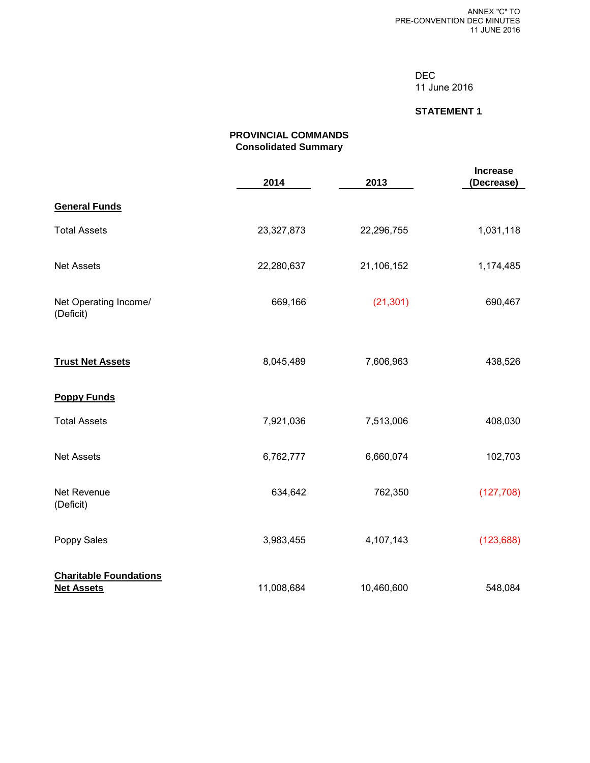ANNEX "C" TO
PRE-CONVENTION DEC MINUTES
11 JUNE 2016

DEC
11 June 2016

**STATEMENT 1**

**PROVINCIAL COMMANDS**
**Consolidated Summary**

| | 2014 | 2013 | Increase (Decrease) |
|---|---|---|---|
| **General Funds** | | | |
| Total Assets | 23,327,873 | 22,296,755 | 1,031,118 |
| Net Assets | 22,280,637 | 21,106,152 | 1,174,485 |
| Net Operating Income/ (Deficit) | 669,166 | (21,301) | 690,467 |
| **Trust Net Assets** | 8,045,489 | 7,606,963 | 438,526 |
| **Poppy Funds** | | | |
| Total Assets | 7,921,036 | 7,513,006 | 408,030 |
| Net Assets | 6,762,777 | 6,660,074 | 102,703 |
| Net Revenue (Deficit) | 634,642 | 762,350 | (127,708) |
| Poppy Sales | 3,983,455 | 4,107,143 | (123,688) |
| **Charitable Foundations Net Assets** | 11,008,684 | 10,460,600 | 548,084 |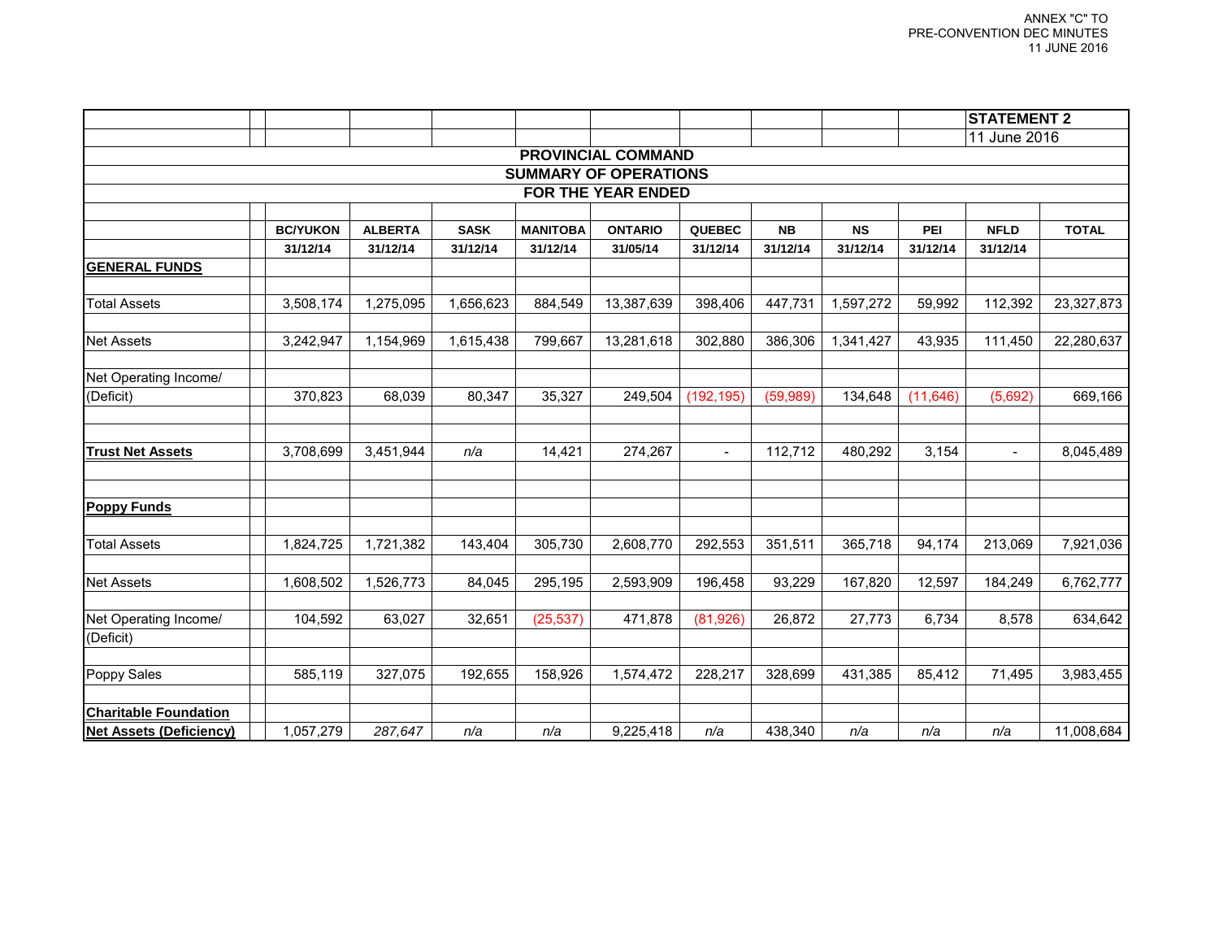ANNEX "C" TO
PRE-CONVENTION DEC MINUTES
11 JUNE 2016

**STATEMENT 2**
11 June 2016

## PROVINCIAL COMMAND
## SUMMARY OF OPERATIONS
## FOR THE YEAR ENDED

| | BC/YUKON | ALBERTA | SASK | MANITOBA | ONTARIO | QUEBEC | NB | NS | PEI | NFLD | TOTAL |
|---|---|---|---|---|---|---|---|---|---|---|---|
| | 31/12/14 | 31/12/14 | 31/12/14 | 31/12/14 | 31/05/14 | 31/12/14 | 31/12/14 | 31/12/14 | 31/12/14 | 31/12/14 | |
| **GENERAL FUNDS** | | | | | | | | | | | |
| Total Assets | 3,508,174 | 1,275,095 | 1,656,623 | 884,549 | 13,387,639 | 398,406 | 447,731 | 1,597,272 | 59,992 | 112,392 | 23,327,873 |
| Net Assets | 3,242,947 | 1,154,969 | 1,615,438 | 799,667 | 13,281,618 | 302,880 | 386,306 | 1,341,427 | 43,935 | 111,450 | 22,280,637 |
| Net Operating Income/ (Deficit) | 370,823 | 68,039 | 80,347 | 35,327 | 249,504 | (192,195) | (59,989) | 134,648 | (11,646) | (5,692) | 669,166 |
| **Trust Net Assets** | 3,708,699 | 3,451,944 | *n/a* | 14,421 | 274,267 | - | 112,712 | 480,292 | 3,154 | - | 8,045,489 |
| **Poppy Funds** | | | | | | | | | | | |
| Total Assets | 1,824,725 | 1,721,382 | 143,404 | 305,730 | 2,608,770 | 292,553 | 351,511 | 365,718 | 94,174 | 213,069 | 7,921,036 |
| Net Assets | 1,608,502 | 1,526,773 | 84,045 | 295,195 | 2,593,909 | 196,458 | 93,229 | 167,820 | 12,597 | 184,249 | 6,762,777 |
| Net Operating Income/ (Deficit) | 104,592 | 63,027 | 32,651 | (25,537) | 471,878 | (81,926) | 26,872 | 27,773 | 6,734 | 8,578 | 634,642 |
| Poppy Sales | 585,119 | 327,075 | 192,655 | 158,926 | 1,574,472 | 228,217 | 328,699 | 431,385 | 85,412 | 71,495 | 3,983,455 |
| **Charitable Foundation Net Assets (Deficiency)** | 1,057,279 | *287,647* | *n/a* | *n/a* | 9,225,418 | *n/a* | 438,340 | *n/a* | *n/a* | *n/a* | 11,008,684 |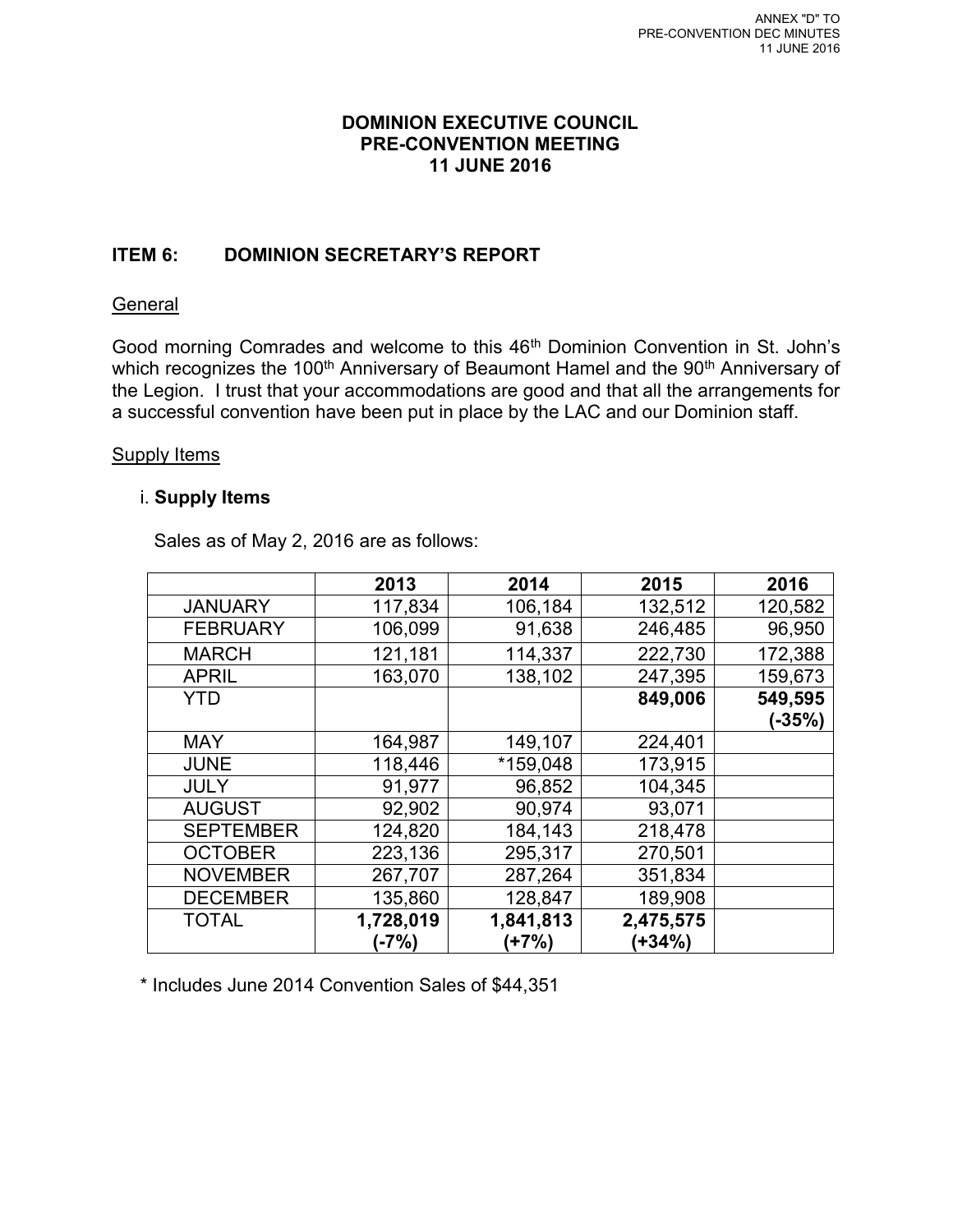ANNEX "D" TO
PRE-CONVENTION DEC MINUTES
11 JUNE 2016

**DOMINION EXECUTIVE COUNCIL**
**PRE-CONVENTION MEETING**
**11 JUNE 2016**

## ITEM 6: DOMINION SECRETARY'S REPORT

General

Good morning Comrades and welcome to this 46th Dominion Convention in St. John's which recognizes the 100th Anniversary of Beaumont Hamel and the 90th Anniversary of the Legion. I trust that your accommodations are good and that all the arrangements for a successful convention have been put in place by the LAC and our Dominion staff.

Supply Items

i. **Supply Items**

Sales as of May 2, 2016 are as follows:

| | 2013 | 2014 | 2015 | 2016 |
|---|---|---|---|---|
| JANUARY | 117,834 | 106,184 | 132,512 | 120,582 |
| FEBRUARY | 106,099 | 91,638 | 246,485 | 96,950 |
| MARCH | 121,181 | 114,337 | 222,730 | 172,388 |
| APRIL | 163,070 | 138,102 | 247,395 | 159,673 |
| YTD | | | **849,006** | **549,595 (-35%)** |
| MAY | 164,987 | 149,107 | 224,401 | |
| JUNE | 118,446 | *159,048 | 173,915 | |
| JULY | 91,977 | 96,852 | 104,345 | |
| AUGUST | 92,902 | 90,974 | 93,071 | |
| SEPTEMBER | 124,820 | 184,143 | 218,478 | |
| OCTOBER | 223,136 | 295,317 | 270,501 | |
| NOVEMBER | 267,707 | 287,264 | 351,834 | |
| DECEMBER | 135,860 | 128,847 | 189,908 | |
| TOTAL | **1,728,019 (-7%)** | **1,841,813 (+7%)** | **2,475,575 (+34%)** | |

* Includes June 2014 Convention Sales of $44,351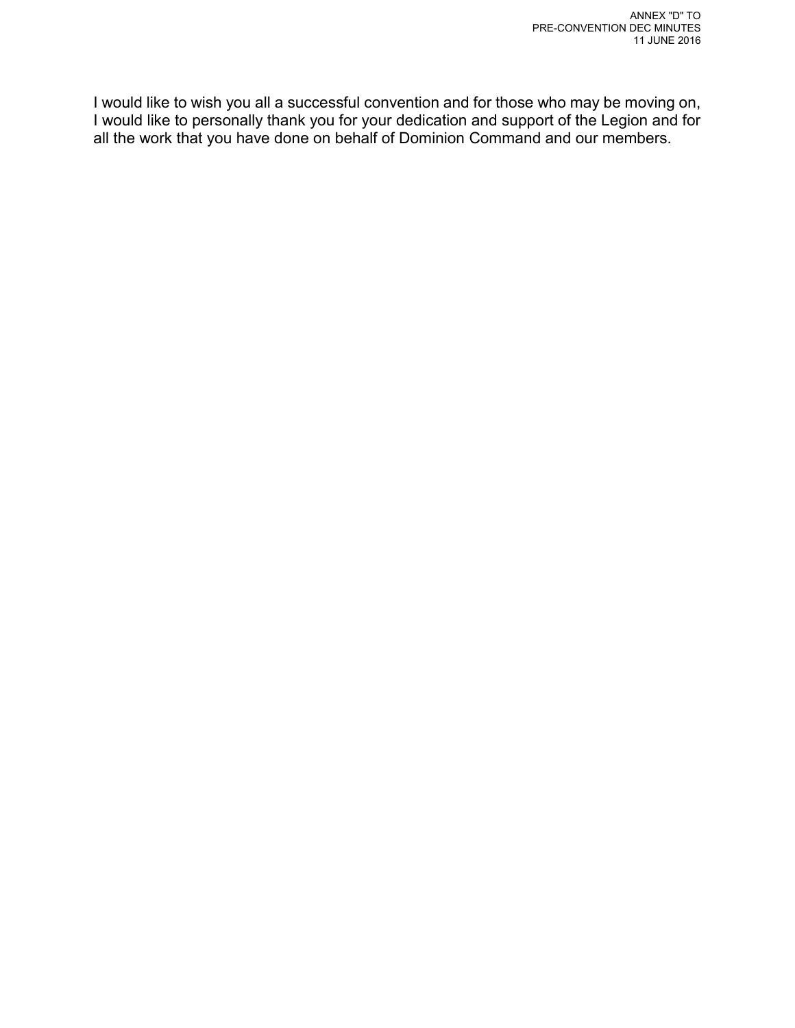I would like to wish you all a successful convention and for those who may be moving on, I would like to personally thank you for your dedication and support of the Legion and for all the work that you have done on behalf of Dominion Command and our members.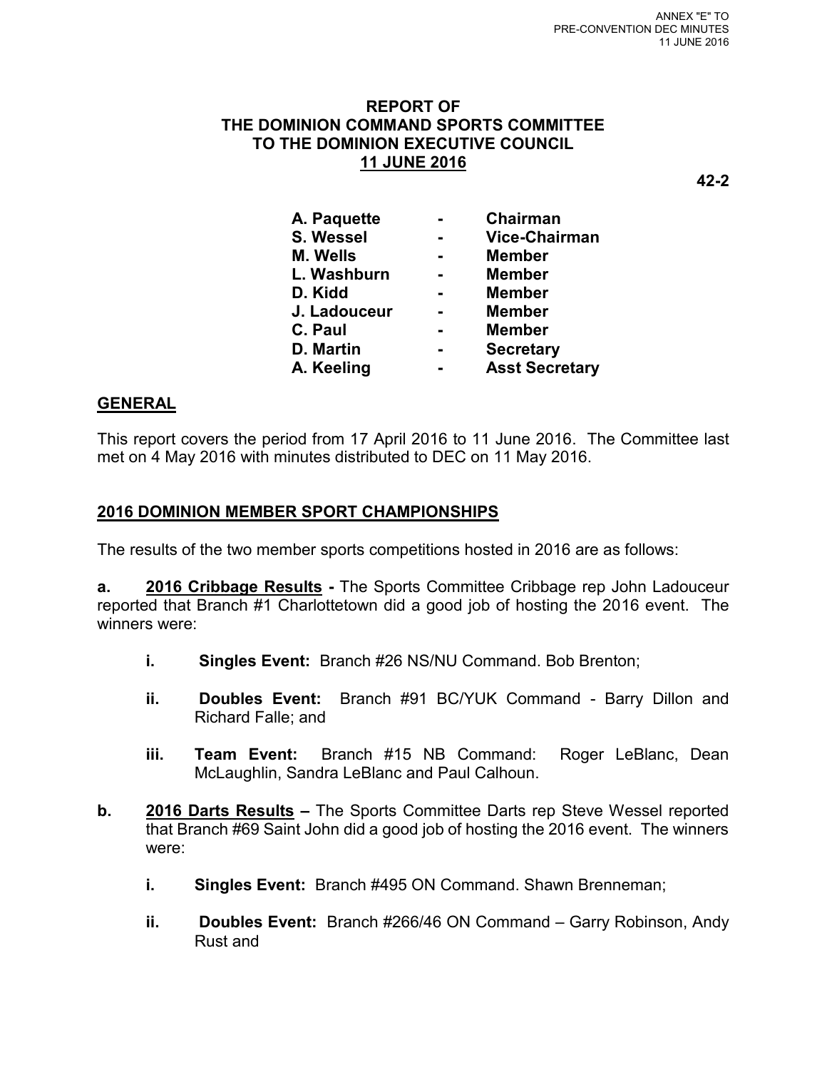ANNEX "E" TO
PRE-CONVENTION DEC MINUTES
11 JUNE 2016

**REPORT OF**
**THE DOMINION COMMAND SPORTS COMMITTEE**
**TO THE DOMINION EXECUTIVE COUNCIL**
**11 JUNE 2016**

**42-2**

| | | |
|---|---|---|
| **A. Paquette** | **-** | **Chairman** |
| **S. Wessel** | **-** | **Vice-Chairman** |
| **M. Wells** | **-** | **Member** |
| **L. Washburn** | **-** | **Member** |
| **D. Kidd** | **-** | **Member** |
| **J. Ladouceur** | **-** | **Member** |
| **C. Paul** | **-** | **Member** |
| **D. Martin** | **-** | **Secretary** |
| **A. Keeling** | **-** | **Asst Secretary** |

## GENERAL

This report covers the period from 17 April 2016 to 11 June 2016. The Committee last met on 4 May 2016 with minutes distributed to DEC on 11 May 2016.

## 2016 DOMINION MEMBER SPORT CHAMPIONSHIPS

The results of the two member sports competitions hosted in 2016 are as follows:

**a.** **2016 Cribbage Results -** The Sports Committee Cribbage rep John Ladouceur reported that Branch #1 Charlottetown did a good job of hosting the 2016 event. The winners were:

- **i.** **Singles Event:** Branch #26 NS/NU Command. Bob Brenton;
- **ii.** **Doubles Event:** Branch #91 BC/YUK Command - Barry Dillon and Richard Falle; and
- **iii.** **Team Event:** Branch #15 NB Command: Roger LeBlanc, Dean McLaughlin, Sandra LeBlanc and Paul Calhoun.

**b.** **2016 Darts Results –** The Sports Committee Darts rep Steve Wessel reported that Branch #69 Saint John did a good job of hosting the 2016 event. The winners were:

- **i.** **Singles Event:** Branch #495 ON Command. Shawn Brenneman;
- **ii.** **Doubles Event:** Branch #266/46 ON Command – Garry Robinson, Andy Rust and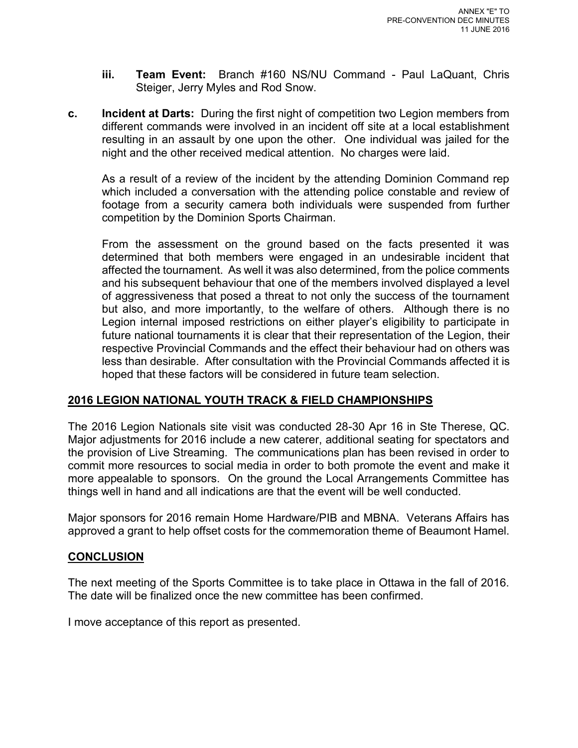iii. **Team Event:** Branch #160 NS/NU Command - Paul LaQuant, Chris Steiger, Jerry Myles and Rod Snow.

c. **Incident at Darts:** During the first night of competition two Legion members from different commands were involved in an incident off site at a local establishment resulting in an assault by one upon the other. One individual was jailed for the night and the other received medical attention. No charges were laid.

As a result of a review of the incident by the attending Dominion Command rep which included a conversation with the attending police constable and review of footage from a security camera both individuals were suspended from further competition by the Dominion Sports Chairman.

From the assessment on the ground based on the facts presented it was determined that both members were engaged in an undesirable incident that affected the tournament. As well it was also determined, from the police comments and his subsequent behaviour that one of the members involved displayed a level of aggressiveness that posed a threat to not only the success of the tournament but also, and more importantly, to the welfare of others. Although there is no Legion internal imposed restrictions on either player's eligibility to participate in future national tournaments it is clear that their representation of the Legion, their respective Provincial Commands and the effect their behaviour had on others was less than desirable. After consultation with the Provincial Commands affected it is hoped that these factors will be considered in future team selection.

## 2016 LEGION NATIONAL YOUTH TRACK & FIELD CHAMPIONSHIPS

The 2016 Legion Nationals site visit was conducted 28-30 Apr 16 in Ste Therese, QC. Major adjustments for 2016 include a new caterer, additional seating for spectators and the provision of Live Streaming. The communications plan has been revised in order to commit more resources to social media in order to both promote the event and make it more appealable to sponsors. On the ground the Local Arrangements Committee has things well in hand and all indications are that the event will be well conducted.

Major sponsors for 2016 remain Home Hardware/PIB and MBNA. Veterans Affairs has approved a grant to help offset costs for the commemoration theme of Beaumont Hamel.

## CONCLUSION

The next meeting of the Sports Committee is to take place in Ottawa in the fall of 2016. The date will be finalized once the new committee has been confirmed.

I move acceptance of this report as presented.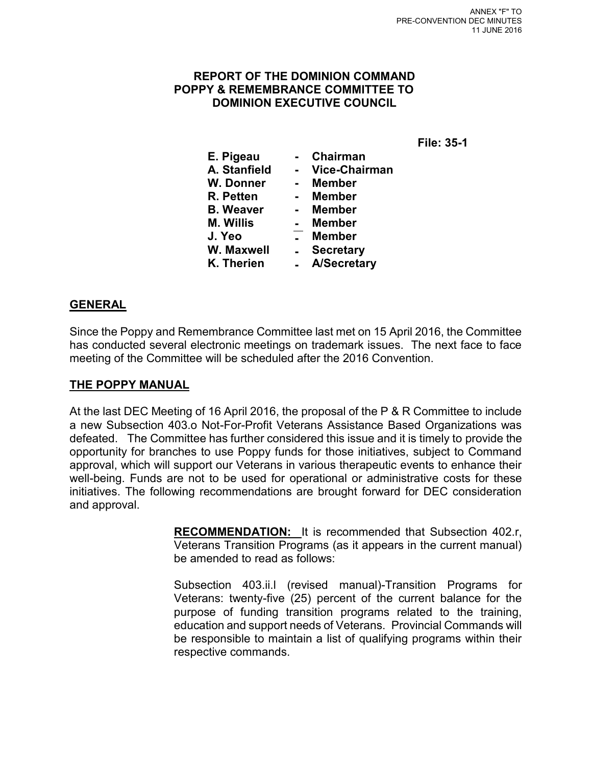ANNEX "F" TO
PRE-CONVENTION DEC MINUTES
11 JUNE 2016

**REPORT OF THE DOMINION COMMAND POPPY & REMEMBRANCE COMMITTEE TO DOMINION EXECUTIVE COUNCIL**

**File: 35-1**

| | | |
|---|---|---|
| **E. Pigeau** | **-** | **Chairman** |
| **A. Stanfield** | **-** | **Vice-Chairman** |
| **W. Donner** | **-** | **Member** |
| **R. Petten** | **-** | **Member** |
| **B. Weaver** | **-** | **Member** |
| **M. Willis** | **-** | **Member** |
| **J. Yeo** | **-** | **Member** |
| **W. Maxwell** | **-** | **Secretary** |
| **K. Therien** | **-** | **A/Secretary** |

## GENERAL

Since the Poppy and Remembrance Committee last met on 15 April 2016, the Committee has conducted several electronic meetings on trademark issues. The next face to face meeting of the Committee will be scheduled after the 2016 Convention.

## THE POPPY MANUAL

At the last DEC Meeting of 16 April 2016, the proposal of the P & R Committee to include a new Subsection 403.o Not-For-Profit Veterans Assistance Based Organizations was defeated. The Committee has further considered this issue and it is timely to provide the opportunity for branches to use Poppy funds for those initiatives, subject to Command approval, which will support our Veterans in various therapeutic events to enhance their well-being. Funds are not to be used for operational or administrative costs for these initiatives. The following recommendations are brought forward for DEC consideration and approval.

**RECOMMENDATION:** It is recommended that Subsection 402.r, Veterans Transition Programs (as it appears in the current manual) be amended to read as follows:

Subsection 403.ii.l (revised manual)-Transition Programs for Veterans: twenty-five (25) percent of the current balance for the purpose of funding transition programs related to the training, education and support needs of Veterans. Provincial Commands will be responsible to maintain a list of qualifying programs within their respective commands.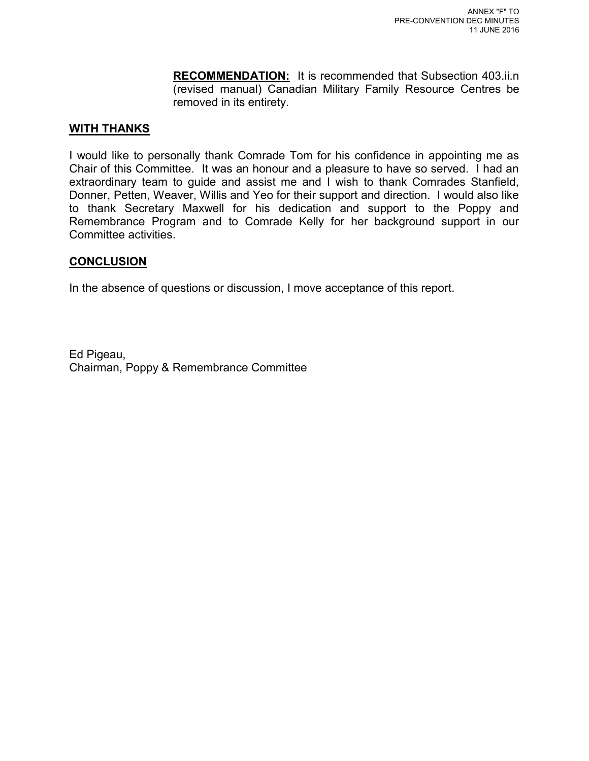**RECOMMENDATION:** It is recommended that Subsection 403.ii.n (revised manual) Canadian Military Family Resource Centres be removed in its entirety.

## WITH THANKS

I would like to personally thank Comrade Tom for his confidence in appointing me as Chair of this Committee. It was an honour and a pleasure to have so served. I had an extraordinary team to guide and assist me and I wish to thank Comrades Stanfield, Donner, Petten, Weaver, Willis and Yeo for their support and direction. I would also like to thank Secretary Maxwell for his dedication and support to the Poppy and Remembrance Program and to Comrade Kelly for her background support in our Committee activities.

## CONCLUSION

In the absence of questions or discussion, I move acceptance of this report.

Ed Pigeau,
Chairman, Poppy & Remembrance Committee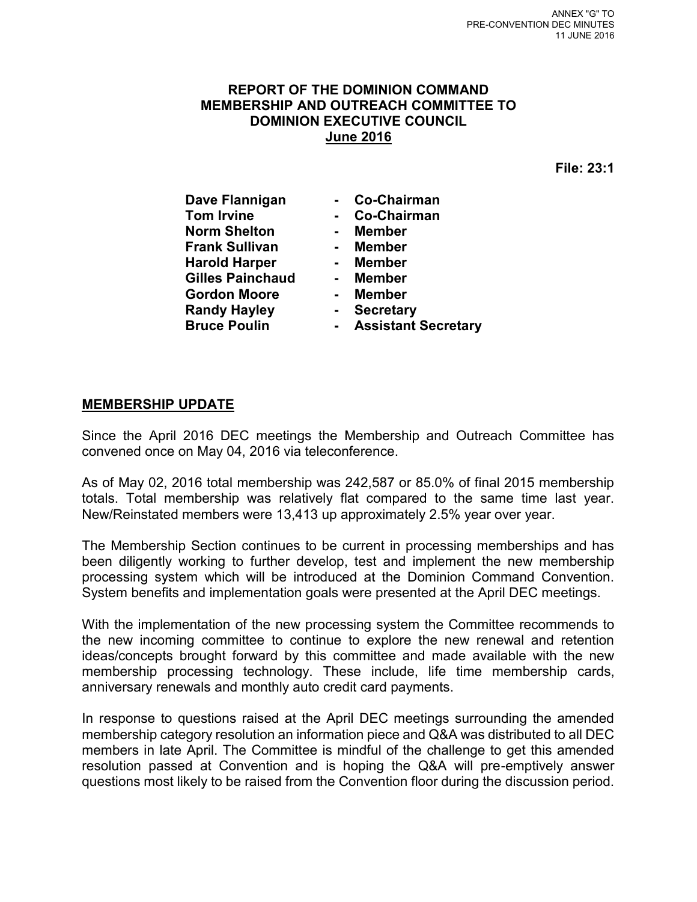ANNEX "G" TO
PRE-CONVENTION DEC MINUTES
11 JUNE 2016

**REPORT OF THE DOMINION COMMAND MEMBERSHIP AND OUTREACH COMMITTEE TO DOMINION EXECUTIVE COUNCIL**
**June 2016**

**File: 23:1**

| | | |
|---|---|---|
| **Dave Flannigan** | **-** | **Co-Chairman** |
| **Tom Irvine** | **-** | **Co-Chairman** |
| **Norm Shelton** | **-** | **Member** |
| **Frank Sullivan** | **-** | **Member** |
| **Harold Harper** | **-** | **Member** |
| **Gilles Painchaud** | **-** | **Member** |
| **Gordon Moore** | **-** | **Member** |
| **Randy Hayley** | **-** | **Secretary** |
| **Bruce Poulin** | **-** | **Assistant Secretary** |

## MEMBERSHIP UPDATE

Since the April 2016 DEC meetings the Membership and Outreach Committee has convened once on May 04, 2016 via teleconference.

As of May 02, 2016 total membership was 242,587 or 85.0% of final 2015 membership totals. Total membership was relatively flat compared to the same time last year. New/Reinstated members were 13,413 up approximately 2.5% year over year.

The Membership Section continues to be current in processing memberships and has been diligently working to further develop, test and implement the new membership processing system which will be introduced at the Dominion Command Convention. System benefits and implementation goals were presented at the April DEC meetings.

With the implementation of the new processing system the Committee recommends to the new incoming committee to continue to explore the new renewal and retention ideas/concepts brought forward by this committee and made available with the new membership processing technology. These include, life time membership cards, anniversary renewals and monthly auto credit card payments.

In response to questions raised at the April DEC meetings surrounding the amended membership category resolution an information piece and Q&A was distributed to all DEC members in late April. The Committee is mindful of the challenge to get this amended resolution passed at Convention and is hoping the Q&A will pre-emptively answer questions most likely to be raised from the Convention floor during the discussion period.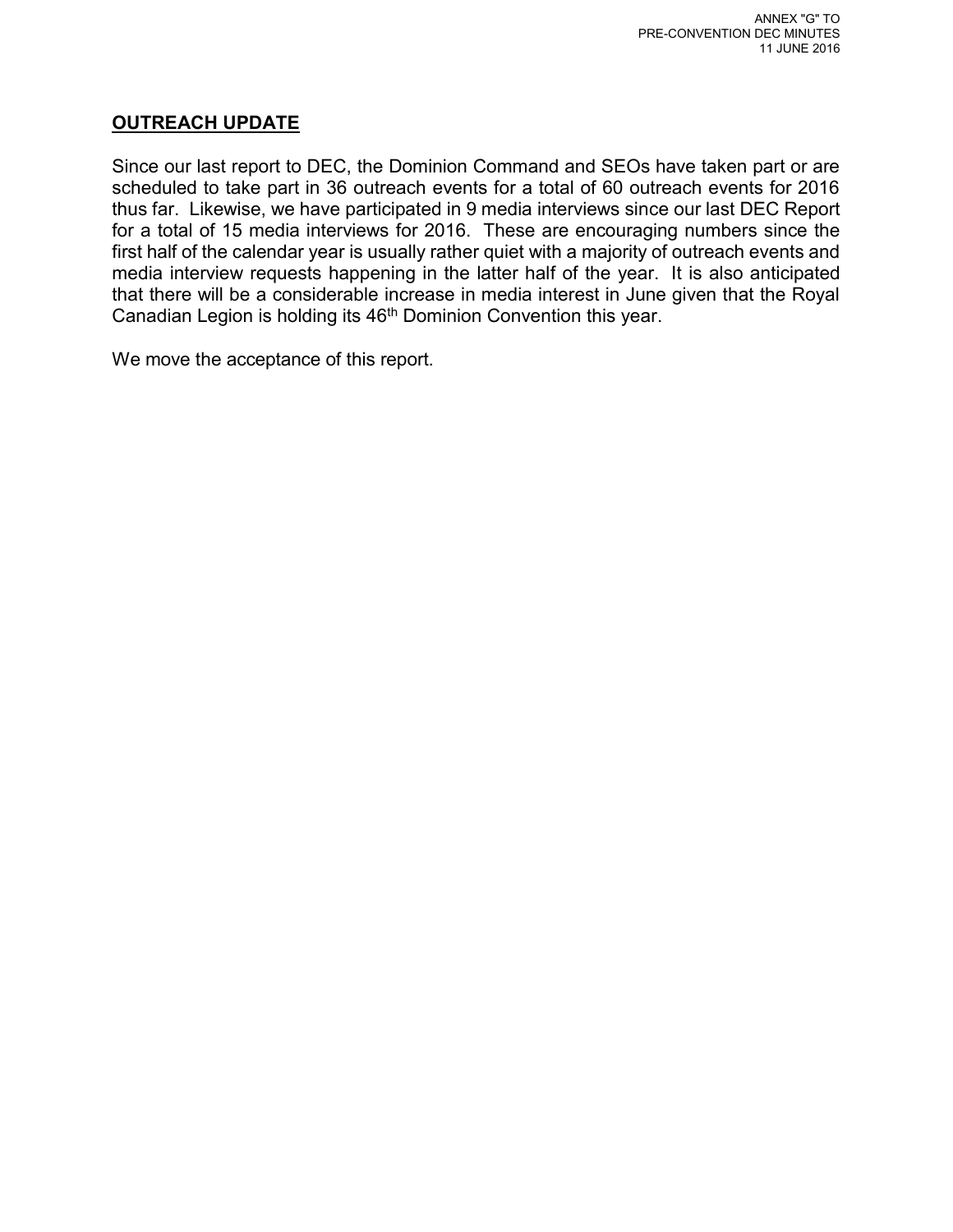ANNEX "G" TO
PRE-CONVENTION DEC MINUTES
11 JUNE 2016

## OUTREACH UPDATE

Since our last report to DEC, the Dominion Command and SEOs have taken part or are scheduled to take part in 36 outreach events for a total of 60 outreach events for 2016 thus far. Likewise, we have participated in 9 media interviews since our last DEC Report for a total of 15 media interviews for 2016. These are encouraging numbers since the first half of the calendar year is usually rather quiet with a majority of outreach events and media interview requests happening in the latter half of the year. It is also anticipated that there will be a considerable increase in media interest in June given that the Royal Canadian Legion is holding its 46th Dominion Convention this year.

We move the acceptance of this report.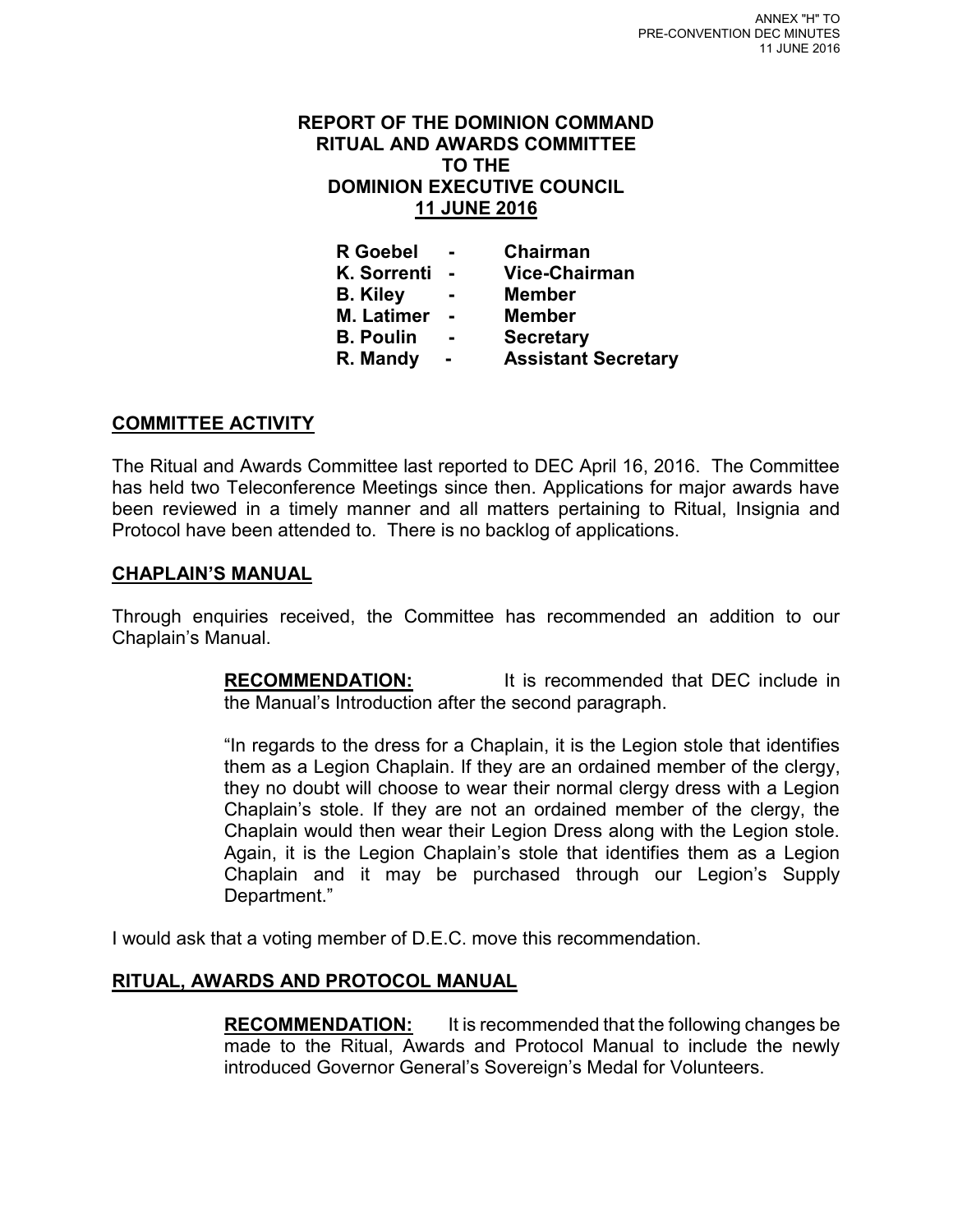ANNEX "H" TO
PRE-CONVENTION DEC MINUTES
11 JUNE 2016

**REPORT OF THE DOMINION COMMAND**
**RITUAL AND AWARDS COMMITTEE**
**TO THE**
**DOMINION EXECUTIVE COUNCIL**
**11 JUNE 2016**

| | | |
|---|---|---|
| **R Goebel** | **-** | **Chairman** |
| **K. Sorrenti** | **-** | **Vice-Chairman** |
| **B. Kiley** | **-** | **Member** |
| **M. Latimer** | **-** | **Member** |
| **B. Poulin** | **-** | **Secretary** |
| **R. Mandy** | **-** | **Assistant Secretary** |

## COMMITTEE ACTIVITY

The Ritual and Awards Committee last reported to DEC April 16, 2016. The Committee has held two Teleconference Meetings since then. Applications for major awards have been reviewed in a timely manner and all matters pertaining to Ritual, Insignia and Protocol have been attended to. There is no backlog of applications.

## CHAPLAIN'S MANUAL

Through enquiries received, the Committee has recommended an addition to our Chaplain's Manual.

> **RECOMMENDATION:** It is recommended that DEC include in the Manual's Introduction after the second paragraph.
>
> "In regards to the dress for a Chaplain, it is the Legion stole that identifies them as a Legion Chaplain. If they are an ordained member of the clergy, they no doubt will choose to wear their normal clergy dress with a Legion Chaplain's stole. If they are not an ordained member of the clergy, the Chaplain would then wear their Legion Dress along with the Legion stole. Again, it is the Legion Chaplain's stole that identifies them as a Legion Chaplain and it may be purchased through our Legion's Supply Department."

I would ask that a voting member of D.E.C. move this recommendation.

## RITUAL, AWARDS AND PROTOCOL MANUAL

> **RECOMMENDATION:** It is recommended that the following changes be made to the Ritual, Awards and Protocol Manual to include the newly introduced Governor General's Sovereign's Medal for Volunteers.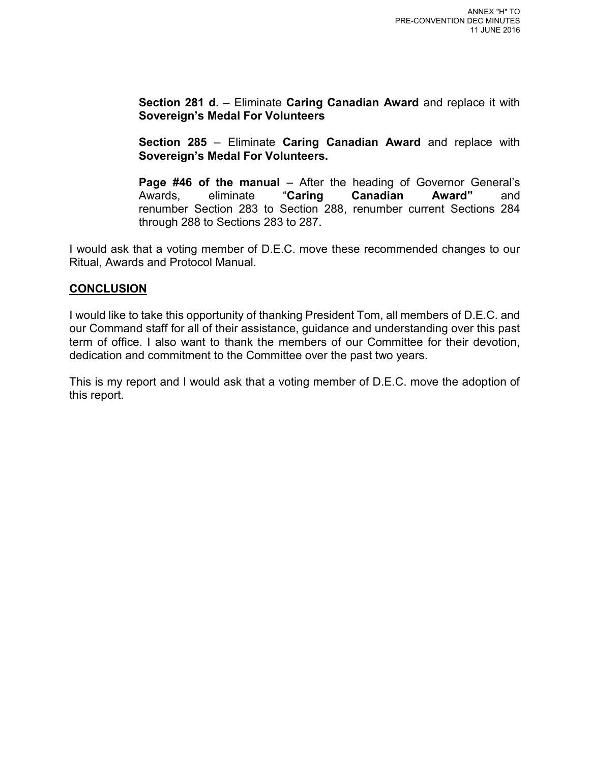**Section 281 d.** – Eliminate **Caring Canadian Award** and replace it with **Sovereign's Medal For Volunteers**

**Section 285** – Eliminate **Caring Canadian Award** and replace with **Sovereign's Medal For Volunteers.**

**Page #46 of the manual** – After the heading of Governor General's Awards, eliminate "**Caring Canadian Award"** and renumber Section 283 to Section 288, renumber current Sections 284 through 288 to Sections 283 to 287.

I would ask that a voting member of D.E.C. move these recommended changes to our Ritual, Awards and Protocol Manual.

## CONCLUSION

I would like to take this opportunity of thanking President Tom, all members of D.E.C. and our Command staff for all of their assistance, guidance and understanding over this past term of office. I also want to thank the members of our Committee for their devotion, dedication and commitment to the Committee over the past two years.

This is my report and I would ask that a voting member of D.E.C. move the adoption of this report.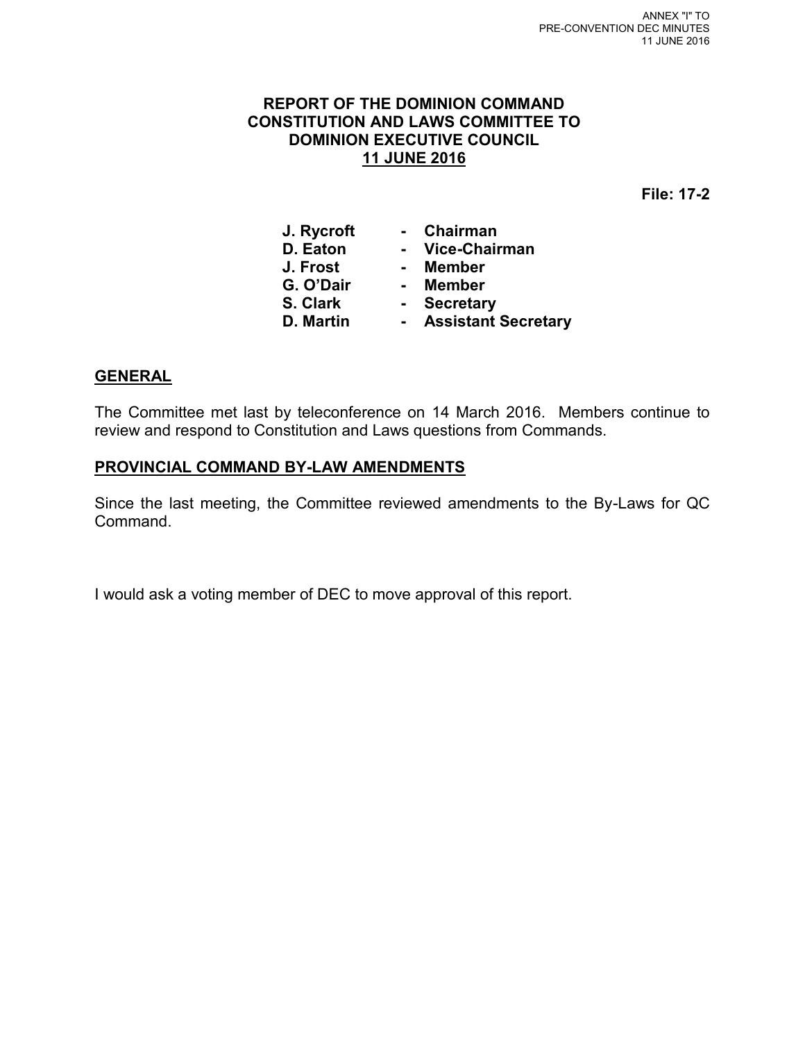ANNEX "I" TO
PRE-CONVENTION DEC MINUTES
11 JUNE 2016

# REPORT OF THE DOMINION COMMAND CONSTITUTION AND LAWS COMMITTEE TO DOMINION EXECUTIVE COUNCIL
## 11 JUNE 2016

**File: 17-2**

**J. Rycroft - Chairman**
**D. Eaton - Vice-Chairman**
**J. Frost - Member**
**G. O'Dair - Member**
**S. Clark - Secretary**
**D. Martin - Assistant Secretary**

## GENERAL

The Committee met last by teleconference on 14 March 2016. Members continue to review and respond to Constitution and Laws questions from Commands.

## PROVINCIAL COMMAND BY-LAW AMENDMENTS

Since the last meeting, the Committee reviewed amendments to the By-Laws for QC Command.

I would ask a voting member of DEC to move approval of this report.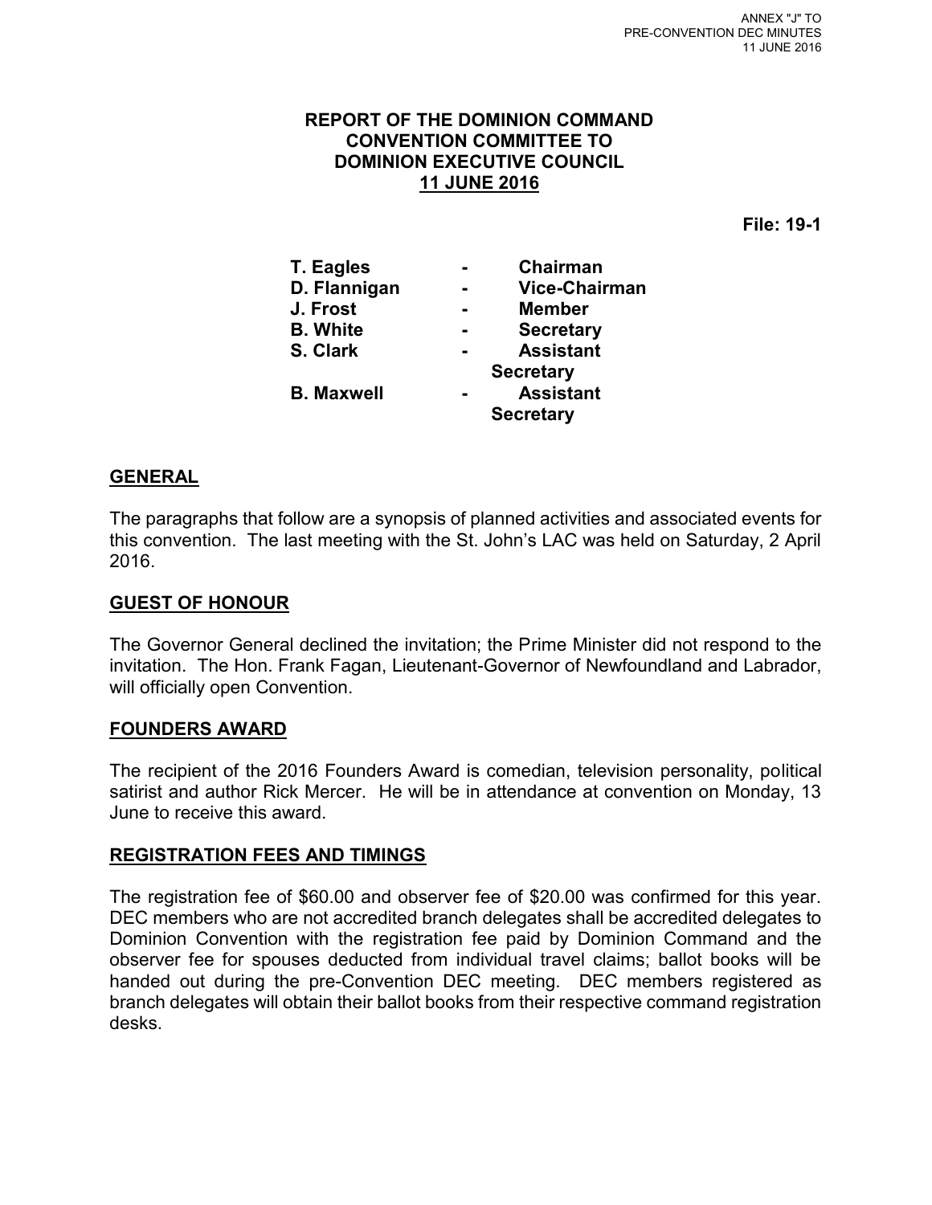ANNEX "J" TO
PRE-CONVENTION DEC MINUTES
11 JUNE 2016

**REPORT OF THE DOMINION COMMAND CONVENTION COMMITTEE TO DOMINION EXECUTIVE COUNCIL**
**11 JUNE 2016**

**File: 19-1**

| | | |
|---|---|---|
| **T. Eagles** | **-** | **Chairman** |
| **D. Flannigan** | **-** | **Vice-Chairman** |
| **J. Frost** | **-** | **Member** |
| **B. White** | **-** | **Secretary** |
| **S. Clark** | **-** | **Assistant Secretary** |
| **B. Maxwell** | **-** | **Assistant Secretary** |

## GENERAL

The paragraphs that follow are a synopsis of planned activities and associated events for this convention. The last meeting with the St. John's LAC was held on Saturday, 2 April 2016.

## GUEST OF HONOUR

The Governor General declined the invitation; the Prime Minister did not respond to the invitation. The Hon. Frank Fagan, Lieutenant-Governor of Newfoundland and Labrador, will officially open Convention.

## FOUNDERS AWARD

The recipient of the 2016 Founders Award is comedian, television personality, political satirist and author Rick Mercer. He will be in attendance at convention on Monday, 13 June to receive this award.

## REGISTRATION FEES AND TIMINGS

The registration fee of $60.00 and observer fee of $20.00 was confirmed for this year. DEC members who are not accredited branch delegates shall be accredited delegates to Dominion Convention with the registration fee paid by Dominion Command and the observer fee for spouses deducted from individual travel claims; ballot books will be handed out during the pre-Convention DEC meeting. DEC members registered as branch delegates will obtain their ballot books from their respective command registration desks.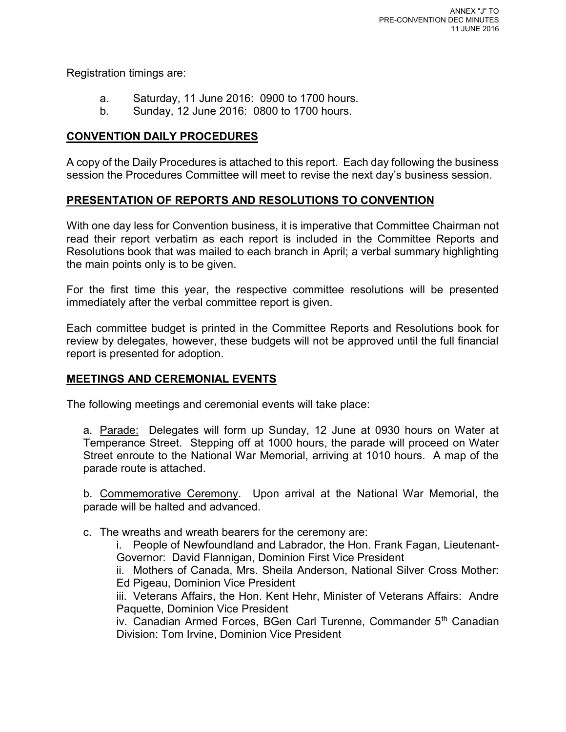Registration timings are:

a. Saturday, 11 June 2016: 0900 to 1700 hours.
b. Sunday, 12 June 2016: 0800 to 1700 hours.

## CONVENTION DAILY PROCEDURES

A copy of the Daily Procedures is attached to this report. Each day following the business session the Procedures Committee will meet to revise the next day's business session.

## PRESENTATION OF REPORTS AND RESOLUTIONS TO CONVENTION

With one day less for Convention business, it is imperative that Committee Chairman not read their report verbatim as each report is included in the Committee Reports and Resolutions book that was mailed to each branch in April; a verbal summary highlighting the main points only is to be given.

For the first time this year, the respective committee resolutions will be presented immediately after the verbal committee report is given.

Each committee budget is printed in the Committee Reports and Resolutions book for review by delegates, however, these budgets will not be approved until the full financial report is presented for adoption.

## MEETINGS AND CEREMONIAL EVENTS

The following meetings and ceremonial events will take place:

a. Parade: Delegates will form up Sunday, 12 June at 0930 hours on Water at Temperance Street. Stepping off at 1000 hours, the parade will proceed on Water Street enroute to the National War Memorial, arriving at 1010 hours. A map of the parade route is attached.

b. Commemorative Ceremony. Upon arrival at the National War Memorial, the parade will be halted and advanced.

c. The wreaths and wreath bearers for the ceremony are:

i. People of Newfoundland and Labrador, the Hon. Frank Fagan, Lieutenant-Governor: David Flannigan, Dominion First Vice President

ii. Mothers of Canada, Mrs. Sheila Anderson, National Silver Cross Mother: Ed Pigeau, Dominion Vice President

iii. Veterans Affairs, the Hon. Kent Hehr, Minister of Veterans Affairs: Andre Paquette, Dominion Vice President

iv. Canadian Armed Forces, BGen Carl Turenne, Commander 5th Canadian Division: Tom Irvine, Dominion Vice President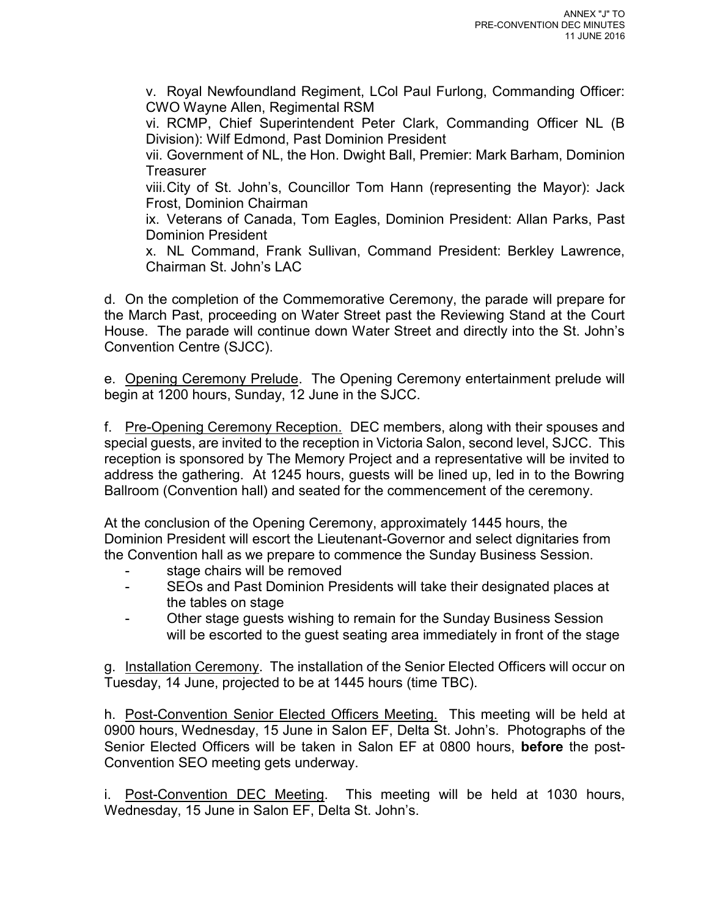v. Royal Newfoundland Regiment, LCol Paul Furlong, Commanding Officer: CWO Wayne Allen, Regimental RSM

vi. RCMP, Chief Superintendent Peter Clark, Commanding Officer NL (B Division): Wilf Edmond, Past Dominion President

vii. Government of NL, the Hon. Dwight Ball, Premier: Mark Barham, Dominion Treasurer

viii. City of St. John's, Councillor Tom Hann (representing the Mayor): Jack Frost, Dominion Chairman

ix. Veterans of Canada, Tom Eagles, Dominion President: Allan Parks, Past Dominion President

x. NL Command, Frank Sullivan, Command President: Berkley Lawrence, Chairman St. John's LAC

d. On the completion of the Commemorative Ceremony, the parade will prepare for the March Past, proceeding on Water Street past the Reviewing Stand at the Court House. The parade will continue down Water Street and directly into the St. John's Convention Centre (SJCC).

e. Opening Ceremony Prelude. The Opening Ceremony entertainment prelude will begin at 1200 hours, Sunday, 12 June in the SJCC.

f. Pre-Opening Ceremony Reception. DEC members, along with their spouses and special guests, are invited to the reception in Victoria Salon, second level, SJCC. This reception is sponsored by The Memory Project and a representative will be invited to address the gathering. At 1245 hours, guests will be lined up, led in to the Bowring Ballroom (Convention hall) and seated for the commencement of the ceremony.

At the conclusion of the Opening Ceremony, approximately 1445 hours, the Dominion President will escort the Lieutenant-Governor and select dignitaries from the Convention hall as we prepare to commence the Sunday Business Session.

- stage chairs will be removed
- SEOs and Past Dominion Presidents will take their designated places at the tables on stage
- Other stage guests wishing to remain for the Sunday Business Session will be escorted to the guest seating area immediately in front of the stage

g. Installation Ceremony. The installation of the Senior Elected Officers will occur on Tuesday, 14 June, projected to be at 1445 hours (time TBC).

h. Post-Convention Senior Elected Officers Meeting. This meeting will be held at 0900 hours, Wednesday, 15 June in Salon EF, Delta St. John's. Photographs of the Senior Elected Officers will be taken in Salon EF at 0800 hours, **before** the post-Convention SEO meeting gets underway.

i. Post-Convention DEC Meeting. This meeting will be held at 1030 hours, Wednesday, 15 June in Salon EF, Delta St. John's.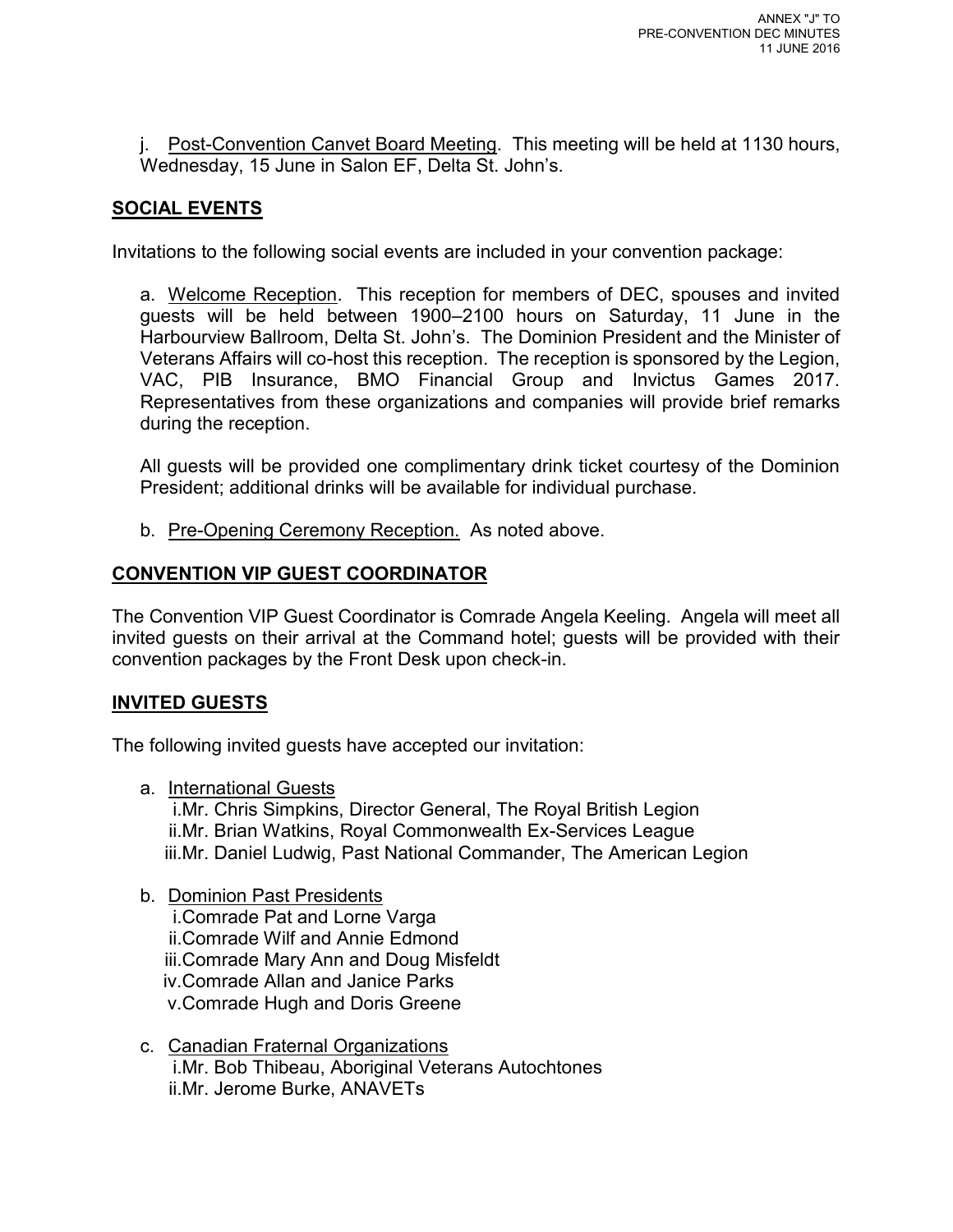j. Post-Convention Canvet Board Meeting. This meeting will be held at 1130 hours, Wednesday, 15 June in Salon EF, Delta St. John's.

## SOCIAL EVENTS

Invitations to the following social events are included in your convention package:

a. Welcome Reception. This reception for members of DEC, spouses and invited guests will be held between 1900–2100 hours on Saturday, 11 June in the Harbourview Ballroom, Delta St. John's. The Dominion President and the Minister of Veterans Affairs will co-host this reception. The reception is sponsored by the Legion, VAC, PIB Insurance, BMO Financial Group and Invictus Games 2017. Representatives from these organizations and companies will provide brief remarks during the reception.

All guests will be provided one complimentary drink ticket courtesy of the Dominion President; additional drinks will be available for individual purchase.

b. Pre-Opening Ceremony Reception. As noted above.

## CONVENTION VIP GUEST COORDINATOR

The Convention VIP Guest Coordinator is Comrade Angela Keeling. Angela will meet all invited guests on their arrival at the Command hotel; guests will be provided with their convention packages by the Front Desk upon check-in.

## INVITED GUESTS

The following invited guests have accepted our invitation:

a. International Guests
   - i. Mr. Chris Simpkins, Director General, The Royal British Legion
   - ii. Mr. Brian Watkins, Royal Commonwealth Ex-Services League
   - iii. Mr. Daniel Ludwig, Past National Commander, The American Legion

b. Dominion Past Presidents
   - i. Comrade Pat and Lorne Varga
   - ii. Comrade Wilf and Annie Edmond
   - iii. Comrade Mary Ann and Doug Misfeldt
   - iv. Comrade Allan and Janice Parks
   - v. Comrade Hugh and Doris Greene

c. Canadian Fraternal Organizations
   - i. Mr. Bob Thibeau, Aboriginal Veterans Autochtones
   - ii. Mr. Jerome Burke, ANAVETs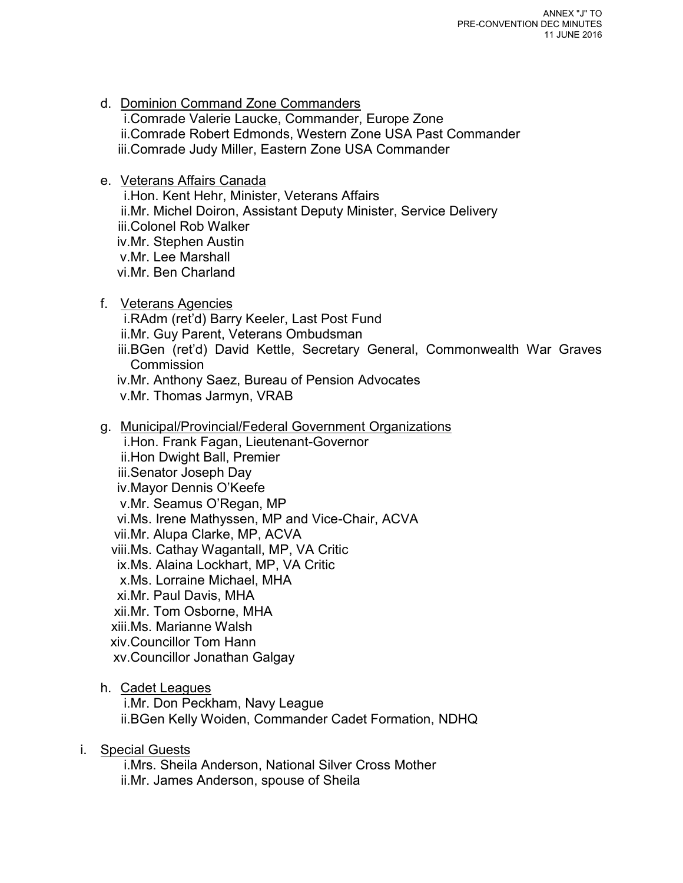d. Dominion Command Zone Commanders
   i. Comrade Valerie Laucke, Commander, Europe Zone
   ii. Comrade Robert Edmonds, Western Zone USA Past Commander
   iii. Comrade Judy Miller, Eastern Zone USA Commander

e. Veterans Affairs Canada
   i. Hon. Kent Hehr, Minister, Veterans Affairs
   ii. Mr. Michel Doiron, Assistant Deputy Minister, Service Delivery
   iii. Colonel Rob Walker
   iv. Mr. Stephen Austin
   v. Mr. Lee Marshall
   vi. Mr. Ben Charland

f. Veterans Agencies
   i. RAdm (ret'd) Barry Keeler, Last Post Fund
   ii. Mr. Guy Parent, Veterans Ombudsman
   iii. BGen (ret'd) David Kettle, Secretary General, Commonwealth War Graves Commission
   iv. Mr. Anthony Saez, Bureau of Pension Advocates
   v. Mr. Thomas Jarmyn, VRAB

g. Municipal/Provincial/Federal Government Organizations
   i. Hon. Frank Fagan, Lieutenant-Governor
   ii. Hon Dwight Ball, Premier
   iii. Senator Joseph Day
   iv. Mayor Dennis O'Keefe
   v. Mr. Seamus O'Regan, MP
   vi. Ms. Irene Mathyssen, MP and Vice-Chair, ACVA
   vii. Mr. Alupa Clarke, MP, ACVA
   viii. Ms. Cathay Wagantall, MP, VA Critic
   ix. Ms. Alaina Lockhart, MP, VA Critic
   x. Ms. Lorraine Michael, MHA
   xi. Mr. Paul Davis, MHA
   xii. Mr. Tom Osborne, MHA
   xiii. Ms. Marianne Walsh
   xiv. Councillor Tom Hann
   xv. Councillor Jonathan Galgay

h. Cadet Leagues
   i. Mr. Don Peckham, Navy League
   ii. BGen Kelly Woiden, Commander Cadet Formation, NDHQ

i. Special Guests
   i. Mrs. Sheila Anderson, National Silver Cross Mother
   ii. Mr. James Anderson, spouse of Sheila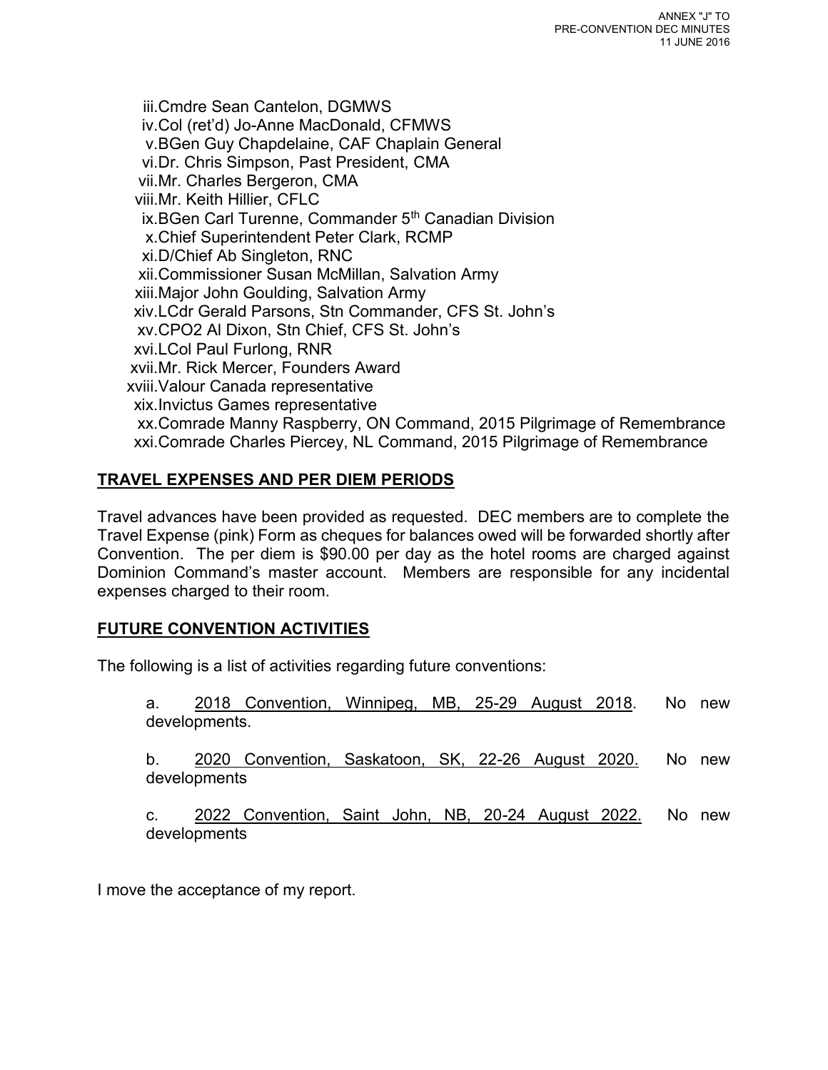iii. Cmdre Sean Cantelon, DGMWS
iv. Col (ret'd) Jo-Anne MacDonald, CFMWS
v. BGen Guy Chapdelaine, CAF Chaplain General
vi. Dr. Chris Simpson, Past President, CMA
vii. Mr. Charles Bergeron, CMA
viii. Mr. Keith Hillier, CFLC
ix. BGen Carl Turenne, Commander 5th Canadian Division
x. Chief Superintendent Peter Clark, RCMP
xi. D/Chief Ab Singleton, RNC
xii. Commissioner Susan McMillan, Salvation Army
xiii. Major John Goulding, Salvation Army
xiv. LCdr Gerald Parsons, Stn Commander, CFS St. John's
xv. CPO2 Al Dixon, Stn Chief, CFS St. John's
xvi. LCol Paul Furlong, RNR
xvii. Mr. Rick Mercer, Founders Award
xviii. Valour Canada representative
xix. Invictus Games representative
xx. Comrade Manny Raspberry, ON Command, 2015 Pilgrimage of Remembrance
xxi. Comrade Charles Piercey, NL Command, 2015 Pilgrimage of Remembrance

## TRAVEL EXPENSES AND PER DIEM PERIODS

Travel advances have been provided as requested. DEC members are to complete the Travel Expense (pink) Form as cheques for balances owed will be forwarded shortly after Convention. The per diem is $90.00 per day as the hotel rooms are charged against Dominion Command's master account. Members are responsible for any incidental expenses charged to their room.

## FUTURE CONVENTION ACTIVITIES

The following is a list of activities regarding future conventions:

a. 2018 Convention, Winnipeg, MB, 25-29 August 2018. No new developments.

b. 2020 Convention, Saskatoon, SK, 22-26 August 2020. No new developments

c. 2022 Convention, Saint John, NB, 20-24 August 2022. No new developments

I move the acceptance of my report.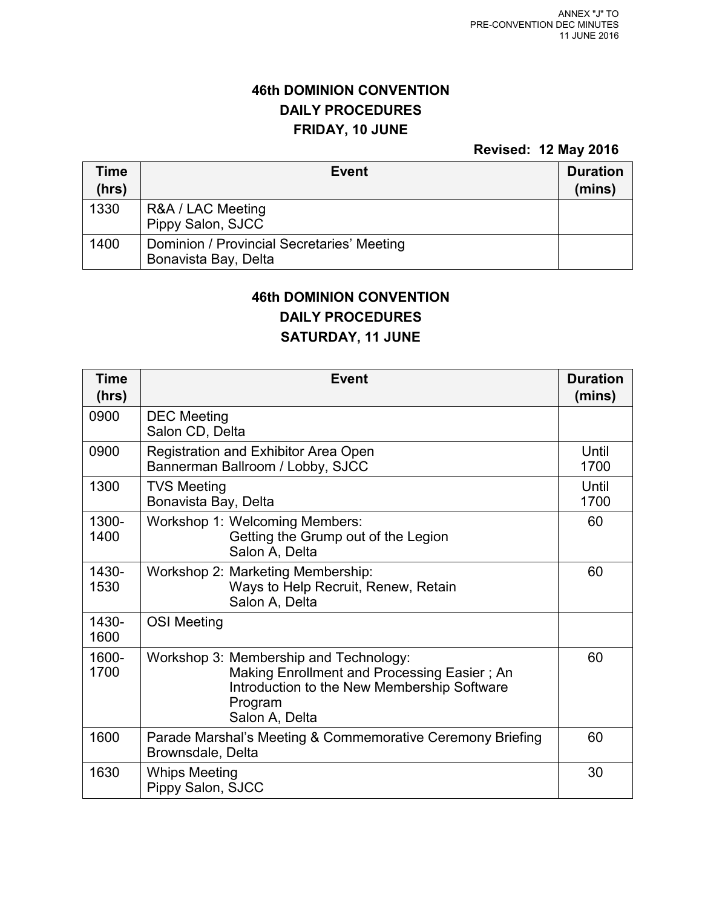ANNEX "J" TO
PRE-CONVENTION DEC MINUTES
11 JUNE 2016

## 46th DOMINION CONVENTION
## DAILY PROCEDURES
## FRIDAY, 10 JUNE

**Revised: 12 May 2016**

| Time (hrs) | Event | Duration (mins) |
|---|---|---|
| 1330 | R&A / LAC Meeting<br>Pippy Salon, SJCC | |
| 1400 | Dominion / Provincial Secretaries' Meeting<br>Bonavista Bay, Delta | |

## 46th DOMINION CONVENTION
## DAILY PROCEDURES
## SATURDAY, 11 JUNE

| Time (hrs) | Event | Duration (mins) |
|---|---|---|
| 0900 | DEC Meeting<br>Salon CD, Delta | |
| 0900 | Registration and Exhibitor Area Open<br>Bannerman Ballroom / Lobby, SJCC | Until 1700 |
| 1300 | TVS Meeting<br>Bonavista Bay, Delta | Until 1700 |
| 1300-1400 | Workshop 1: Welcoming Members:<br>Getting the Grump out of the Legion<br>Salon A, Delta | 60 |
| 1430-1530 | Workshop 2: Marketing Membership:<br>Ways to Help Recruit, Renew, Retain<br>Salon A, Delta | 60 |
| 1430-1600 | OSI Meeting | |
| 1600-1700 | Workshop 3: Membership and Technology:<br>Making Enrollment and Processing Easier ; An Introduction to the New Membership Software Program<br>Salon A, Delta | 60 |
| 1600 | Parade Marshal's Meeting & Commemorative Ceremony Briefing<br>Brownsdale, Delta | 60 |
| 1630 | Whips Meeting<br>Pippy Salon, SJCC | 30 |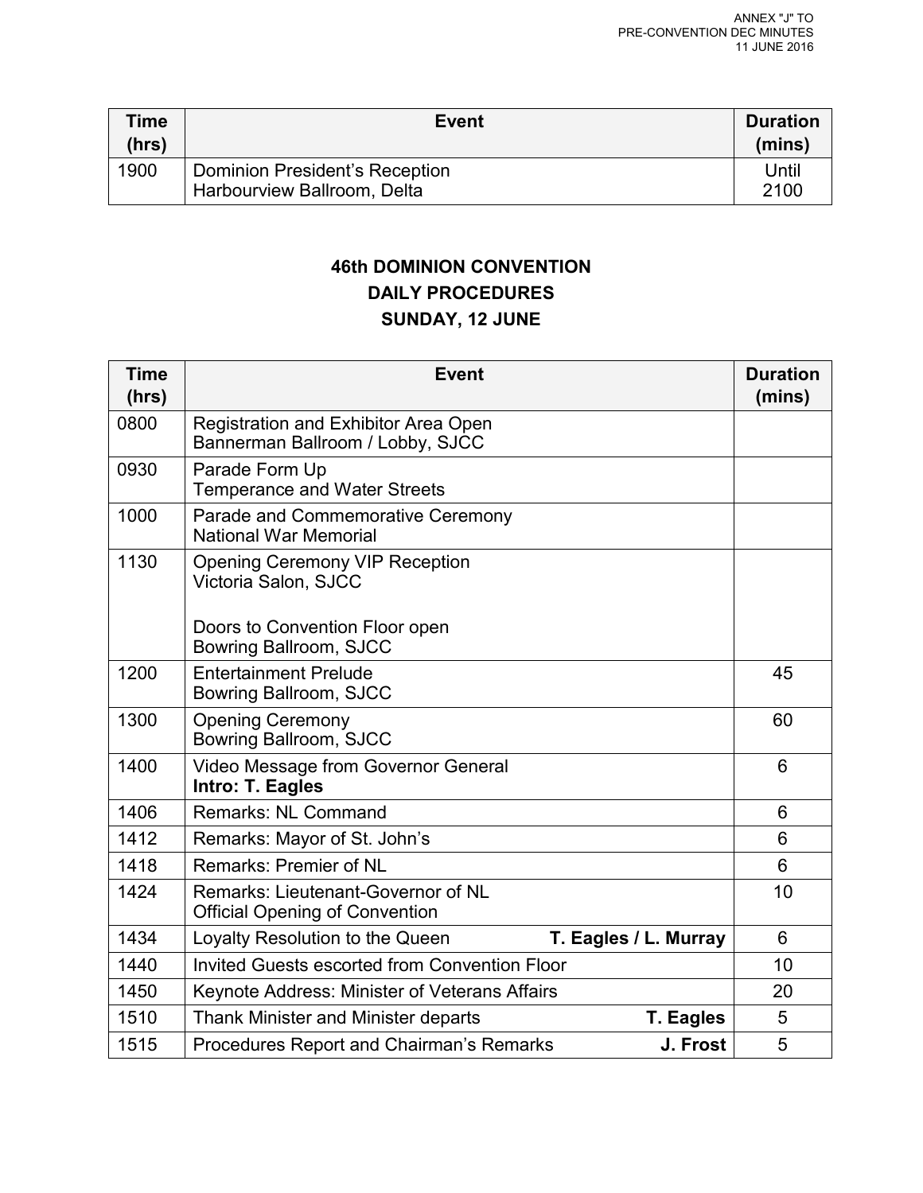| Time (hrs) | Event | Duration (mins) |
|---|---|---|
| 1900 | Dominion President's Reception<br>Harbourview Ballroom, Delta | Until 2100 |

## 46th DOMINION CONVENTION
## DAILY PROCEDURES
## SUNDAY, 12 JUNE

| Time (hrs) | Event | Duration (mins) |
|---|---|---|
| 0800 | Registration and Exhibitor Area Open<br>Bannerman Ballroom / Lobby, SJCC | |
| 0930 | Parade Form Up<br>Temperance and Water Streets | |
| 1000 | Parade and Commemorative Ceremony<br>National War Memorial | |
| 1130 | Opening Ceremony VIP Reception<br>Victoria Salon, SJCC<br><br>Doors to Convention Floor open<br>Bowring Ballroom, SJCC | |
| 1200 | Entertainment Prelude<br>Bowring Ballroom, SJCC | 45 |
| 1300 | Opening Ceremony<br>Bowring Ballroom, SJCC | 60 |
| 1400 | Video Message from Governor General<br>**Intro: T. Eagles** | 6 |
| 1406 | Remarks: NL Command | 6 |
| 1412 | Remarks: Mayor of St. John's | 6 |
| 1418 | Remarks: Premier of NL | 6 |
| 1424 | Remarks: Lieutenant-Governor of NL<br>Official Opening of Convention | 10 |
| 1434 | Loyalty Resolution to the Queen **T. Eagles / L. Murray** | 6 |
| 1440 | Invited Guests escorted from Convention Floor | 10 |
| 1450 | Keynote Address: Minister of Veterans Affairs | 20 |
| 1510 | Thank Minister and Minister departs **T. Eagles** | 5 |
| 1515 | Procedures Report and Chairman's Remarks **J. Frost** | 5 |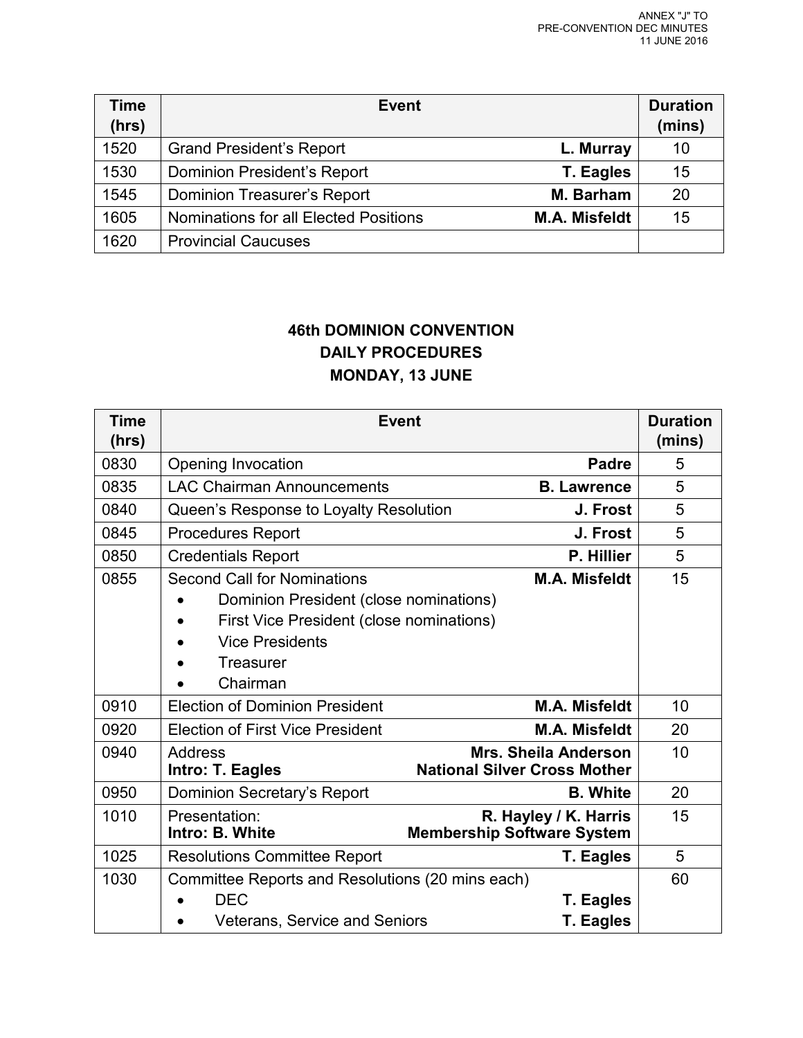ANNEX "J" TO
PRE-CONVENTION DEC MINUTES
11 JUNE 2016

| Time (hrs) | Event | | Duration (mins) |
|---|---|---|---|
| 1520 | Grand President's Report | **L. Murray** | 10 |
| 1530 | Dominion President's Report | **T. Eagles** | 15 |
| 1545 | Dominion Treasurer's Report | **M. Barham** | 20 |
| 1605 | Nominations for all Elected Positions | **M.A. Misfeldt** | 15 |
| 1620 | Provincial Caucuses | | |

**46th DOMINION CONVENTION**
**DAILY PROCEDURES**
**MONDAY, 13 JUNE**

| Time (hrs) | Event | | Duration (mins) |
|---|---|---|---|
| 0830 | Opening Invocation | **Padre** | 5 |
| 0835 | LAC Chairman Announcements | **B. Lawrence** | 5 |
| 0840 | Queen's Response to Loyalty Resolution | **J. Frost** | 5 |
| 0845 | Procedures Report | **J. Frost** | 5 |
| 0850 | Credentials Report | **P. Hillier** | 5 |
| 0855 | Second Call for Nominations<br>• Dominion President (close nominations)<br>• First Vice President (close nominations)<br>• Vice Presidents<br>• Treasurer<br>• Chairman | **M.A. Misfeldt** | 15 |
| 0910 | Election of Dominion President | **M.A. Misfeldt** | 10 |
| 0920 | Election of First Vice President | **M.A. Misfeldt** | 20 |
| 0940 | Address<br>**Intro: T. Eagles** | **Mrs. Sheila Anderson**<br>**National Silver Cross Mother** | 10 |
| 0950 | Dominion Secretary's Report | **B. White** | 20 |
| 1010 | Presentation:<br>**Intro: B. White** | **R. Hayley / K. Harris**<br>**Membership Software System** | 15 |
| 1025 | Resolutions Committee Report | **T. Eagles** | 5 |
| 1030 | Committee Reports and Resolutions (20 mins each)<br>• DEC<br>• Veterans, Service and Seniors | <br>**T. Eagles**<br>**T. Eagles** | 60 |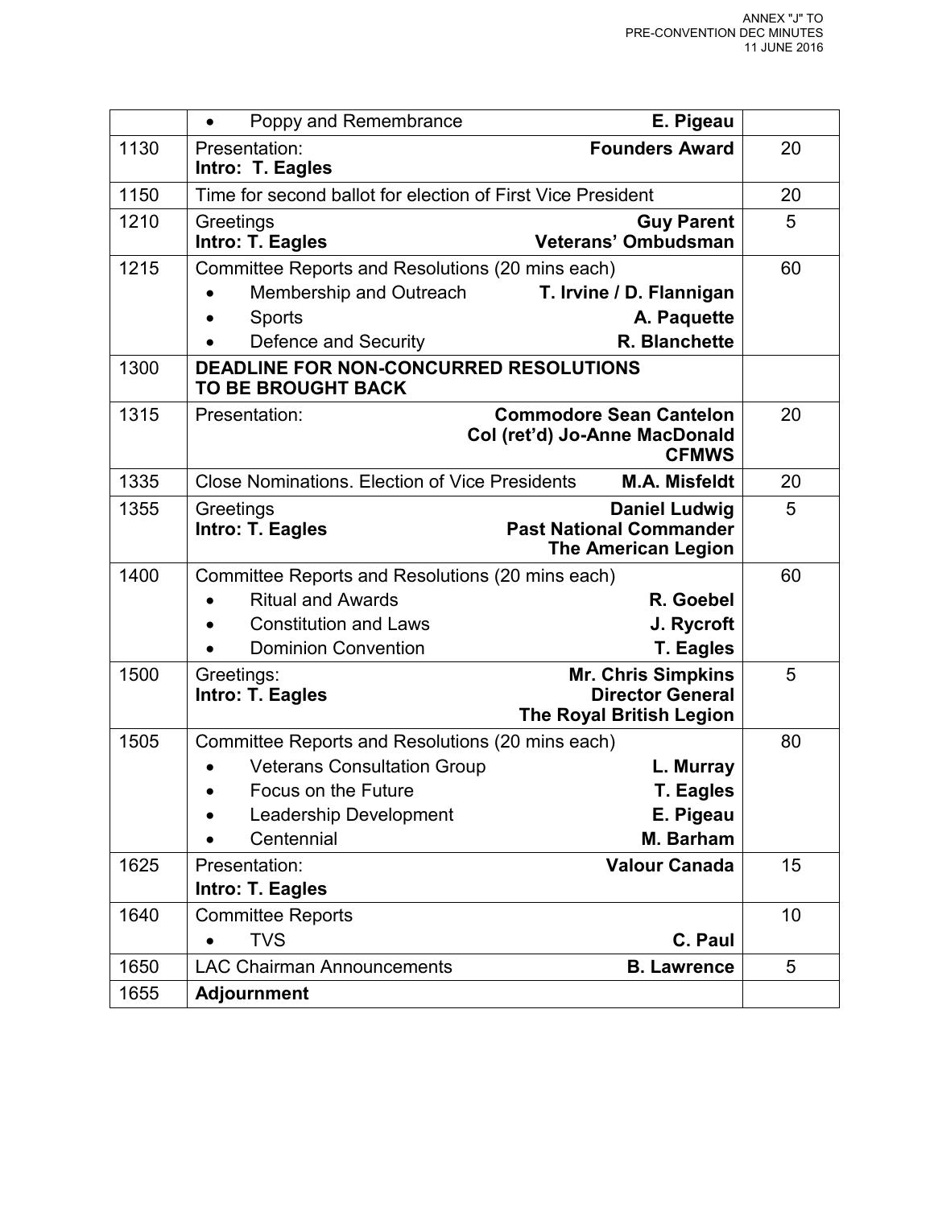ANNEX "J" TO
PRE-CONVENTION DEC MINUTES
11 JUNE 2016

| | | |
|---|---|---|
| | • Poppy and Remembrance **E. Pigeau** | |
| 1130 | Presentation: **Founders Award**<br>**Intro: T. Eagles** | 20 |
| 1150 | Time for second ballot for election of First Vice President | 20 |
| 1210 | Greetings **Guy Parent**<br>**Intro: T. Eagles** **Veterans' Ombudsman** | 5 |
| 1215 | Committee Reports and Resolutions (20 mins each)<br>• Membership and Outreach **T. Irvine / D. Flannigan**<br>• Sports **A. Paquette**<br>• Defence and Security **R. Blanchette** | 60 |
| 1300 | **DEADLINE FOR NON-CONCURRED RESOLUTIONS TO BE BROUGHT BACK** | |
| 1315 | Presentation: **Commodore Sean Cantelon**<br>**Col (ret'd) Jo-Anne MacDonald**<br>**CFMWS** | 20 |
| 1335 | Close Nominations. Election of Vice Presidents **M.A. Misfeldt** | 20 |
| 1355 | Greetings **Daniel Ludwig**<br>**Intro: T. Eagles** **Past National Commander**<br>**The American Legion** | 5 |
| 1400 | Committee Reports and Resolutions (20 mins each)<br>• Ritual and Awards **R. Goebel**<br>• Constitution and Laws **J. Rycroft**<br>• Dominion Convention **T. Eagles** | 60 |
| 1500 | Greetings: **Mr. Chris Simpkins**<br>**Intro: T. Eagles** **Director General**<br>**The Royal British Legion** | 5 |
| 1505 | Committee Reports and Resolutions (20 mins each)<br>• Veterans Consultation Group **L. Murray**<br>• Focus on the Future **T. Eagles**<br>• Leadership Development **E. Pigeau**<br>• Centennial **M. Barham** | 80 |
| 1625 | Presentation: **Valour Canada**<br>**Intro: T. Eagles** | 15 |
| 1640 | Committee Reports<br>• TVS **C. Paul** | 10 |
| 1650 | LAC Chairman Announcements **B. Lawrence** | 5 |
| 1655 | **Adjournment** | |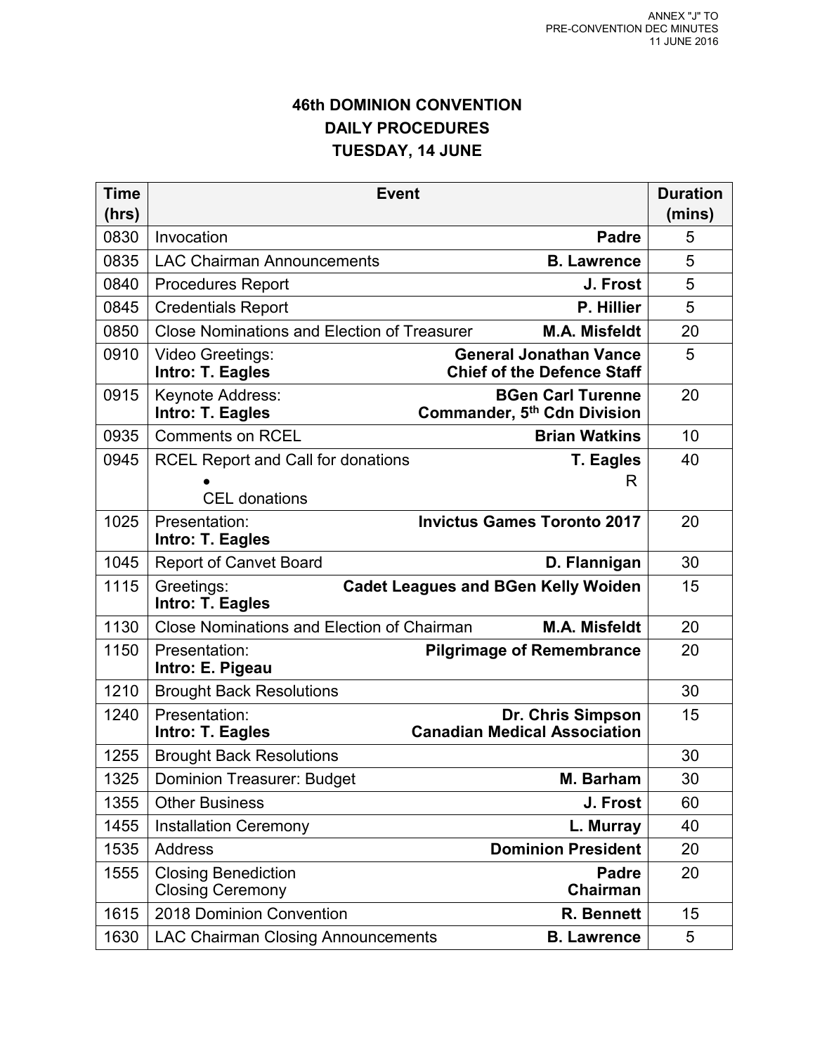ANNEX "J" TO
PRE-CONVENTION DEC MINUTES
11 JUNE 2016

# 46th DOMINION CONVENTION
## DAILY PROCEDURES
## TUESDAY, 14 JUNE

| Time (hrs) | Event | | Duration (mins) |
|---|---|---|---|
| 0830 | Invocation | **Padre** | 5 |
| 0835 | LAC Chairman Announcements | **B. Lawrence** | 5 |
| 0840 | Procedures Report | **J. Frost** | 5 |
| 0845 | Credentials Report | **P. Hillier** | 5 |
| 0850 | Close Nominations and Election of Treasurer | **M.A. Misfeldt** | 20 |
| 0910 | Video Greetings:<br>**Intro: T. Eagles** | **General Jonathan Vance**<br>**Chief of the Defence Staff** | 5 |
| 0915 | Keynote Address:<br>**Intro: T. Eagles** | **BGen Carl Turenne**<br>**Commander, 5th Cdn Division** | 20 |
| 0935 | Comments on RCEL | **Brian Watkins** | 10 |
| 0945 | RCEL Report and Call for donations<br>• R<br>CEL donations | **T. Eagles** | 40 |
| 1025 | Presentation:<br>**Intro: T. Eagles** | **Invictus Games Toronto 2017** | 20 |
| 1045 | Report of Canvet Board | **D. Flannigan** | 30 |
| 1115 | Greetings:<br>**Intro: T. Eagles** | **Cadet Leagues and BGen Kelly Woiden** | 15 |
| 1130 | Close Nominations and Election of Chairman | **M.A. Misfeldt** | 20 |
| 1150 | Presentation:<br>**Intro: E. Pigeau** | **Pilgrimage of Remembrance** | 20 |
| 1210 | Brought Back Resolutions | | 30 |
| 1240 | Presentation:<br>**Intro: T. Eagles** | **Dr. Chris Simpson**<br>**Canadian Medical Association** | 15 |
| 1255 | Brought Back Resolutions | | 30 |
| 1325 | Dominion Treasurer: Budget | **M. Barham** | 30 |
| 1355 | Other Business | **J. Frost** | 60 |
| 1455 | Installation Ceremony | **L. Murray** | 40 |
| 1535 | Address | **Dominion President** | 20 |
| 1555 | Closing Benediction<br>Closing Ceremony | **Padre**<br>**Chairman** | 20 |
| 1615 | 2018 Dominion Convention | **R. Bennett** | 15 |
| 1630 | LAC Chairman Closing Announcements | **B. Lawrence** | 5 |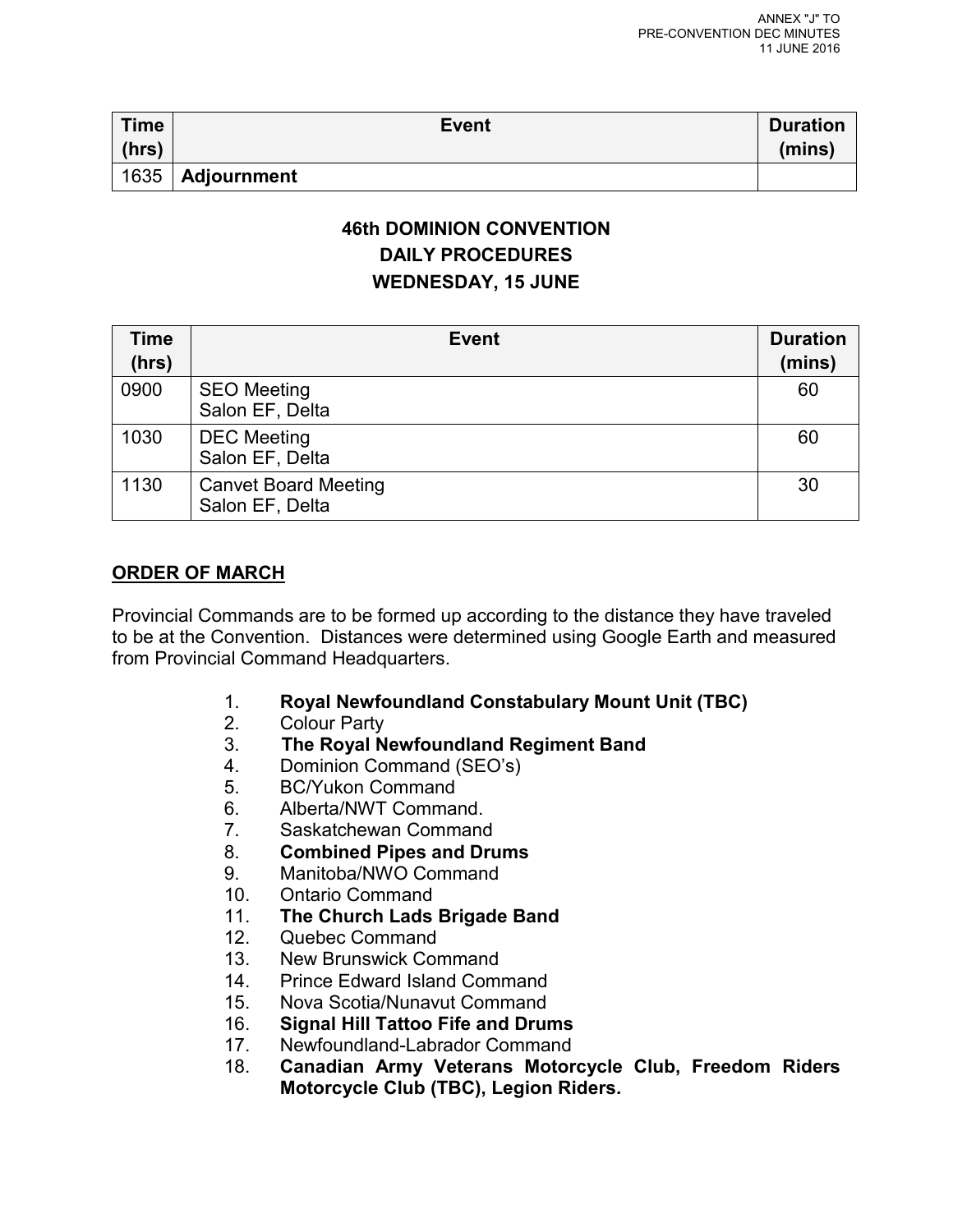| Time (hrs) | Event | Duration (mins) |
|---|---|---|
| 1635 | **Adjournment** | |

**46th DOMINION CONVENTION**

**DAILY PROCEDURES**

**WEDNESDAY, 15 JUNE**

| Time (hrs) | Event | Duration (mins) |
|---|---|---|
| 0900 | SEO Meeting<br>Salon EF, Delta | 60 |
| 1030 | DEC Meeting<br>Salon EF, Delta | 60 |
| 1130 | Canvet Board Meeting<br>Salon EF, Delta | 30 |

## ORDER OF MARCH

Provincial Commands are to be formed up according to the distance they have traveled to be at the Convention. Distances were determined using Google Earth and measured from Provincial Command Headquarters.

1. **Royal Newfoundland Constabulary Mount Unit (TBC)**
2. Colour Party
3. **The Royal Newfoundland Regiment Band**
4. Dominion Command (SEO's)
5. BC/Yukon Command
6. Alberta/NWT Command.
7. Saskatchewan Command
8. **Combined Pipes and Drums**
9. Manitoba/NWO Command
10. Ontario Command
11. **The Church Lads Brigade Band**
12. Quebec Command
13. New Brunswick Command
14. Prince Edward Island Command
15. Nova Scotia/Nunavut Command
16. **Signal Hill Tattoo Fife and Drums**
17. Newfoundland-Labrador Command
18. **Canadian Army Veterans Motorcycle Club, Freedom Riders Motorcycle Club (TBC), Legion Riders.**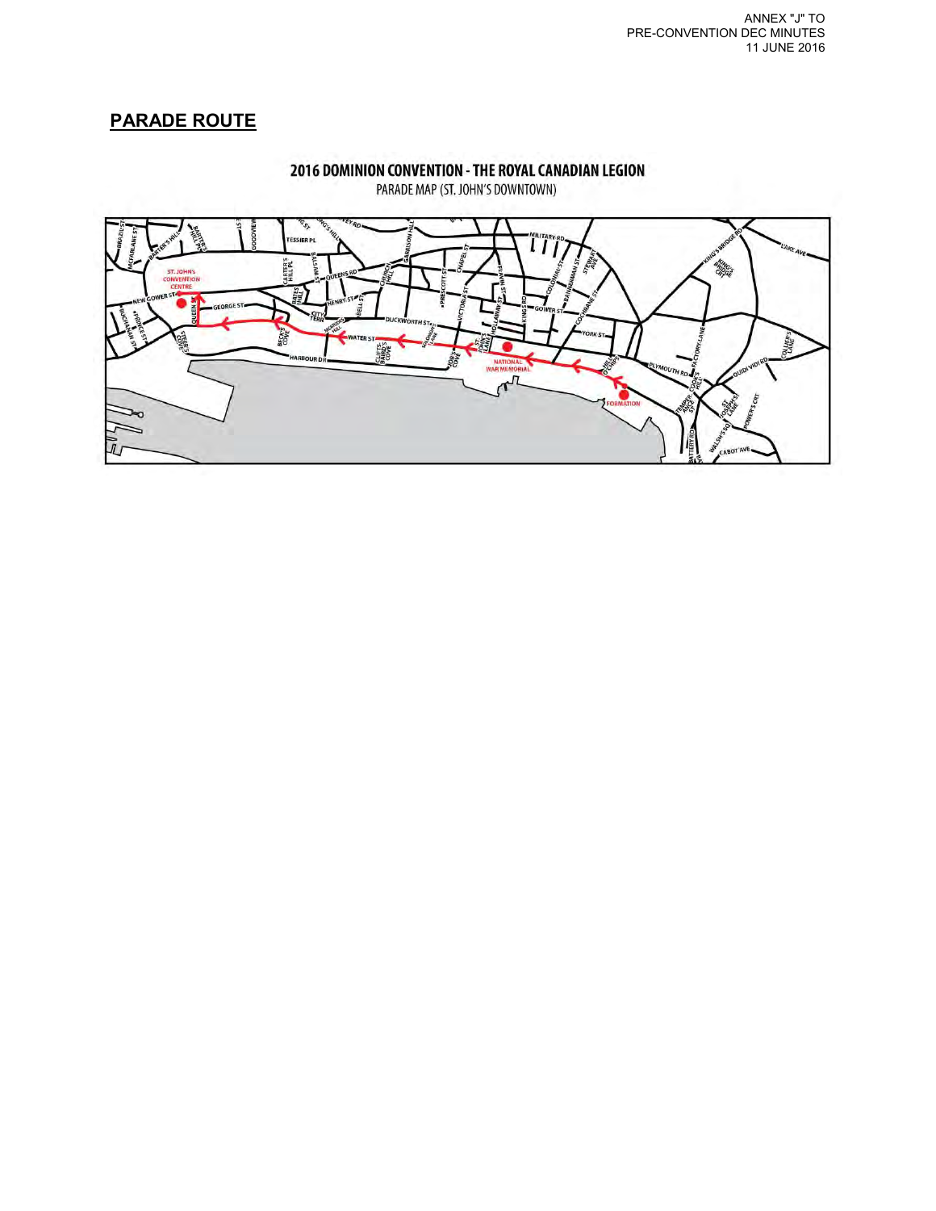ANNEX "J" TO
PRE-CONVENTION DEC MINUTES
11 JUNE 2016

## PARADE ROUTE

2016 DOMINION CONVENTION - THE ROYAL CANADIAN LEGION

PARADE MAP (ST. JOHN'S DOWNTOWN)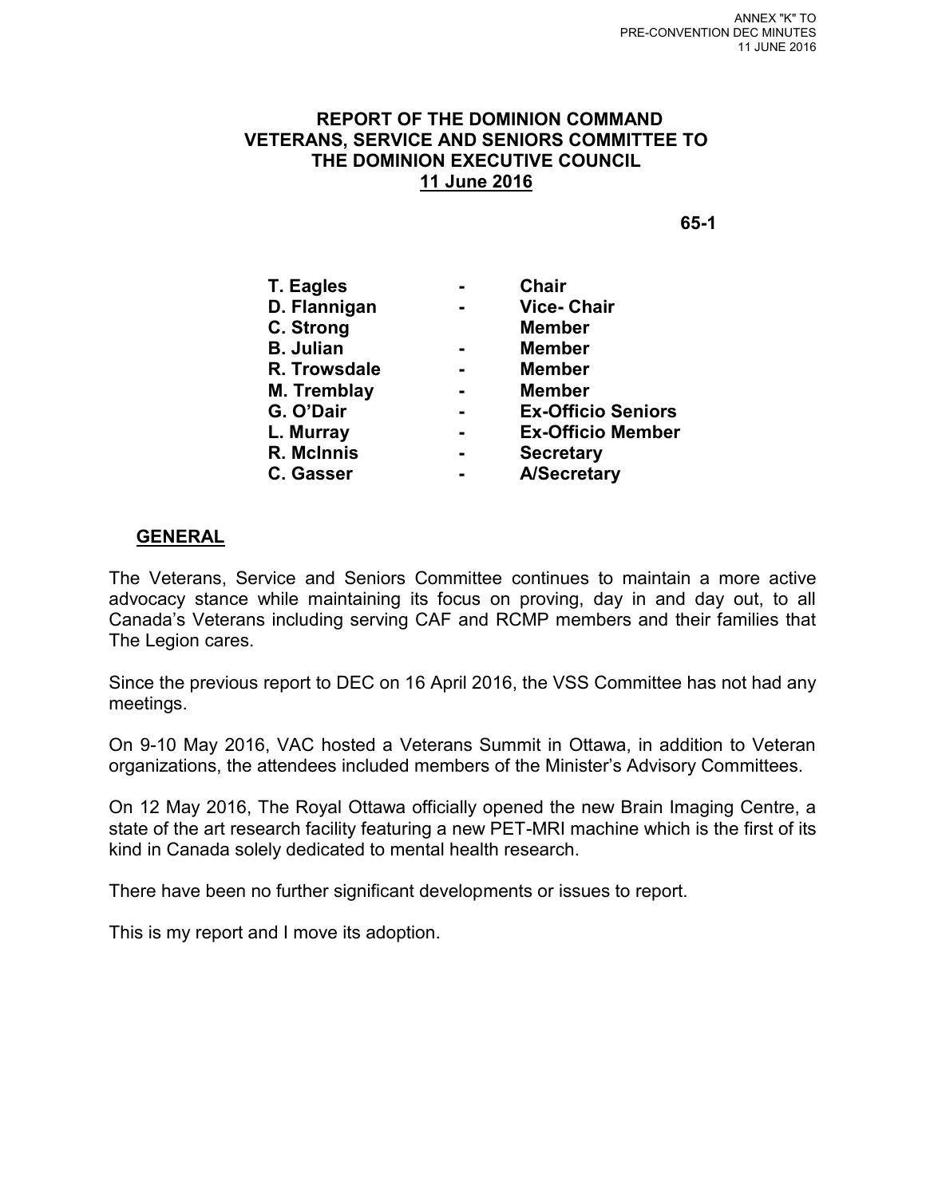ANNEX "K" TO
PRE-CONVENTION DEC MINUTES
11 JUNE 2016

# REPORT OF THE DOMINION COMMAND VETERANS, SERVICE AND SENIORS COMMITTEE TO THE DOMINION EXECUTIVE COUNCIL
## 11 June 2016

**65-1**

| | | |
|---|---|---|
| **T. Eagles** | **-** | **Chair** |
| **D. Flannigan** | **-** | **Vice- Chair** |
| **C. Strong** | | **Member** |
| **B. Julian** | **-** | **Member** |
| **R. Trowsdale** | **-** | **Member** |
| **M. Tremblay** | **-** | **Member** |
| **G. O'Dair** | **-** | **Ex-Officio Seniors** |
| **L. Murray** | **-** | **Ex-Officio Member** |
| **R. McInnis** | **-** | **Secretary** |
| **C. Gasser** | **-** | **A/Secretary** |

**GENERAL**

The Veterans, Service and Seniors Committee continues to maintain a more active advocacy stance while maintaining its focus on proving, day in and day out, to all Canada's Veterans including serving CAF and RCMP members and their families that The Legion cares.

Since the previous report to DEC on 16 April 2016, the VSS Committee has not had any meetings.

On 9-10 May 2016, VAC hosted a Veterans Summit in Ottawa, in addition to Veteran organizations, the attendees included members of the Minister's Advisory Committees.

On 12 May 2016, The Royal Ottawa officially opened the new Brain Imaging Centre, a state of the art research facility featuring a new PET-MRI machine which is the first of its kind in Canada solely dedicated to mental health research.

There have been no further significant developments or issues to report.

This is my report and I move its adoption.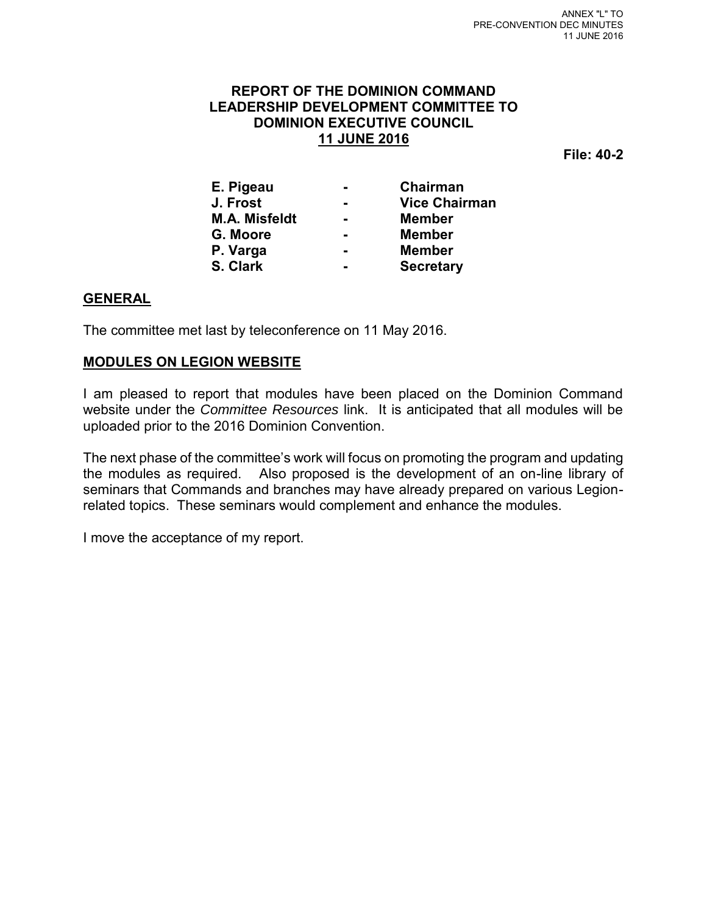ANNEX "L" TO
PRE-CONVENTION DEC MINUTES
11 JUNE 2016

# REPORT OF THE DOMINION COMMAND LEADERSHIP DEVELOPMENT COMMITTEE TO DOMINION EXECUTIVE COUNCIL
## 11 JUNE 2016

**File: 40-2**

| | | |
|---|---|---|
| **E. Pigeau** | **-** | **Chairman** |
| **J. Frost** | **-** | **Vice Chairman** |
| **M.A. Misfeldt** | **-** | **Member** |
| **G. Moore** | **-** | **Member** |
| **P. Varga** | **-** | **Member** |
| **S. Clark** | **-** | **Secretary** |

## GENERAL

The committee met last by teleconference on 11 May 2016.

## MODULES ON LEGION WEBSITE

I am pleased to report that modules have been placed on the Dominion Command website under the *Committee Resources* link. It is anticipated that all modules will be uploaded prior to the 2016 Dominion Convention.

The next phase of the committee's work will focus on promoting the program and updating the modules as required. Also proposed is the development of an on-line library of seminars that Commands and branches may have already prepared on various Legion-related topics. These seminars would complement and enhance the modules.

I move the acceptance of my report.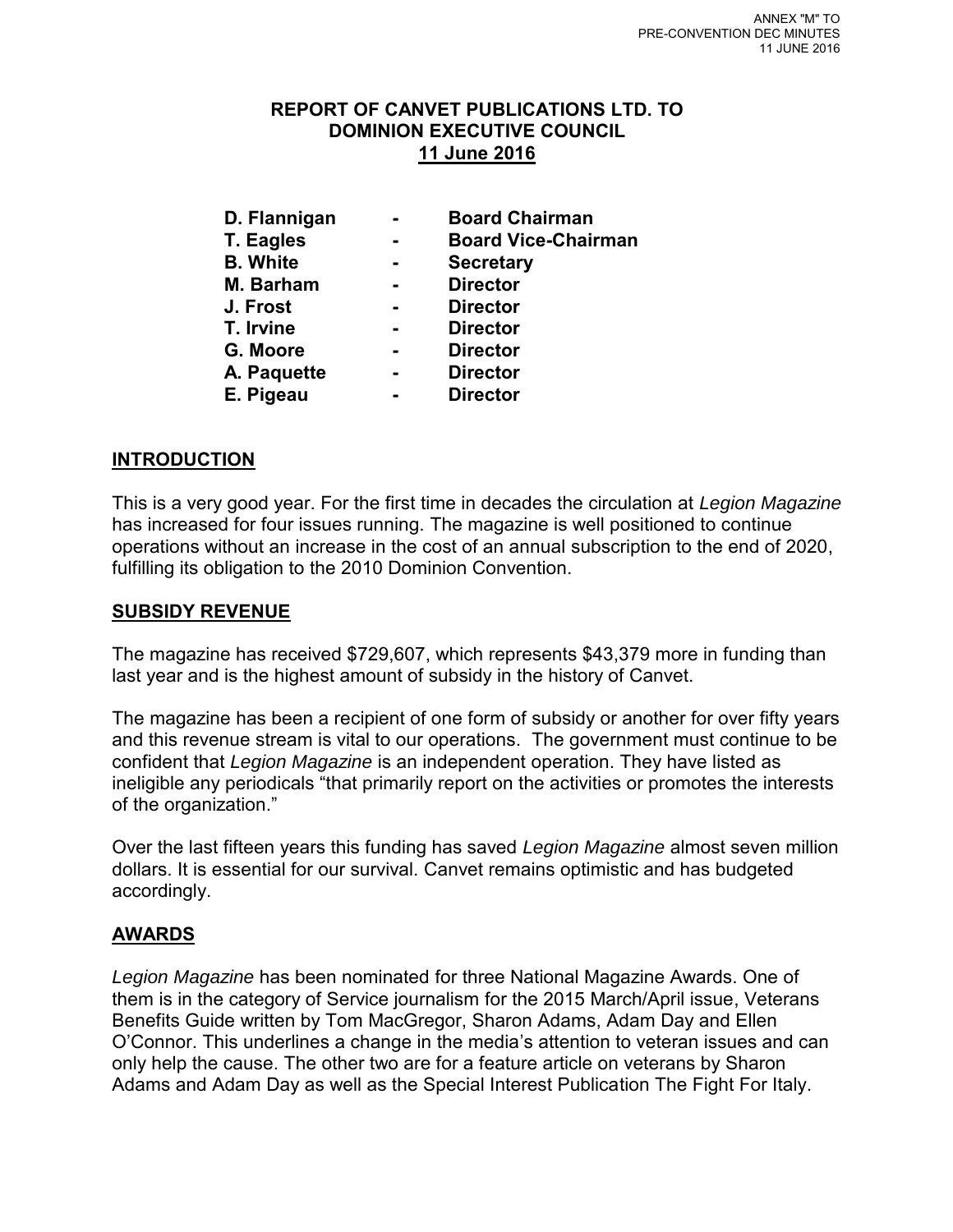ANNEX "M" TO
PRE-CONVENTION DEC MINUTES
11 JUNE 2016

# REPORT OF CANVET PUBLICATIONS LTD. TO DOMINION EXECUTIVE COUNCIL

**11 June 2016**

| | | |
|---|---|---|
| **D. Flannigan** | **-** | **Board Chairman** |
| **T. Eagles** | **-** | **Board Vice-Chairman** |
| **B. White** | **-** | **Secretary** |
| **M. Barham** | **-** | **Director** |
| **J. Frost** | **-** | **Director** |
| **T. Irvine** | **-** | **Director** |
| **G. Moore** | **-** | **Director** |
| **A. Paquette** | **-** | **Director** |
| **E. Pigeau** | **-** | **Director** |

## INTRODUCTION

This is a very good year. For the first time in decades the circulation at *Legion Magazine* has increased for four issues running. The magazine is well positioned to continue operations without an increase in the cost of an annual subscription to the end of 2020, fulfilling its obligation to the 2010 Dominion Convention.

## SUBSIDY REVENUE

The magazine has received $729,607, which represents $43,379 more in funding than last year and is the highest amount of subsidy in the history of Canvet.

The magazine has been a recipient of one form of subsidy or another for over fifty years and this revenue stream is vital to our operations. The government must continue to be confident that *Legion Magazine* is an independent operation. They have listed as ineligible any periodicals "that primarily report on the activities or promotes the interests of the organization."

Over the last fifteen years this funding has saved *Legion Magazine* almost seven million dollars. It is essential for our survival. Canvet remains optimistic and has budgeted accordingly.

## AWARDS

*Legion Magazine* has been nominated for three National Magazine Awards. One of them is in the category of Service journalism for the 2015 March/April issue, Veterans Benefits Guide written by Tom MacGregor, Sharon Adams, Adam Day and Ellen O'Connor. This underlines a change in the media's attention to veteran issues and can only help the cause. The other two are for a feature article on veterans by Sharon Adams and Adam Day as well as the Special Interest Publication The Fight For Italy.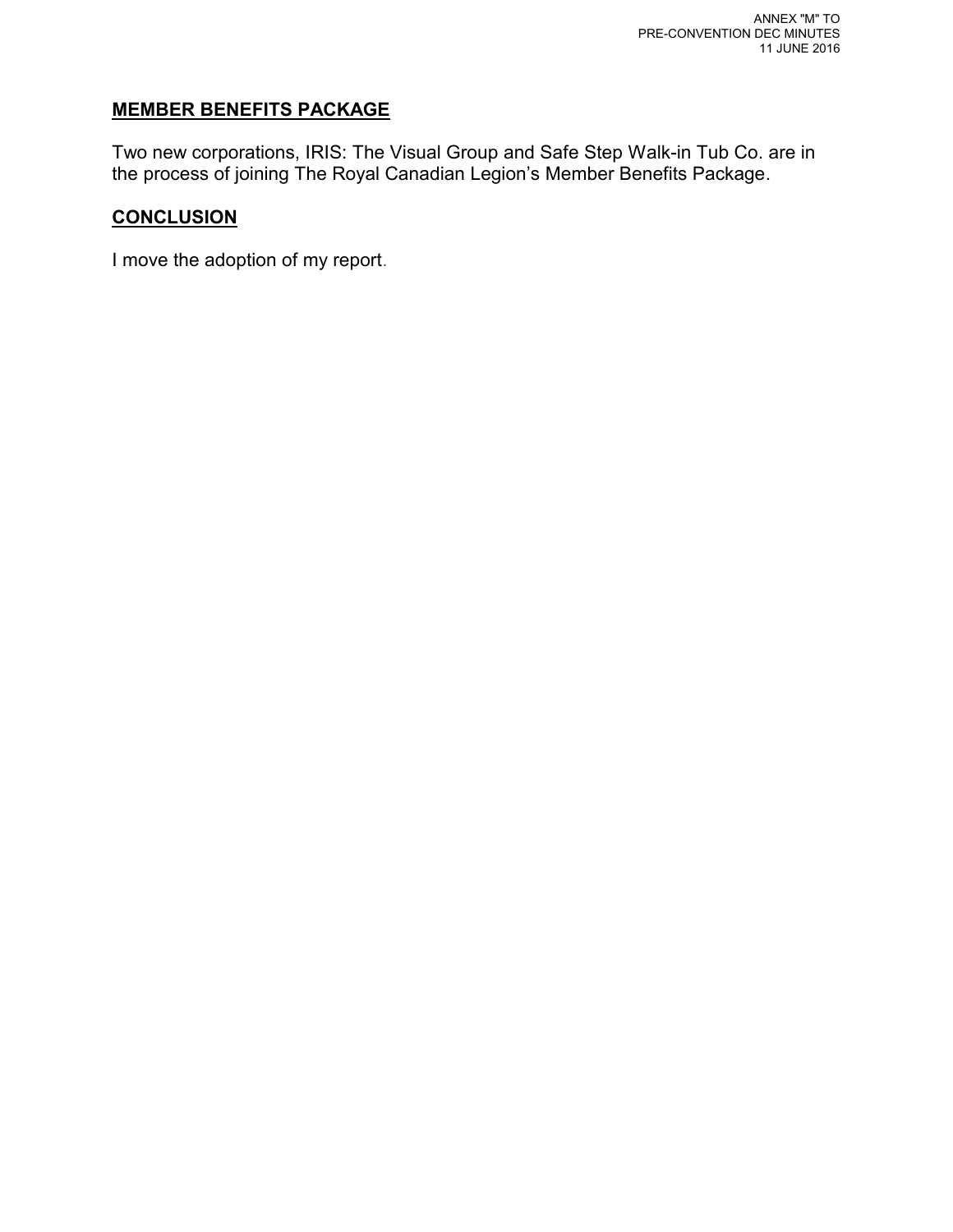## MEMBER BENEFITS PACKAGE

Two new corporations, IRIS: The Visual Group and Safe Step Walk-in Tub Co. are in the process of joining The Royal Canadian Legion's Member Benefits Package.

## CONCLUSION

I move the adoption of my report.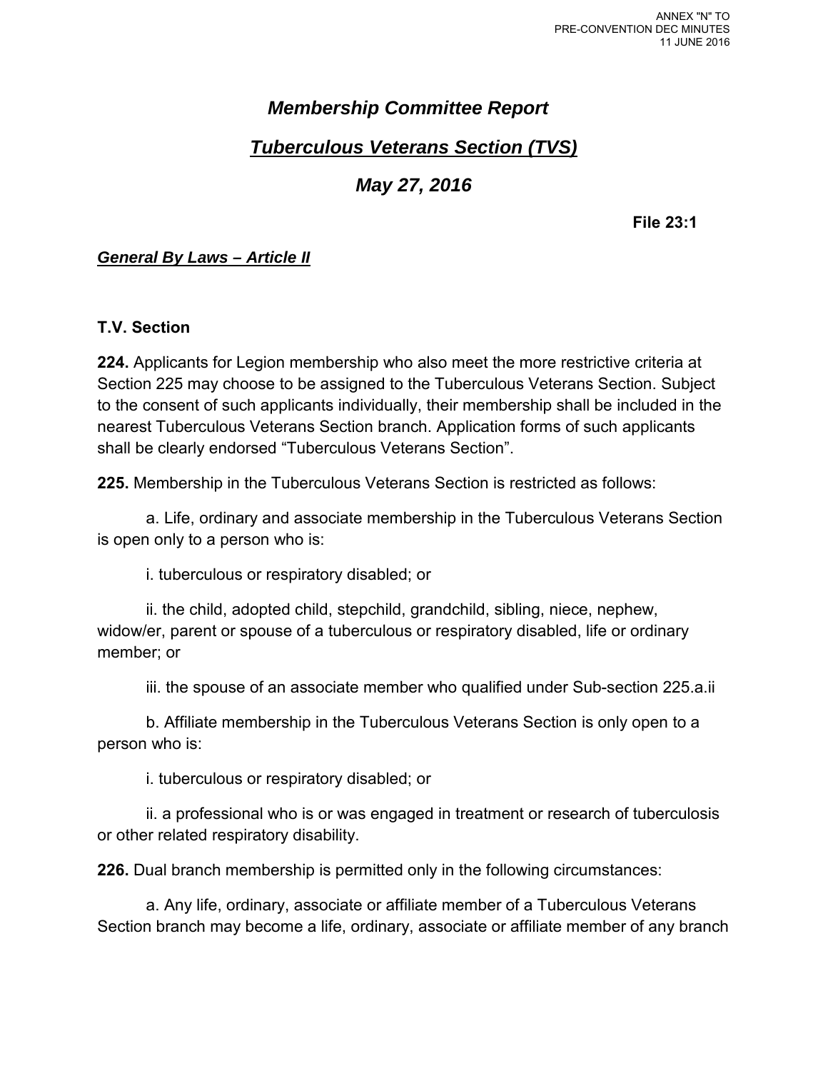ANNEX "N" TO
PRE-CONVENTION DEC MINUTES
11 JUNE 2016

# *Membership Committee Report*

## ***Tuberculous Veterans Section (TVS)***

## *May 27, 2016*

**File 23:1**

***General By Laws – Article II***

**T.V. Section**

**224.** Applicants for Legion membership who also meet the more restrictive criteria at Section 225 may choose to be assigned to the Tuberculous Veterans Section. Subject to the consent of such applicants individually, their membership shall be included in the nearest Tuberculous Veterans Section branch. Application forms of such applicants shall be clearly endorsed "Tuberculous Veterans Section".

**225.** Membership in the Tuberculous Veterans Section is restricted as follows:

a. Life, ordinary and associate membership in the Tuberculous Veterans Section is open only to a person who is:

i. tuberculous or respiratory disabled; or

ii. the child, adopted child, stepchild, grandchild, sibling, niece, nephew, widow/er, parent or spouse of a tuberculous or respiratory disabled, life or ordinary member; or

iii. the spouse of an associate member who qualified under Sub-section 225.a.ii

b. Affiliate membership in the Tuberculous Veterans Section is only open to a person who is:

i. tuberculous or respiratory disabled; or

ii. a professional who is or was engaged in treatment or research of tuberculosis or other related respiratory disability.

**226.** Dual branch membership is permitted only in the following circumstances:

a. Any life, ordinary, associate or affiliate member of a Tuberculous Veterans Section branch may become a life, ordinary, associate or affiliate member of any branch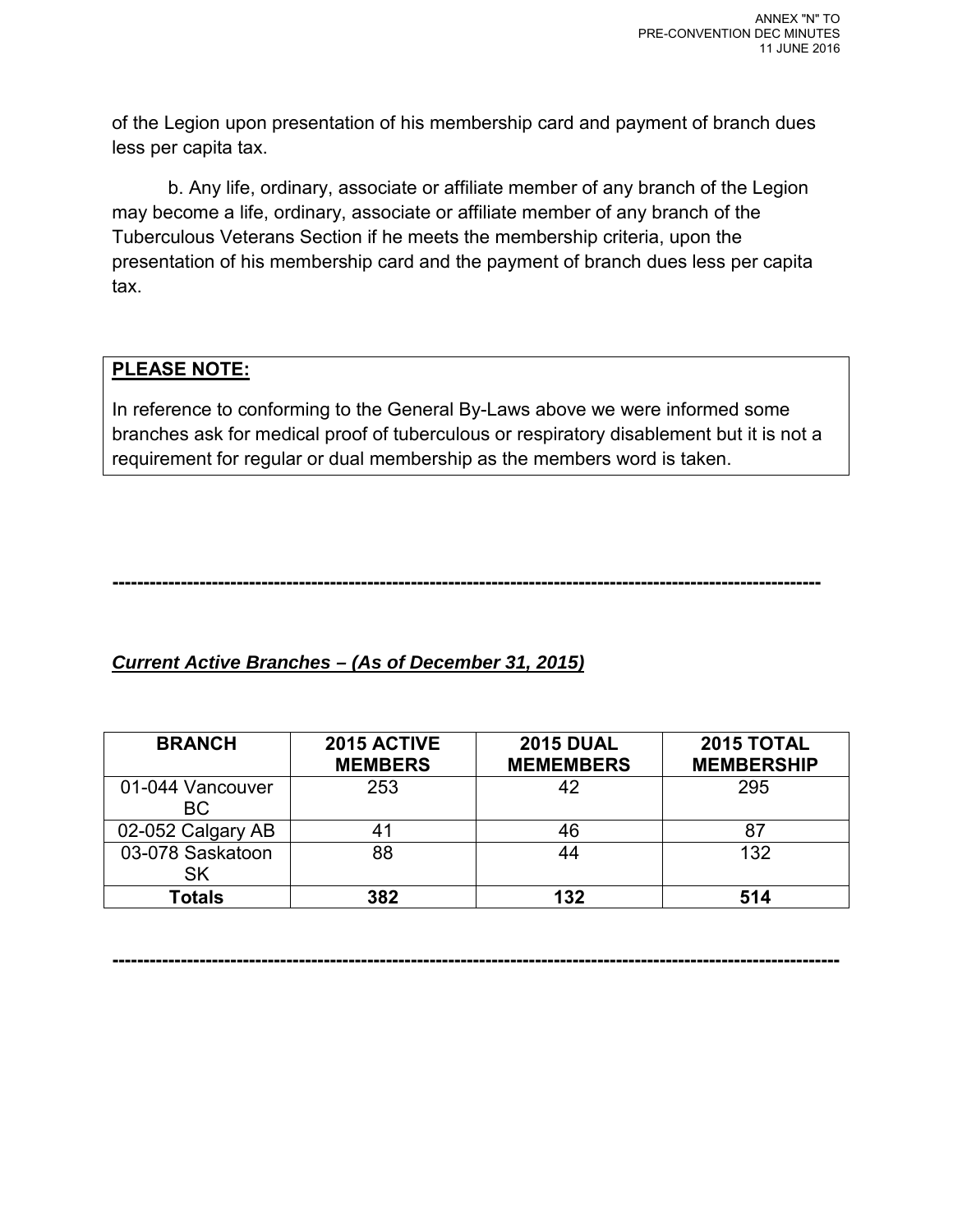of the Legion upon presentation of his membership card and payment of branch dues less per capita tax.

b. Any life, ordinary, associate or affiliate member of any branch of the Legion may become a life, ordinary, associate or affiliate member of any branch of the Tuberculous Veterans Section if he meets the membership criteria, upon the presentation of his membership card and the payment of branch dues less per capita tax.

**PLEASE NOTE:**

In reference to conforming to the General By-Laws above we were informed some branches ask for medical proof of tuberculous or respiratory disablement but it is not a requirement for regular or dual membership as the members word is taken.

---

***Current Active Branches – (As of December 31, 2015)***

| BRANCH | 2015 ACTIVE MEMBERS | 2015 DUAL MEMEMBERS | 2015 TOTAL MEMBERSHIP |
|---|---|---|---|
| 01-044 Vancouver BC | 253 | 42 | 295 |
| 02-052 Calgary AB | 41 | 46 | 87 |
| 03-078 Saskatoon SK | 88 | 44 | 132 |
| **Totals** | **382** | **132** | **514** |

---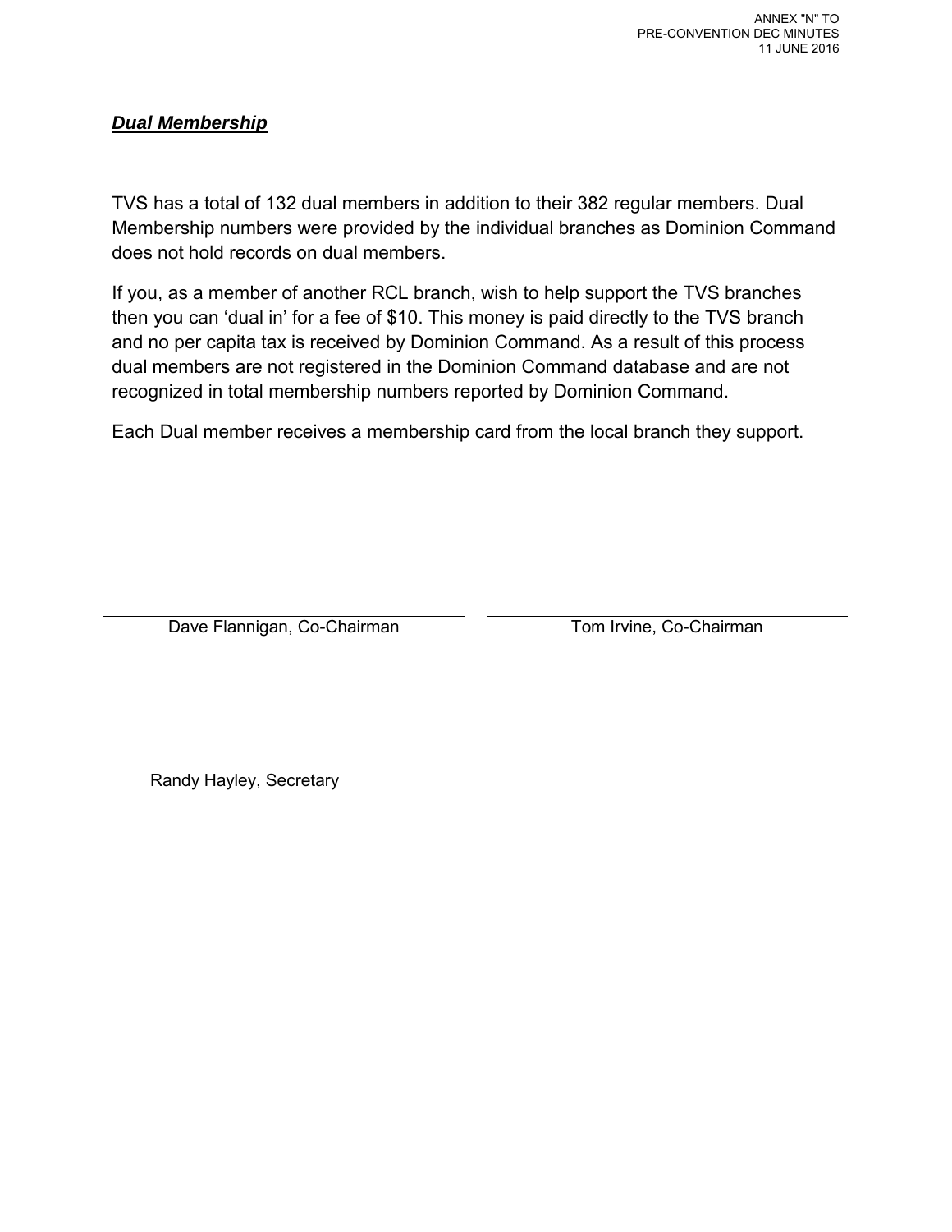ANNEX "N" TO
PRE-CONVENTION DEC MINUTES
11 JUNE 2016

## ***Dual Membership***

TVS has a total of 132 dual members in addition to their 382 regular members. Dual Membership numbers were provided by the individual branches as Dominion Command does not hold records on dual members.

If you, as a member of another RCL branch, wish to help support the TVS branches then you can 'dual in' for a fee of $10. This money is paid directly to the TVS branch and no per capita tax is received by Dominion Command. As a result of this process dual members are not registered in the Dominion Command database and are not recognized in total membership numbers reported by Dominion Command.

Each Dual member receives a membership card from the local branch they support.

Dave Flannigan, Co-Chairman

Tom Irvine, Co-Chairman

Randy Hayley, Secretary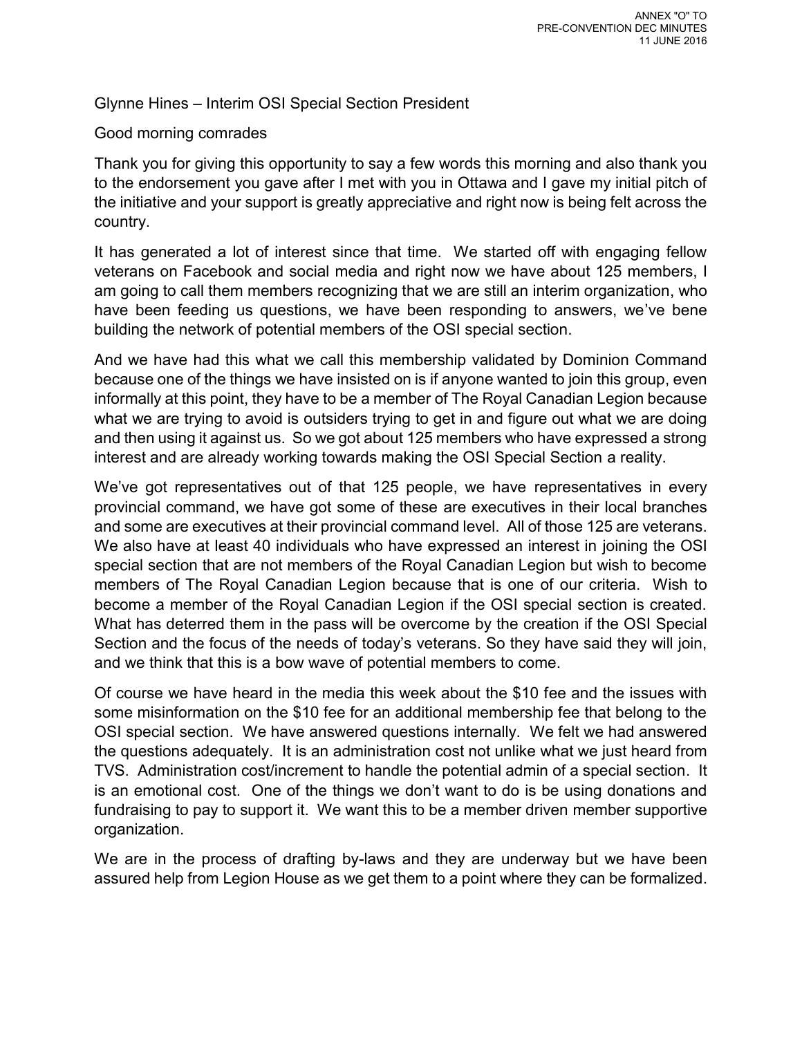Glynne Hines – Interim OSI Special Section President

Good morning comrades

Thank you for giving this opportunity to say a few words this morning and also thank you to the endorsement you gave after I met with you in Ottawa and I gave my initial pitch of the initiative and your support is greatly appreciative and right now is being felt across the country.

It has generated a lot of interest since that time. We started off with engaging fellow veterans on Facebook and social media and right now we have about 125 members, I am going to call them members recognizing that we are still an interim organization, who have been feeding us questions, we have been responding to answers, we've bene building the network of potential members of the OSI special section.

And we have had this what we call this membership validated by Dominion Command because one of the things we have insisted on is if anyone wanted to join this group, even informally at this point, they have to be a member of The Royal Canadian Legion because what we are trying to avoid is outsiders trying to get in and figure out what we are doing and then using it against us. So we got about 125 members who have expressed a strong interest and are already working towards making the OSI Special Section a reality.

We've got representatives out of that 125 people, we have representatives in every provincial command, we have got some of these are executives in their local branches and some are executives at their provincial command level. All of those 125 are veterans. We also have at least 40 individuals who have expressed an interest in joining the OSI special section that are not members of the Royal Canadian Legion but wish to become members of The Royal Canadian Legion because that is one of our criteria. Wish to become a member of the Royal Canadian Legion if the OSI special section is created. What has deterred them in the pass will be overcome by the creation if the OSI Special Section and the focus of the needs of today's veterans. So they have said they will join, and we think that this is a bow wave of potential members to come.

Of course we have heard in the media this week about the $10 fee and the issues with some misinformation on the $10 fee for an additional membership fee that belong to the OSI special section. We have answered questions internally. We felt we had answered the questions adequately. It is an administration cost not unlike what we just heard from TVS. Administration cost/increment to handle the potential admin of a special section. It is an emotional cost. One of the things we don't want to do is be using donations and fundraising to pay to support it. We want this to be a member driven member supportive organization.

We are in the process of drafting by-laws and they are underway but we have been assured help from Legion House as we get them to a point where they can be formalized.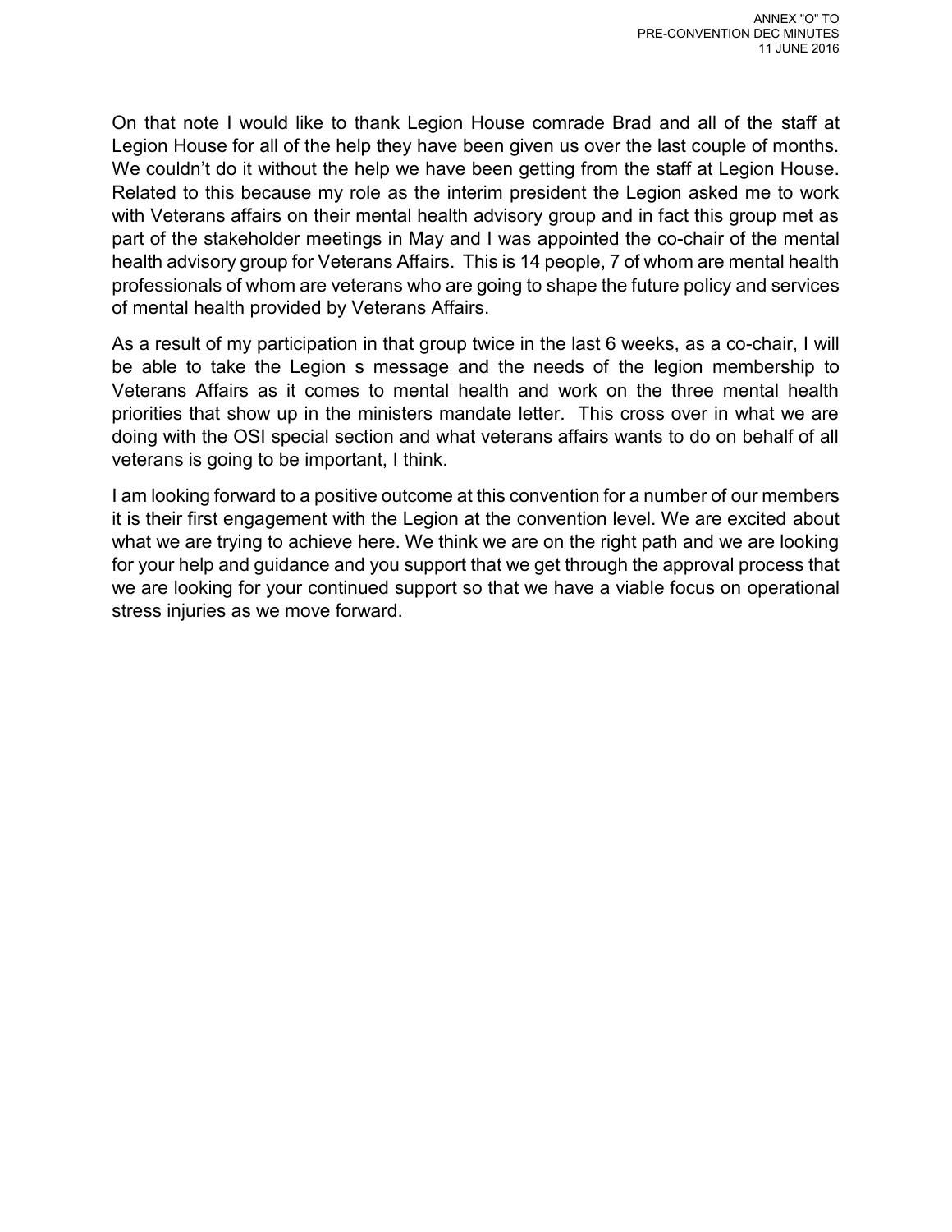On that note I would like to thank Legion House comrade Brad and all of the staff at Legion House for all of the help they have been given us over the last couple of months. We couldn't do it without the help we have been getting from the staff at Legion House. Related to this because my role as the interim president the Legion asked me to work with Veterans affairs on their mental health advisory group and in fact this group met as part of the stakeholder meetings in May and I was appointed the co-chair of the mental health advisory group for Veterans Affairs. This is 14 people, 7 of whom are mental health professionals of whom are veterans who are going to shape the future policy and services of mental health provided by Veterans Affairs.

As a result of my participation in that group twice in the last 6 weeks, as a co-chair, I will be able to take the Legion s message and the needs of the legion membership to Veterans Affairs as it comes to mental health and work on the three mental health priorities that show up in the ministers mandate letter. This cross over in what we are doing with the OSI special section and what veterans affairs wants to do on behalf of all veterans is going to be important, I think.

I am looking forward to a positive outcome at this convention for a number of our members it is their first engagement with the Legion at the convention level. We are excited about what we are trying to achieve here. We think we are on the right path and we are looking for your help and guidance and you support that we get through the approval process that we are looking for your continued support so that we have a viable focus on operational stress injuries as we move forward.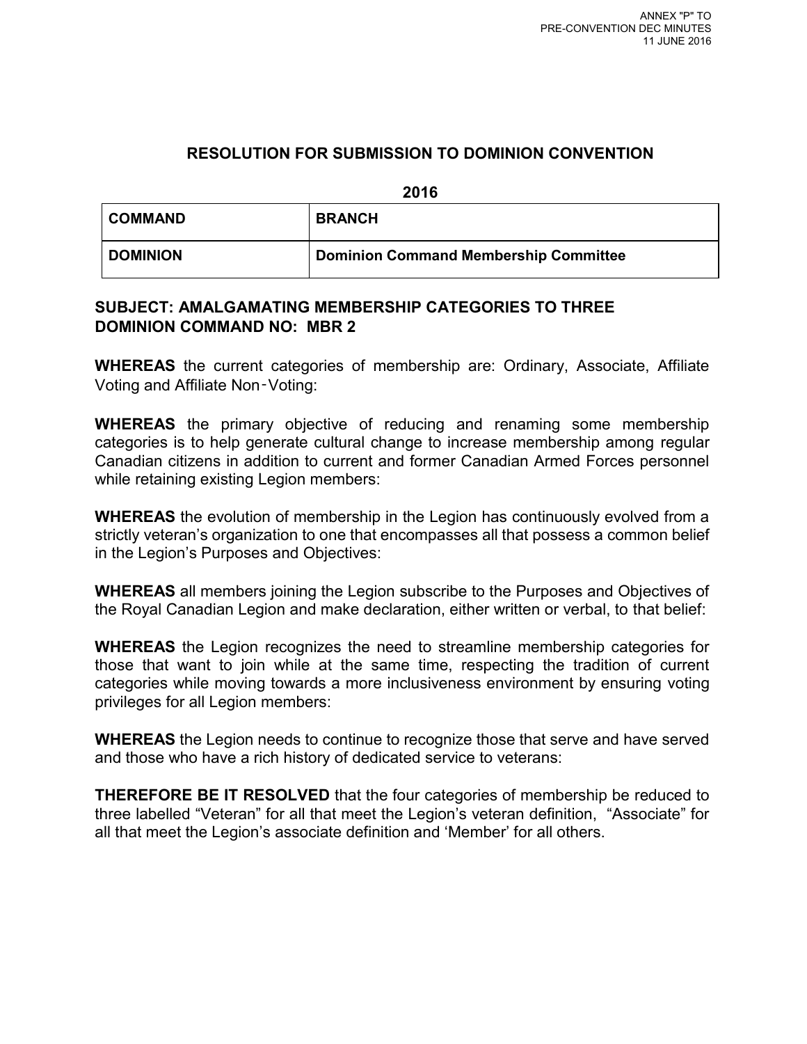ANNEX "P" TO
PRE-CONVENTION DEC MINUTES
11 JUNE 2016

## RESOLUTION FOR SUBMISSION TO DOMINION CONVENTION

**2016**

| COMMAND | BRANCH |
|---|---|
| DOMINION | Dominion Command Membership Committee |

**SUBJECT: AMALGAMATING MEMBERSHIP CATEGORIES TO THREE**
**DOMINION COMMAND NO: MBR 2**

**WHEREAS** the current categories of membership are: Ordinary, Associate, Affiliate Voting and Affiliate Non‑Voting:

**WHEREAS** the primary objective of reducing and renaming some membership categories is to help generate cultural change to increase membership among regular Canadian citizens in addition to current and former Canadian Armed Forces personnel while retaining existing Legion members:

**WHEREAS** the evolution of membership in the Legion has continuously evolved from a strictly veteran's organization to one that encompasses all that possess a common belief in the Legion's Purposes and Objectives:

**WHEREAS** all members joining the Legion subscribe to the Purposes and Objectives of the Royal Canadian Legion and make declaration, either written or verbal, to that belief:

**WHEREAS** the Legion recognizes the need to streamline membership categories for those that want to join while at the same time, respecting the tradition of current categories while moving towards a more inclusiveness environment by ensuring voting privileges for all Legion members:

**WHEREAS** the Legion needs to continue to recognize those that serve and have served and those who have a rich history of dedicated service to veterans:

**THEREFORE BE IT RESOLVED** that the four categories of membership be reduced to three labelled "Veteran" for all that meet the Legion's veteran definition, "Associate" for all that meet the Legion's associate definition and 'Member' for all others.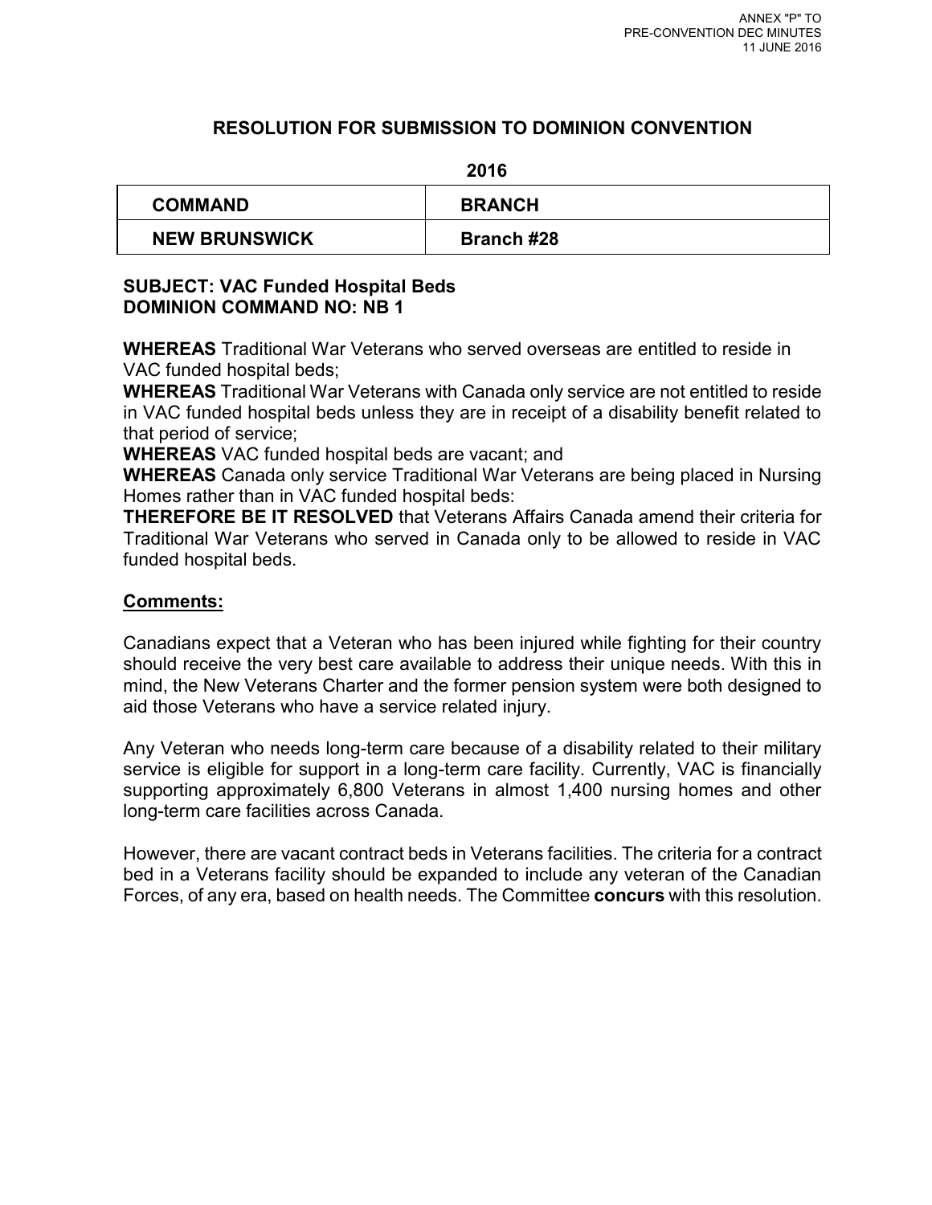ANNEX "P" TO
PRE-CONVENTION DEC MINUTES
11 JUNE 2016

## RESOLUTION FOR SUBMISSION TO DOMINION CONVENTION

**2016**

| COMMAND | BRANCH |
|---|---|
| NEW BRUNSWICK | Branch #28 |

**SUBJECT: VAC Funded Hospital Beds**
**DOMINION COMMAND NO: NB 1**

**WHEREAS** Traditional War Veterans who served overseas are entitled to reside in VAC funded hospital beds;
**WHEREAS** Traditional War Veterans with Canada only service are not entitled to reside in VAC funded hospital beds unless they are in receipt of a disability benefit related to that period of service;
**WHEREAS** VAC funded hospital beds are vacant; and
**WHEREAS** Canada only service Traditional War Veterans are being placed in Nursing Homes rather than in VAC funded hospital beds:
**THEREFORE BE IT RESOLVED** that Veterans Affairs Canada amend their criteria for Traditional War Veterans who served in Canada only to be allowed to reside in VAC funded hospital beds.

**Comments:**

Canadians expect that a Veteran who has been injured while fighting for their country should receive the very best care available to address their unique needs. With this in mind, the New Veterans Charter and the former pension system were both designed to aid those Veterans who have a service related injury.

Any Veteran who needs long-term care because of a disability related to their military service is eligible for support in a long-term care facility. Currently, VAC is financially supporting approximately 6,800 Veterans in almost 1,400 nursing homes and other long-term care facilities across Canada.

However, there are vacant contract beds in Veterans facilities. The criteria for a contract bed in a Veterans facility should be expanded to include any veteran of the Canadian Forces, of any era, based on health needs. The Committee **concurs** with this resolution.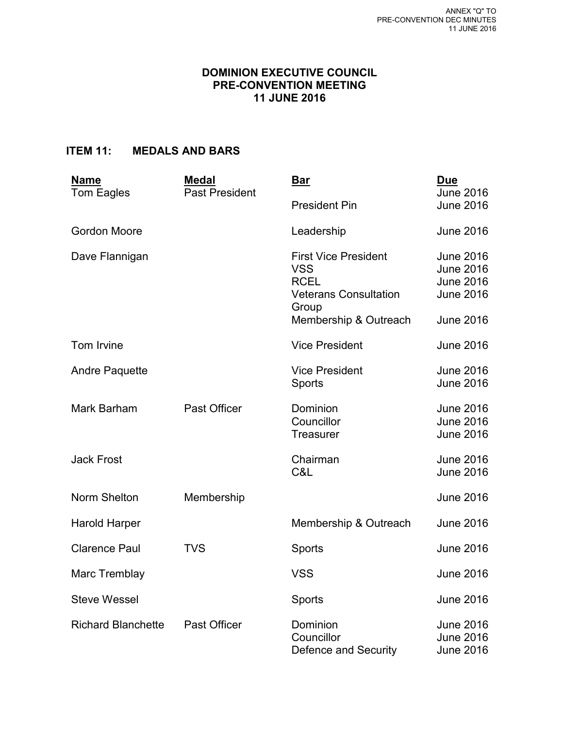ANNEX "Q" TO
PRE-CONVENTION DEC MINUTES
11 JUNE 2016

**DOMINION EXECUTIVE COUNCIL**
**PRE-CONVENTION MEETING**
**11 JUNE 2016**

## ITEM 11: MEDALS AND BARS

| Name | Medal | Bar | Due |
|---|---|---|---|
| Tom Eagles | Past President | | June 2016 |
| | | President Pin | June 2016 |
| Gordon Moore | | Leadership | June 2016 |
| Dave Flannigan | | First Vice President | June 2016 |
| | | VSS | June 2016 |
| | | RCEL | June 2016 |
| | | Veterans Consultation Group | June 2016 |
| | | Membership & Outreach | June 2016 |
| Tom Irvine | | Vice President | June 2016 |
| Andre Paquette | | Vice President | June 2016 |
| | | Sports | June 2016 |
| Mark Barham | Past Officer | Dominion | June 2016 |
| | | Councillor | June 2016 |
| | | Treasurer | June 2016 |
| Jack Frost | | Chairman | June 2016 |
| | | C&L | June 2016 |
| Norm Shelton | Membership | | June 2016 |
| Harold Harper | | Membership & Outreach | June 2016 |
| Clarence Paul | TVS | Sports | June 2016 |
| Marc Tremblay | | VSS | June 2016 |
| Steve Wessel | | Sports | June 2016 |
| Richard Blanchette | Past Officer | Dominion | June 2016 |
| | | Councillor | June 2016 |
| | | Defence and Security | June 2016 |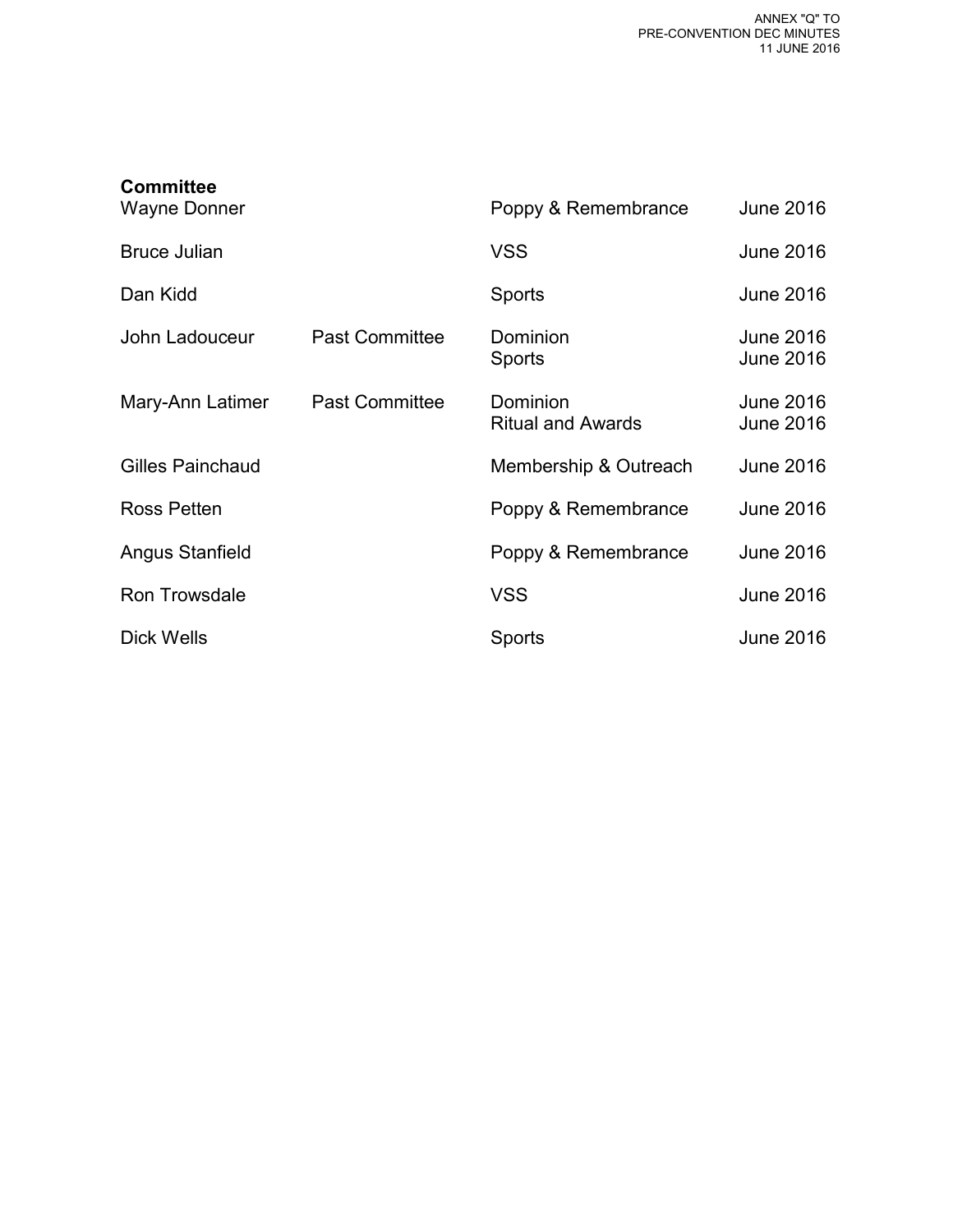ANNEX "Q" TO
PRE-CONVENTION DEC MINUTES
11 JUNE 2016

**Committee**

| | | | |
|---|---|---|---|
| Wayne Donner | | Poppy & Remembrance | June 2016 |
| Bruce Julian | | VSS | June 2016 |
| Dan Kidd | | Sports | June 2016 |
| John Ladouceur | Past Committee | Dominion<br>Sports | June 2016<br>June 2016 |
| Mary-Ann Latimer | Past Committee | Dominion<br>Ritual and Awards | June 2016<br>June 2016 |
| Gilles Painchaud | | Membership & Outreach | June 2016 |
| Ross Petten | | Poppy & Remembrance | June 2016 |
| Angus Stanfield | | Poppy & Remembrance | June 2016 |
| Ron Trowsdale | | VSS | June 2016 |
| Dick Wells | | Sports | June 2016 |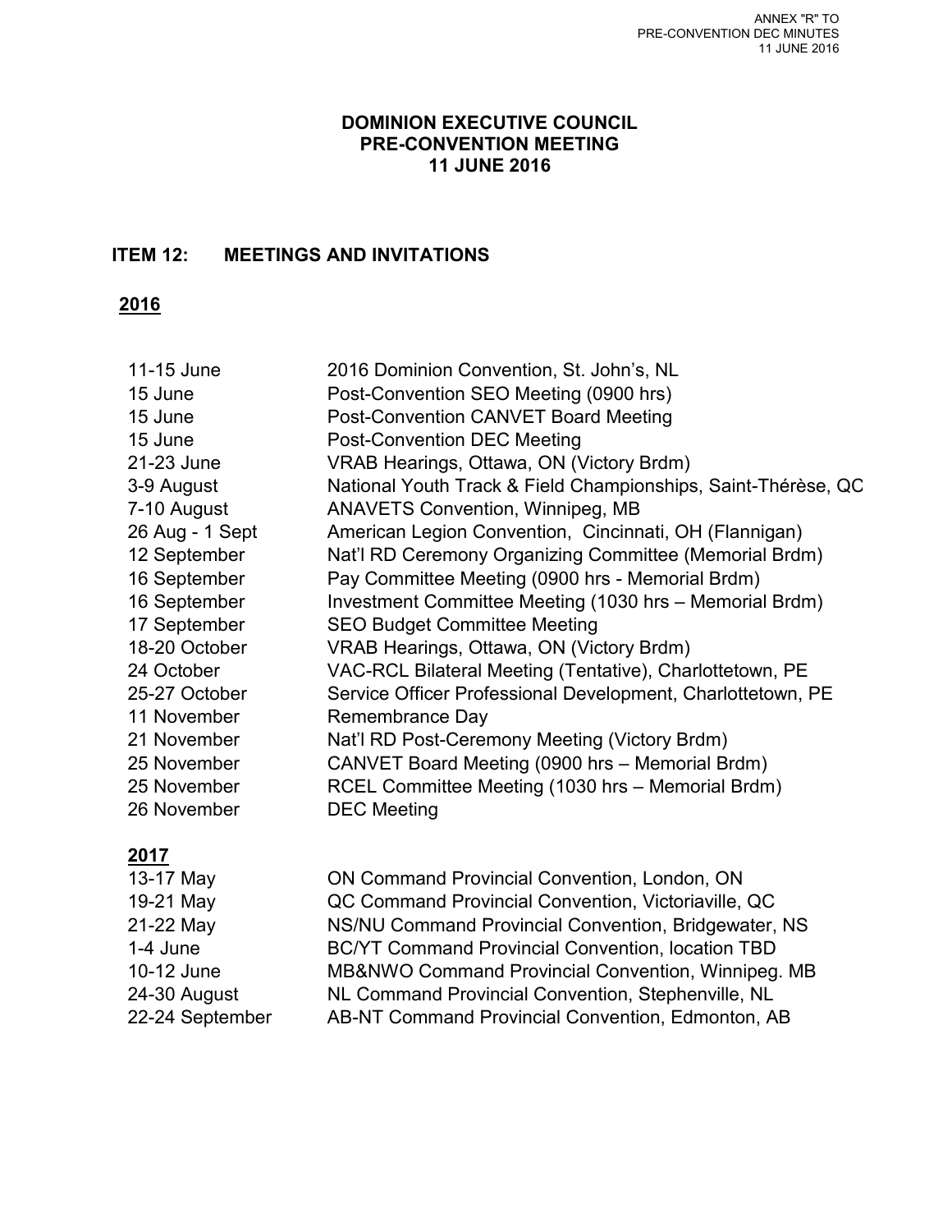ANNEX "R" TO
PRE-CONVENTION DEC MINUTES
11 JUNE 2016

**DOMINION EXECUTIVE COUNCIL**
**PRE-CONVENTION MEETING**
**11 JUNE 2016**

## ITEM 12: MEETINGS AND INVITATIONS

### 2016

| | |
|---|---|
| 11-15 June | 2016 Dominion Convention, St. John's, NL |
| 15 June | Post-Convention SEO Meeting (0900 hrs) |
| 15 June | Post-Convention CANVET Board Meeting |
| 15 June | Post-Convention DEC Meeting |
| 21-23 June | VRAB Hearings, Ottawa, ON (Victory Brdm) |
| 3-9 August | National Youth Track & Field Championships, Saint-Thérèse, QC |
| 7-10 August | ANAVETS Convention, Winnipeg, MB |
| 26 Aug - 1 Sept | American Legion Convention, Cincinnati, OH (Flannigan) |
| 12 September | Nat'l RD Ceremony Organizing Committee (Memorial Brdm) |
| 16 September | Pay Committee Meeting (0900 hrs - Memorial Brdm) |
| 16 September | Investment Committee Meeting (1030 hrs – Memorial Brdm) |
| 17 September | SEO Budget Committee Meeting |
| 18-20 October | VRAB Hearings, Ottawa, ON (Victory Brdm) |
| 24 October | VAC-RCL Bilateral Meeting (Tentative), Charlottetown, PE |
| 25-27 October | Service Officer Professional Development, Charlottetown, PE |
| 11 November | Remembrance Day |
| 21 November | Nat'l RD Post-Ceremony Meeting (Victory Brdm) |
| 25 November | CANVET Board Meeting (0900 hrs – Memorial Brdm) |
| 25 November | RCEL Committee Meeting (1030 hrs – Memorial Brdm) |
| 26 November | DEC Meeting |

### 2017

| | |
|---|---|
| 13-17 May | ON Command Provincial Convention, London, ON |
| 19-21 May | QC Command Provincial Convention, Victoriaville, QC |
| 21-22 May | NS/NU Command Provincial Convention, Bridgewater, NS |
| 1-4 June | BC/YT Command Provincial Convention, location TBD |
| 10-12 June | MB&NWO Command Provincial Convention, Winnipeg. MB |
| 24-30 August | NL Command Provincial Convention, Stephenville, NL |
| 22-24 September | AB-NT Command Provincial Convention, Edmonton, AB |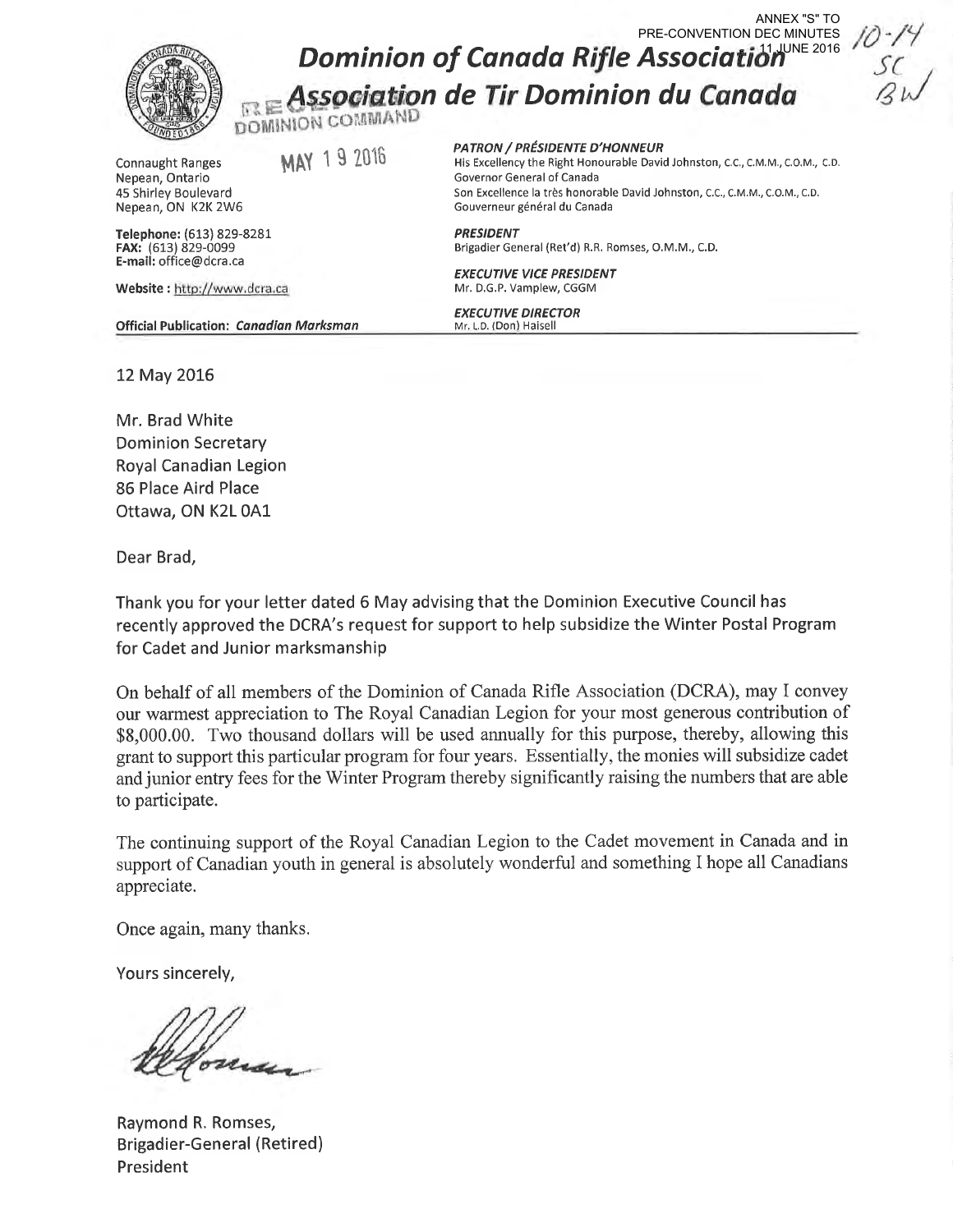ANNEX "S" TO
PRE-CONVENTION DEC MINUTES
11 JUNE 2016

10-14
SC
BW

# Dominion of Canada Rifle Association

# Association de Tir Dominion du Canada

RECEIVED
DOMINION COMMAND
MAY 19 2016

Connaught Ranges
Nepean, Ontario
45 Shirley Boulevard
Nepean, ON K2K 2W6

**Telephone:** (613) 829-8281
**FAX:** (613) 829-0099
**E-mail:** office@dcra.ca

**Website :** http://www.dcra.ca

**Official Publication:** ***Canadian Marksman***

***PATRON / PRÉSIDENTE D'HONNEUR***
His Excellency the Right Honourable David Johnston, C.C., C.M.M., C.O.M., C.D.
Governor General of Canada
Son Excellence la très honorable David Johnston, C.C., C.M.M., C.O.M., C.D.
Gouverneur général du Canada

***PRESIDENT***
Brigadier General (Ret'd) R.R. Romses, O.M.M., C.D.

***EXECUTIVE VICE PRESIDENT***
Mr. D.G.P. Vamplew, CGGM

***EXECUTIVE DIRECTOR***
Mr. L.D. (Don) Haisell

12 May 2016

Mr. Brad White
Dominion Secretary
Royal Canadian Legion
86 Place Aird Place
Ottawa, ON K2L 0A1

Dear Brad,

Thank you for your letter dated 6 May advising that the Dominion Executive Council has recently approved the DCRA's request for support to help subsidize the Winter Postal Program for Cadet and Junior marksmanship

On behalf of all members of the Dominion of Canada Rifle Association (DCRA), may I convey our warmest appreciation to The Royal Canadian Legion for your most generous contribution of $8,000.00. Two thousand dollars will be used annually for this purpose, thereby, allowing this grant to support this particular program for four years. Essentially, the monies will subsidize cadet and junior entry fees for the Winter Program thereby significantly raising the numbers that are able to participate.

The continuing support of the Royal Canadian Legion to the Cadet movement in Canada and in support of Canadian youth in general is absolutely wonderful and something I hope all Canadians appreciate.

Once again, many thanks.

Yours sincerely,

Raymond R. Romses,
Brigadier-General (Retired)
President